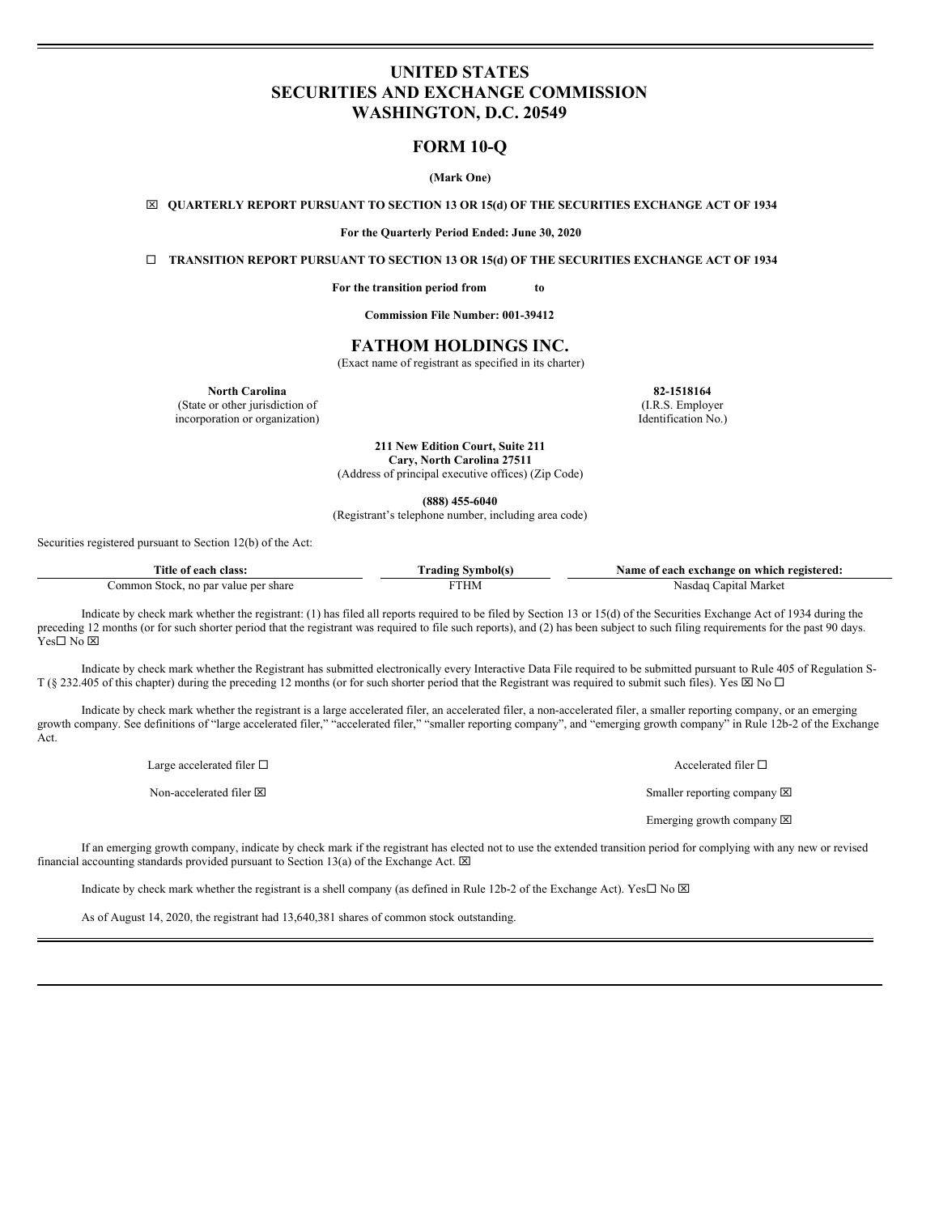# UNITED STATES
# SECURITIES AND EXCHANGE COMMISSION
# WASHINGTON, D.C. 20549

## FORM 10-Q

**(Mark One)**

☒ **QUARTERLY REPORT PURSUANT TO SECTION 13 OR 15(d) OF THE SECURITIES EXCHANGE ACT OF 1934**

**For the Quarterly Period Ended: June 30, 2020**

☐ **TRANSITION REPORT PURSUANT TO SECTION 13 OR 15(d) OF THE SECURITIES EXCHANGE ACT OF 1934**

**For the transition period from to**

**Commission File Number: 001-39412**

## FATHOM HOLDINGS INC.

(Exact name of registrant as specified in its charter)

| **North Carolina** | **82-1518164** |
|---|---|
| (State or other jurisdiction of incorporation or organization) | (I.R.S. Employer Identification No.) |

**211 New Edition Court, Suite 211**
**Cary, North Carolina 27511**
(Address of principal executive offices) (Zip Code)

**(888) 455-6040**
(Registrant's telephone number, including area code)

Securities registered pursuant to Section 12(b) of the Act:

| Title of each class: | Trading Symbol(s) | Name of each exchange on which registered: |
|---|---|---|
| Common Stock, no par value per share | FTHM | Nasdaq Capital Market |

Indicate by check mark whether the registrant: (1) has filed all reports required to be filed by Section 13 or 15(d) of the Securities Exchange Act of 1934 during the preceding 12 months (or for such shorter period that the registrant was required to file such reports), and (2) has been subject to such filing requirements for the past 90 days. Yes☐ No ☒

Indicate by check mark whether the Registrant has submitted electronically every Interactive Data File required to be submitted pursuant to Rule 405 of Regulation S-T (§ 232.405 of this chapter) during the preceding 12 months (or for such shorter period that the Registrant was required to submit such files). Yes ☒ No ☐

Indicate by check mark whether the registrant is a large accelerated filer, an accelerated filer, a non-accelerated filer, a smaller reporting company, or an emerging growth company. See definitions of "large accelerated filer," "accelerated filer," "smaller reporting company", and "emerging growth company" in Rule 12b-2 of the Exchange Act.

| | |
|---|---|
| Large accelerated filer ☐ | Accelerated filer ☐ |
| Non-accelerated filer ☒ | Smaller reporting company ☒ |
| | Emerging growth company ☒ |

If an emerging growth company, indicate by check mark if the registrant has elected not to use the extended transition period for complying with any new or revised financial accounting standards provided pursuant to Section 13(a) of the Exchange Act. ☒

Indicate by check mark whether the registrant is a shell company (as defined in Rule 12b-2 of the Exchange Act). Yes☐ No ☒

As of August 14, 2020, the registrant had 13,640,381 shares of common stock outstanding.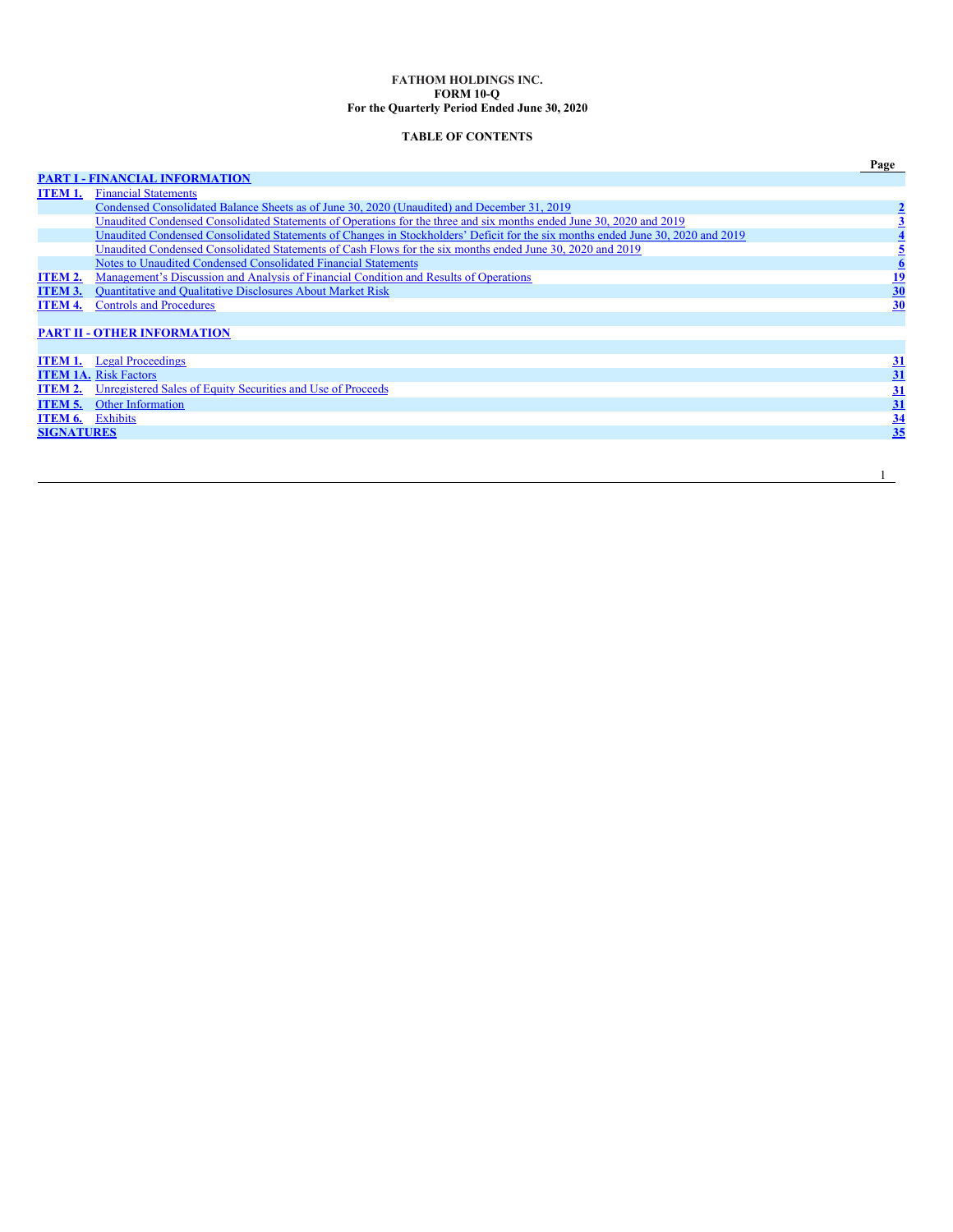**FATHOM HOLDINGS INC.**
**FORM 10-Q**
**For the Quarterly Period Ended June 30, 2020**

**TABLE OF CONTENTS**

| | | Page |
|---|---|---|
| **PART I - FINANCIAL INFORMATION** | | |
| **ITEM 1.** | Financial Statements | |
| | Condensed Consolidated Balance Sheets as of June 30, 2020 (Unaudited) and December 31, 2019 | 2 |
| | Unaudited Condensed Consolidated Statements of Operations for the three and six months ended June 30, 2020 and 2019 | 3 |
| | Unaudited Condensed Consolidated Statements of Changes in Stockholders' Deficit for the six months ended June 30, 2020 and 2019 | 4 |
| | Unaudited Condensed Consolidated Statements of Cash Flows for the six months ended June 30, 2020 and 2019 | 5 |
| | Notes to Unaudited Condensed Consolidated Financial Statements | 6 |
| **ITEM 2.** | Management's Discussion and Analysis of Financial Condition and Results of Operations | 19 |
| **ITEM 3.** | Quantitative and Qualitative Disclosures About Market Risk | 30 |
| **ITEM 4.** | Controls and Procedures | 30 |
| **PART II - OTHER INFORMATION** | | |
| **ITEM 1.** | Legal Proceedings | 31 |
| **ITEM 1A.** | Risk Factors | 31 |
| **ITEM 2.** | Unregistered Sales of Equity Securities and Use of Proceeds | 31 |
| **ITEM 5.** | Other Information | 31 |
| **ITEM 6.** | Exhibits | 34 |
| **SIGNATURES** | | 35 |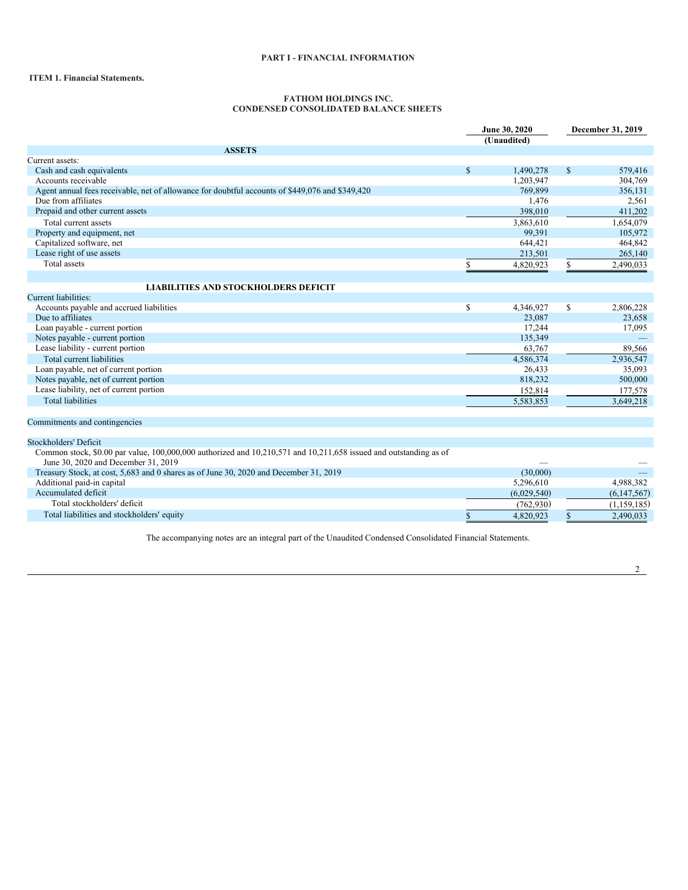**PART I - FINANCIAL INFORMATION**

**ITEM 1. Financial Statements.**

**FATHOM HOLDINGS INC.**
**CONDENSED CONSOLIDATED BALANCE SHEETS**

| | June 30, 2020 (Unaudited) | December 31, 2019 |
|---|---|---|
| **ASSETS** | | |
| Current assets: | | |
| Cash and cash equivalents | $ 1,490,278 | $ 579,416 |
| Accounts receivable | 1,203,947 | 304,769 |
| Agent annual fees receivable, net of allowance for doubtful accounts of $449,076 and $349,420 | 769,899 | 356,131 |
| Due from affiliates | 1,476 | 2,561 |
| Prepaid and other current assets | 398,010 | 411,202 |
| Total current assets | 3,863,610 | 1,654,079 |
| Property and equipment, net | 99,391 | 105,972 |
| Capitalized software, net | 644,421 | 464,842 |
| Lease right of use assets | 213,501 | 265,140 |
| Total assets | $ 4,820,923 | $ 2,490,033 |
| | | |
| **LIABILITIES AND STOCKHOLDERS DEFICIT** | | |
| Current liabilities: | | |
| Accounts payable and accrued liabilities | $ 4,346,927 | $ 2,806,228 |
| Due to affiliates | 23,087 | 23,658 |
| Loan payable - current portion | 17,244 | 17,095 |
| Notes payable - current portion | 135,349 | — |
| Lease liability - current portion | 63,767 | 89,566 |
| Total current liabilities | 4,586,374 | 2,936,547 |
| Loan payable, net of current portion | 26,433 | 35,093 |
| Notes payable, net of current portion | 818,232 | 500,000 |
| Lease liability, net of current portion | 152,814 | 177,578 |
| Total liabilities | 5,583,853 | 3,649,218 |
| | | |
| Commitments and contingencies | | |
| | | |
| Stockholders' Deficit | | |
| Common stock, $0.00 par value, 100,000,000 authorized and 10,210,571 and 10,211,658 issued and outstanding as of June 30, 2020 and December 31, 2019 | — | — |
| Treasury Stock, at cost, 5,683 and 0 shares as of June 30, 2020 and December 31, 2019 | (30,000) | — |
| Additional paid-in capital | 5,296,610 | 4,988,382 |
| Accumulated deficit | (6,029,540) | (6,147,567) |
| Total stockholders' deficit | (762,930) | (1,159,185) |
| Total liabilities and stockholders' equity | $ 4,820,923 | $ 2,490,033 |

The accompanying notes are an integral part of the Unaudited Condensed Consolidated Financial Statements.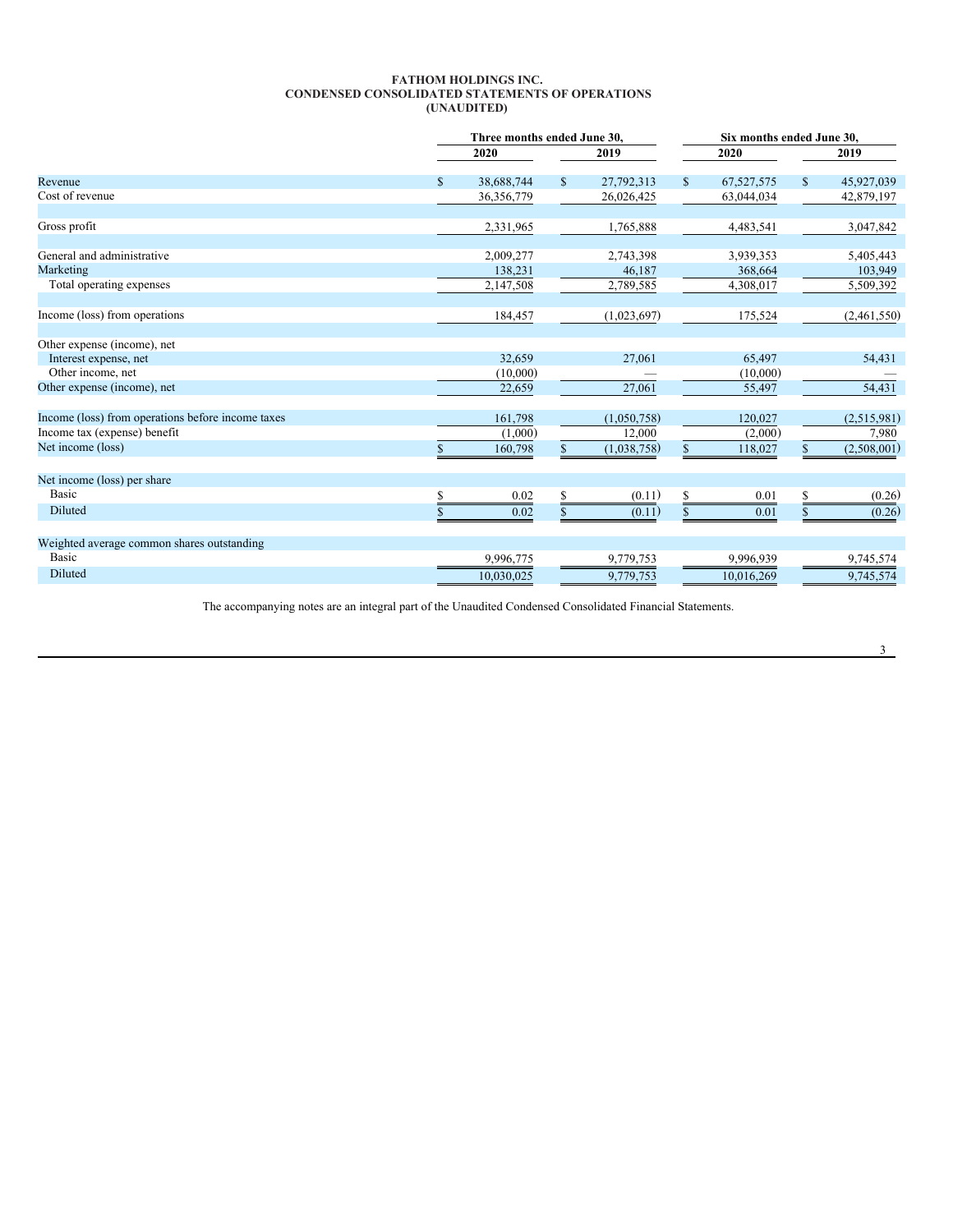# FATHOM HOLDINGS INC.
## CONDENSED CONSOLIDATED STATEMENTS OF OPERATIONS
### (UNAUDITED)

| | Three months ended June 30, | | Six months ended June 30, | |
|---|---|---|---|---|
| | 2020 | 2019 | 2020 | 2019 |
| Revenue | $ 38,688,744 | $ 27,792,313 | $ 67,527,575 | $ 45,927,039 |
| Cost of revenue | 36,356,779 | 26,026,425 | 63,044,034 | 42,879,197 |
| Gross profit | 2,331,965 | 1,765,888 | 4,483,541 | 3,047,842 |
| General and administrative | 2,009,277 | 2,743,398 | 3,939,353 | 5,405,443 |
| Marketing | 138,231 | 46,187 | 368,664 | 103,949 |
| Total operating expenses | 2,147,508 | 2,789,585 | 4,308,017 | 5,509,392 |
| Income (loss) from operations | 184,457 | (1,023,697) | 175,524 | (2,461,550) |
| Other expense (income), net | | | | |
| Interest expense, net | 32,659 | 27,061 | 65,497 | 54,431 |
| Other income, net | (10,000) | — | (10,000) | — |
| Other expense (income), net | 22,659 | 27,061 | 55,497 | 54,431 |
| Income (loss) from operations before income taxes | 161,798 | (1,050,758) | 120,027 | (2,515,981) |
| Income tax (expense) benefit | (1,000) | 12,000 | (2,000) | 7,980 |
| Net income (loss) | $ 160,798 | $ (1,038,758) | $ 118,027 | $ (2,508,001) |
| Net income (loss) per share | | | | |
| Basic | $ 0.02 | $ (0.11) | $ 0.01 | $ (0.26) |
| Diluted | $ 0.02 | $ (0.11) | $ 0.01 | $ (0.26) |
| Weighted average common shares outstanding | | | | |
| Basic | 9,996,775 | 9,779,753 | 9,996,939 | 9,745,574 |
| Diluted | 10,030,025 | 9,779,753 | 10,016,269 | 9,745,574 |

The accompanying notes are an integral part of the Unaudited Condensed Consolidated Financial Statements.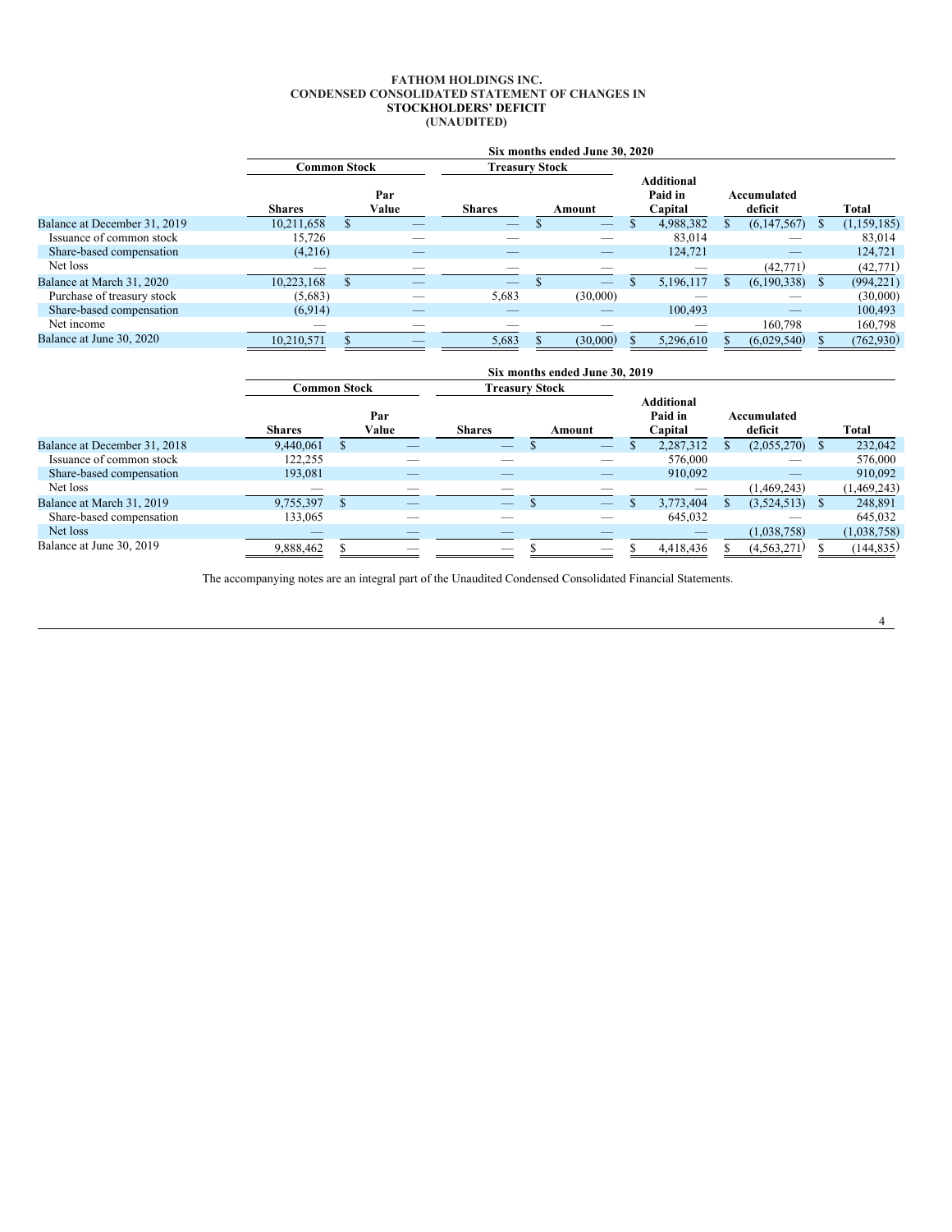**FATHOM HOLDINGS INC.**
**CONDENSED CONSOLIDATED STATEMENT OF CHANGES IN STOCKHOLDERS' DEFICIT**
**(UNAUDITED)**

| | Six months ended June 30, 2020 | | | | | | |
|---|---|---|---|---|---|---|---|
| | Common Stock | | Treasury Stock | | | | |
| | Shares | Par Value | Shares | Amount | Additional Paid in Capital | Accumulated deficit | Total |
| Balance at December 31, 2019 | 10,211,658 | $ — | — | $ — | $ 4,988,382 | $ (6,147,567) | $ (1,159,185) |
| Issuance of common stock | 15,726 | — | — | — | 83,014 | — | 83,014 |
| Share-based compensation | (4,216) | — | — | — | 124,721 | — | 124,721 |
| Net loss | — | — | — | — | — | (42,771) | (42,771) |
| Balance at March 31, 2020 | 10,223,168 | $ — | — | $ — | $ 5,196,117 | $ (6,190,338) | $ (994,221) |
| Purchase of treasury stock | (5,683) | — | 5,683 | (30,000) | — | — | (30,000) |
| Share-based compensation | (6,914) | — | — | — | 100,493 | — | 100,493 |
| Net income | — | — | — | — | — | 160,798 | 160,798 |
| Balance at June 30, 2020 | 10,210,571 | $ — | 5,683 | $ (30,000) | $ 5,296,610 | $ (6,029,540) | $ (762,930) |

| | Six months ended June 30, 2019 | | | | | | |
|---|---|---|---|---|---|---|---|
| | Common Stock | | Treasury Stock | | | | |
| | Shares | Par Value | Shares | Amount | Additional Paid in Capital | Accumulated deficit | Total |
| Balance at December 31, 2018 | 9,440,061 | $ — | — | $ — | $ 2,287,312 | $ (2,055,270) | $ 232,042 |
| Issuance of common stock | 122,255 | — | — | — | 576,000 | — | 576,000 |
| Share-based compensation | 193,081 | — | — | — | 910,092 | — | 910,092 |
| Net loss | — | — | — | — | — | (1,469,243) | (1,469,243) |
| Balance at March 31, 2019 | 9,755,397 | $ — | — | $ — | $ 3,773,404 | $ (3,524,513) | $ 248,891 |
| Share-based compensation | 133,065 | — | — | — | 645,032 | — | 645,032 |
| Net loss | — | — | — | — | — | (1,038,758) | (1,038,758) |
| Balance at June 30, 2019 | 9,888,462 | $ — | — | $ — | $ 4,418,436 | $ (4,563,271) | $ (144,835) |

The accompanying notes are an integral part of the Unaudited Condensed Consolidated Financial Statements.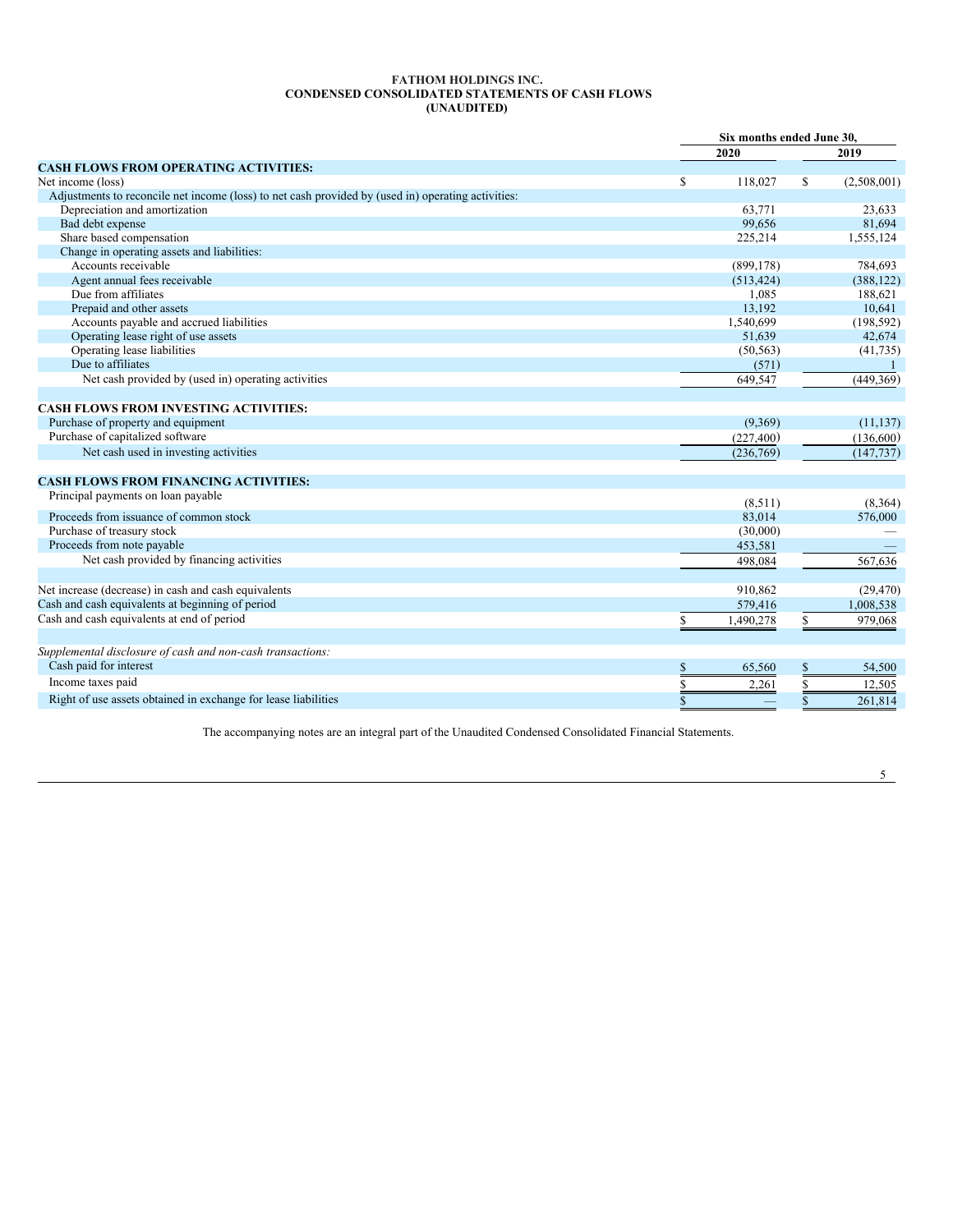# FATHOM HOLDINGS INC.
# CONDENSED CONSOLIDATED STATEMENTS OF CASH FLOWS
# (UNAUDITED)

| | Six months ended June 30, | |
|---|---|---|
| | 2020 | 2019 |
| **CASH FLOWS FROM OPERATING ACTIVITIES:** | | |
| Net income (loss) | $ 118,027 | $ (2,508,001) |
| Adjustments to reconcile net income (loss) to net cash provided by (used in) operating activities: | | |
| Depreciation and amortization | 63,771 | 23,633 |
| Bad debt expense | 99,656 | 81,694 |
| Share based compensation | 225,214 | 1,555,124 |
| Change in operating assets and liabilities: | | |
| Accounts receivable | (899,178) | 784,693 |
| Agent annual fees receivable | (513,424) | (388,122) |
| Due from affiliates | 1,085 | 188,621 |
| Prepaid and other assets | 13,192 | 10,641 |
| Accounts payable and accrued liabilities | 1,540,699 | (198,592) |
| Operating lease right of use assets | 51,639 | 42,674 |
| Operating lease liabilities | (50,563) | (41,735) |
| Due to affiliates | (571) | 1 |
| Net cash provided by (used in) operating activities | 649,547 | (449,369) |
| **CASH FLOWS FROM INVESTING ACTIVITIES:** | | |
| Purchase of property and equipment | (9,369) | (11,137) |
| Purchase of capitalized software | (227,400) | (136,600) |
| Net cash used in investing activities | (236,769) | (147,737) |
| **CASH FLOWS FROM FINANCING ACTIVITIES:** | | |
| Principal payments on loan payable | (8,511) | (8,364) |
| Proceeds from issuance of common stock | 83,014 | 576,000 |
| Purchase of treasury stock | (30,000) | — |
| Proceeds from note payable | 453,581 | — |
| Net cash provided by financing activities | 498,084 | 567,636 |
| Net increase (decrease) in cash and cash equivalents | 910,862 | (29,470) |
| Cash and cash equivalents at beginning of period | 579,416 | 1,008,538 |
| Cash and cash equivalents at end of period | $ 1,490,278 | $ 979,068 |
| *Supplemental disclosure of cash and non-cash transactions:* | | |
| Cash paid for interest | $ 65,560 | $ 54,500 |
| Income taxes paid | $ 2,261 | $ 12,505 |
| Right of use assets obtained in exchange for lease liabilities | $ — | $ 261,814 |

The accompanying notes are an integral part of the Unaudited Condensed Consolidated Financial Statements.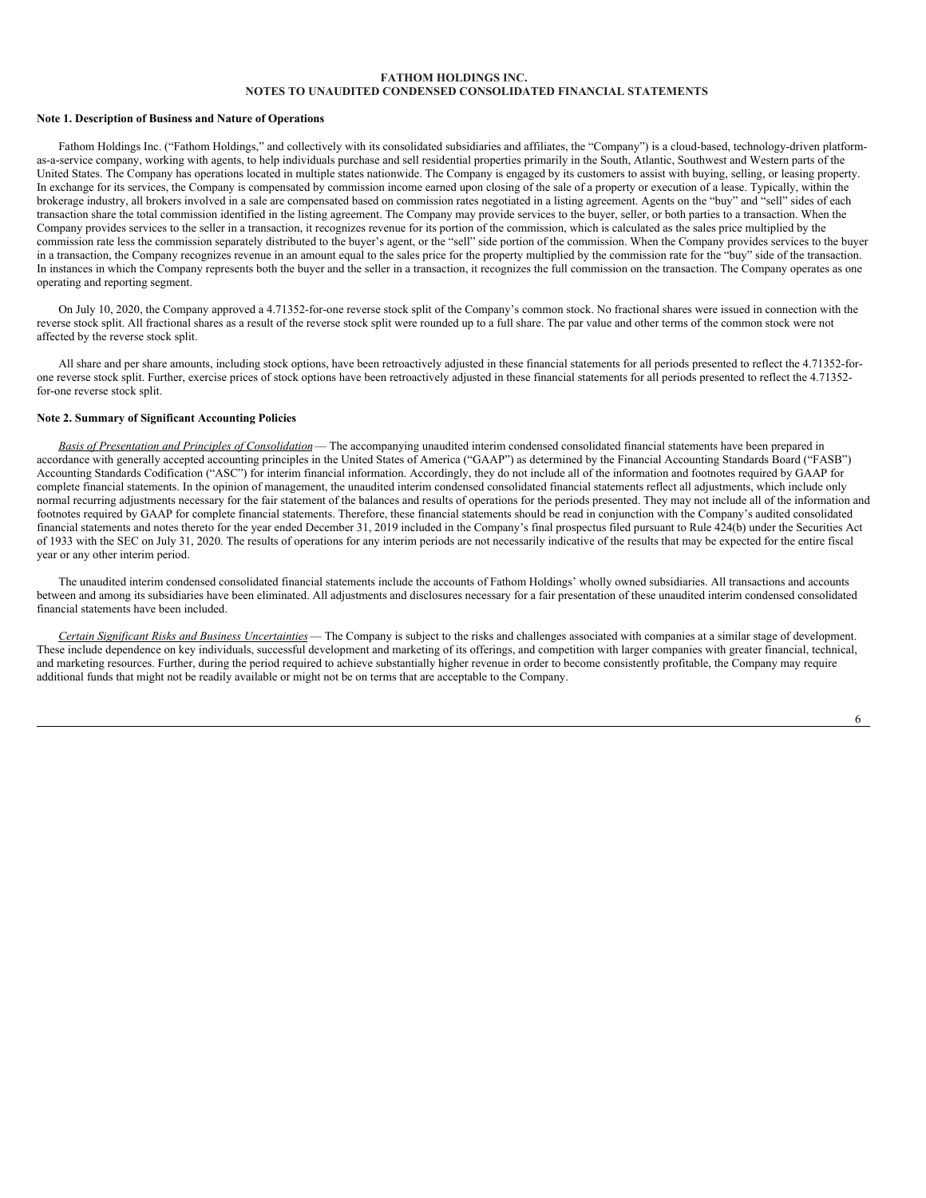**FATHOM HOLDINGS INC.**
**NOTES TO UNAUDITED CONDENSED CONSOLIDATED FINANCIAL STATEMENTS**

**Note 1. Description of Business and Nature of Operations**

Fathom Holdings Inc. ("Fathom Holdings," and collectively with its consolidated subsidiaries and affiliates, the "Company") is a cloud-based, technology-driven platform-as-a-service company, working with agents, to help individuals purchase and sell residential properties primarily in the South, Atlantic, Southwest and Western parts of the United States. The Company has operations located in multiple states nationwide. The Company is engaged by its customers to assist with buying, selling, or leasing property. In exchange for its services, the Company is compensated by commission income earned upon closing of the sale of a property or execution of a lease. Typically, within the brokerage industry, all brokers involved in a sale are compensated based on commission rates negotiated in a listing agreement. Agents on the "buy" and "sell" sides of each transaction share the total commission identified in the listing agreement. The Company may provide services to the buyer, seller, or both parties to a transaction. When the Company provides services to the seller in a transaction, it recognizes revenue for its portion of the commission, which is calculated as the sales price multiplied by the commission rate less the commission separately distributed to the buyer's agent, or the "sell" side portion of the commission. When the Company provides services to the buyer in a transaction, the Company recognizes revenue in an amount equal to the sales price for the property multiplied by the commission rate for the "buy" side of the transaction. In instances in which the Company represents both the buyer and the seller in a transaction, it recognizes the full commission on the transaction. The Company operates as one operating and reporting segment.

On July 10, 2020, the Company approved a 4.71352-for-one reverse stock split of the Company's common stock. No fractional shares were issued in connection with the reverse stock split. All fractional shares as a result of the reverse stock split were rounded up to a full share. The par value and other terms of the common stock were not affected by the reverse stock split.

All share and per share amounts, including stock options, have been retroactively adjusted in these financial statements for all periods presented to reflect the 4.71352-for-one reverse stock split. Further, exercise prices of stock options have been retroactively adjusted in these financial statements for all periods presented to reflect the 4.71352-for-one reverse stock split.

**Note 2. Summary of Significant Accounting Policies**

*Basis of Presentation and Principles of Consolidation* — The accompanying unaudited interim condensed consolidated financial statements have been prepared in accordance with generally accepted accounting principles in the United States of America ("GAAP") as determined by the Financial Accounting Standards Board ("FASB") Accounting Standards Codification ("ASC") for interim financial information. Accordingly, they do not include all of the information and footnotes required by GAAP for complete financial statements. In the opinion of management, the unaudited interim condensed consolidated financial statements reflect all adjustments, which include only normal recurring adjustments necessary for the fair statement of the balances and results of operations for the periods presented. They may not include all of the information and footnotes required by GAAP for complete financial statements. Therefore, these financial statements should be read in conjunction with the Company's audited consolidated financial statements and notes thereto for the year ended December 31, 2019 included in the Company's final prospectus filed pursuant to Rule 424(b) under the Securities Act of 1933 with the SEC on July 31, 2020. The results of operations for any interim periods are not necessarily indicative of the results that may be expected for the entire fiscal year or any other interim period.

The unaudited interim condensed consolidated financial statements include the accounts of Fathom Holdings' wholly owned subsidiaries. All transactions and accounts between and among its subsidiaries have been eliminated. All adjustments and disclosures necessary for a fair presentation of these unaudited interim condensed consolidated financial statements have been included.

*Certain Significant Risks and Business Uncertainties* — The Company is subject to the risks and challenges associated with companies at a similar stage of development. These include dependence on key individuals, successful development and marketing of its offerings, and competition with larger companies with greater financial, technical, and marketing resources. Further, during the period required to achieve substantially higher revenue in order to become consistently profitable, the Company may require additional funds that might not be readily available or might not be on terms that are acceptable to the Company.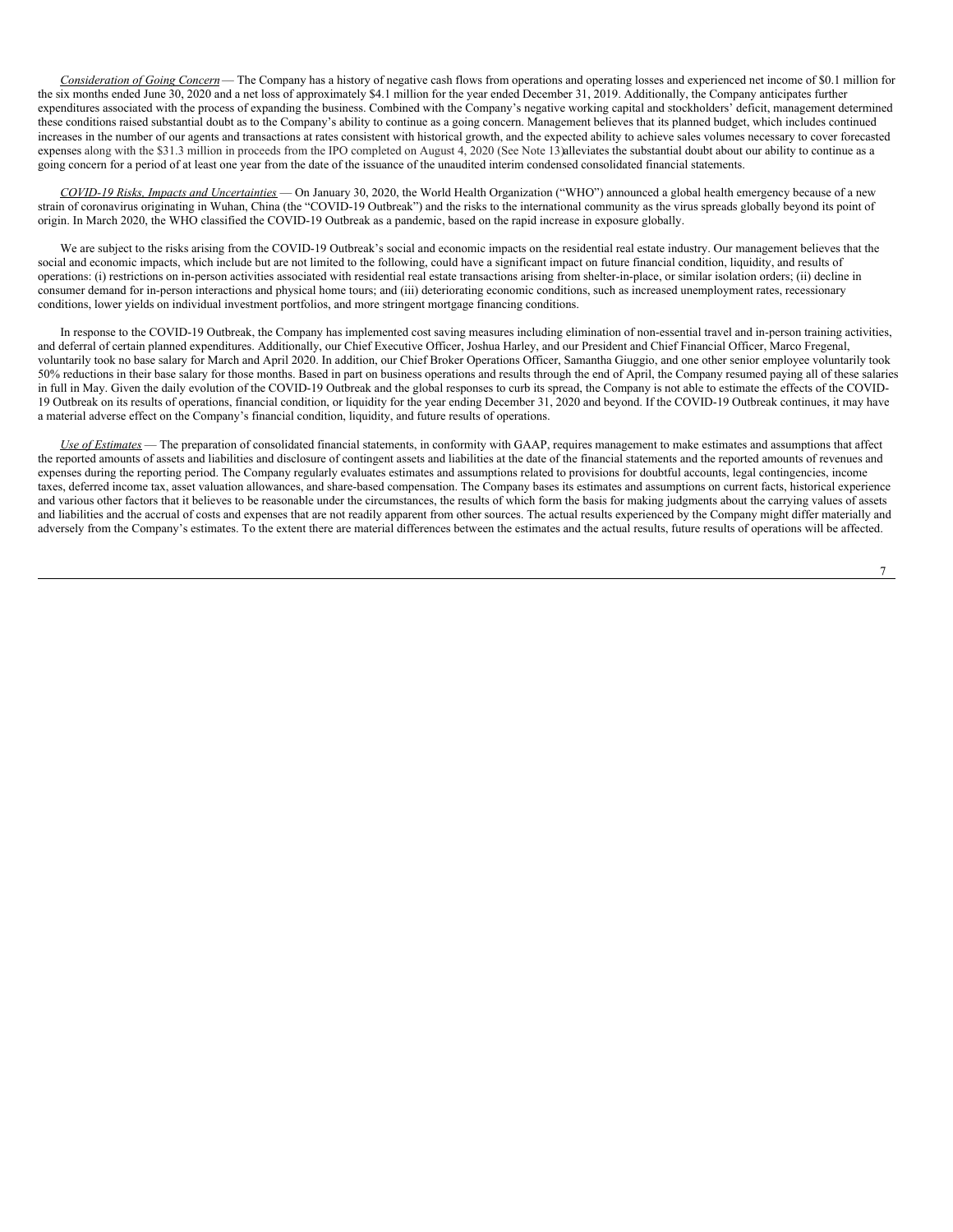*Consideration of Going Concern* — The Company has a history of negative cash flows from operations and operating losses and experienced net income of $0.1 million for the six months ended June 30, 2020 and a net loss of approximately $4.1 million for the year ended December 31, 2019. Additionally, the Company anticipates further expenditures associated with the process of expanding the business. Combined with the Company's negative working capital and stockholders' deficit, management determined these conditions raised substantial doubt as to the Company's ability to continue as a going concern. Management believes that its planned budget, which includes continued increases in the number of our agents and transactions at rates consistent with historical growth, and the expected ability to achieve sales volumes necessary to cover forecasted expenses along with the $31.3 million in proceeds from the IPO completed on August 4, 2020 (See Note 13) alleviates the substantial doubt about our ability to continue as a going concern for a period of at least one year from the date of the issuance of the unaudited interim condensed consolidated financial statements.

*COVID-19 Risks, Impacts and Uncertainties* — On January 30, 2020, the World Health Organization ("WHO") announced a global health emergency because of a new strain of coronavirus originating in Wuhan, China (the "COVID-19 Outbreak") and the risks to the international community as the virus spreads globally beyond its point of origin. In March 2020, the WHO classified the COVID-19 Outbreak as a pandemic, based on the rapid increase in exposure globally.

We are subject to the risks arising from the COVID-19 Outbreak's social and economic impacts on the residential real estate industry. Our management believes that the social and economic impacts, which include but are not limited to the following, could have a significant impact on future financial condition, liquidity, and results of operations: (i) restrictions on in-person activities associated with residential real estate transactions arising from shelter-in-place, or similar isolation orders; (ii) decline in consumer demand for in-person interactions and physical home tours; and (iii) deteriorating economic conditions, such as increased unemployment rates, recessionary conditions, lower yields on individual investment portfolios, and more stringent mortgage financing conditions.

In response to the COVID-19 Outbreak, the Company has implemented cost saving measures including elimination of non-essential travel and in-person training activities, and deferral of certain planned expenditures. Additionally, our Chief Executive Officer, Joshua Harley, and our President and Chief Financial Officer, Marco Fregenal, voluntarily took no base salary for March and April 2020. In addition, our Chief Broker Operations Officer, Samantha Giuggio, and one other senior employee voluntarily took 50% reductions in their base salary for those months. Based in part on business operations and results through the end of April, the Company resumed paying all of these salaries in full in May. Given the daily evolution of the COVID-19 Outbreak and the global responses to curb its spread, the Company is not able to estimate the effects of the COVID-19 Outbreak on its results of operations, financial condition, or liquidity for the year ending December 31, 2020 and beyond. If the COVID-19 Outbreak continues, it may have a material adverse effect on the Company's financial condition, liquidity, and future results of operations.

*Use of Estimates* — The preparation of consolidated financial statements, in conformity with GAAP, requires management to make estimates and assumptions that affect the reported amounts of assets and liabilities and disclosure of contingent assets and liabilities at the date of the financial statements and the reported amounts of revenues and expenses during the reporting period. The Company regularly evaluates estimates and assumptions related to provisions for doubtful accounts, legal contingencies, income taxes, deferred income tax, asset valuation allowances, and share-based compensation. The Company bases its estimates and assumptions on current facts, historical experience and various other factors that it believes to be reasonable under the circumstances, the results of which form the basis for making judgments about the carrying values of assets and liabilities and the accrual of costs and expenses that are not readily apparent from other sources. The actual results experienced by the Company might differ materially and adversely from the Company's estimates. To the extent there are material differences between the estimates and the actual results, future results of operations will be affected.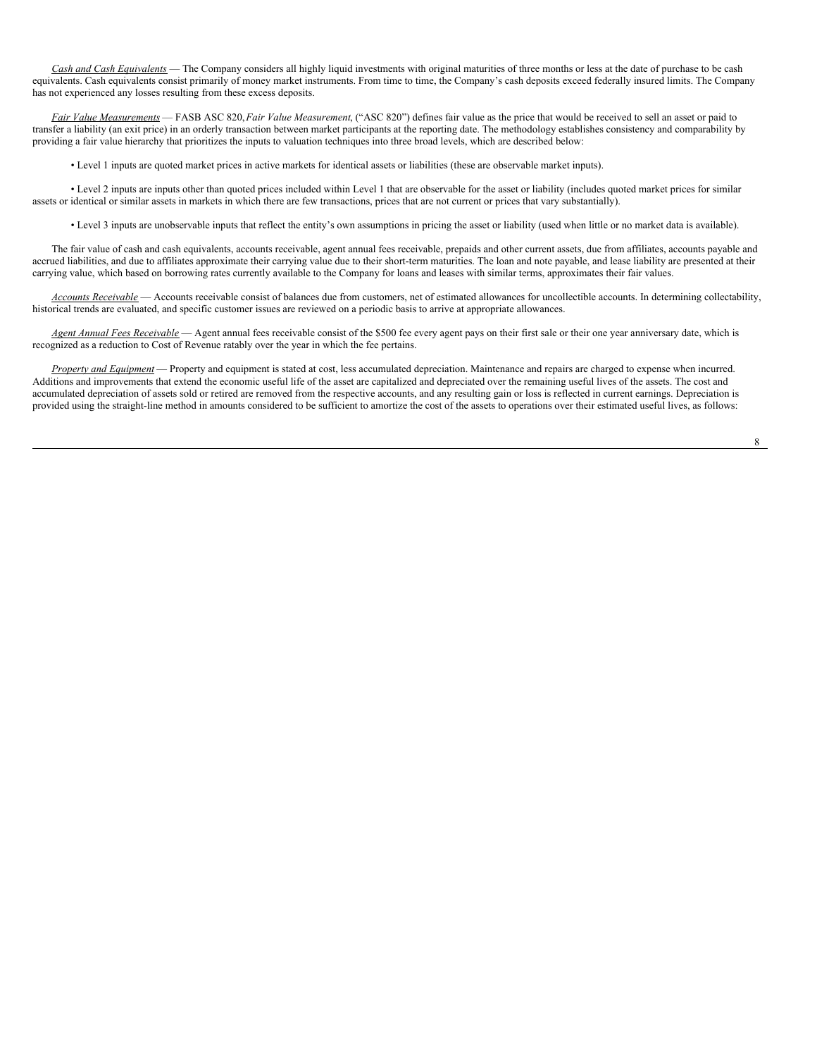*Cash and Cash Equivalents* — The Company considers all highly liquid investments with original maturities of three months or less at the date of purchase to be cash equivalents. Cash equivalents consist primarily of money market instruments. From time to time, the Company's cash deposits exceed federally insured limits. The Company has not experienced any losses resulting from these excess deposits.

*Fair Value Measurements* — FASB ASC 820, *Fair Value Measurement*, ("ASC 820") defines fair value as the price that would be received to sell an asset or paid to transfer a liability (an exit price) in an orderly transaction between market participants at the reporting date. The methodology establishes consistency and comparability by providing a fair value hierarchy that prioritizes the inputs to valuation techniques into three broad levels, which are described below:

- Level 1 inputs are quoted market prices in active markets for identical assets or liabilities (these are observable market inputs).

- Level 2 inputs are inputs other than quoted prices included within Level 1 that are observable for the asset or liability (includes quoted market prices for similar assets or identical or similar assets in markets in which there are few transactions, prices that are not current or prices that vary substantially).

- Level 3 inputs are unobservable inputs that reflect the entity's own assumptions in pricing the asset or liability (used when little or no market data is available).

The fair value of cash and cash equivalents, accounts receivable, agent annual fees receivable, prepaids and other current assets, due from affiliates, accounts payable and accrued liabilities, and due to affiliates approximate their carrying value due to their short-term maturities. The loan and note payable, and lease liability are presented at their carrying value, which based on borrowing rates currently available to the Company for loans and leases with similar terms, approximates their fair values.

*Accounts Receivable* — Accounts receivable consist of balances due from customers, net of estimated allowances for uncollectible accounts. In determining collectability, historical trends are evaluated, and specific customer issues are reviewed on a periodic basis to arrive at appropriate allowances.

*Agent Annual Fees Receivable* — Agent annual fees receivable consist of the $500 fee every agent pays on their first sale or their one year anniversary date, which is recognized as a reduction to Cost of Revenue ratably over the year in which the fee pertains.

*Property and Equipment* — Property and equipment is stated at cost, less accumulated depreciation. Maintenance and repairs are charged to expense when incurred. Additions and improvements that extend the economic useful life of the asset are capitalized and depreciated over the remaining useful lives of the assets. The cost and accumulated depreciation of assets sold or retired are removed from the respective accounts, and any resulting gain or loss is reflected in current earnings. Depreciation is provided using the straight-line method in amounts considered to be sufficient to amortize the cost of the assets to operations over their estimated useful lives, as follows: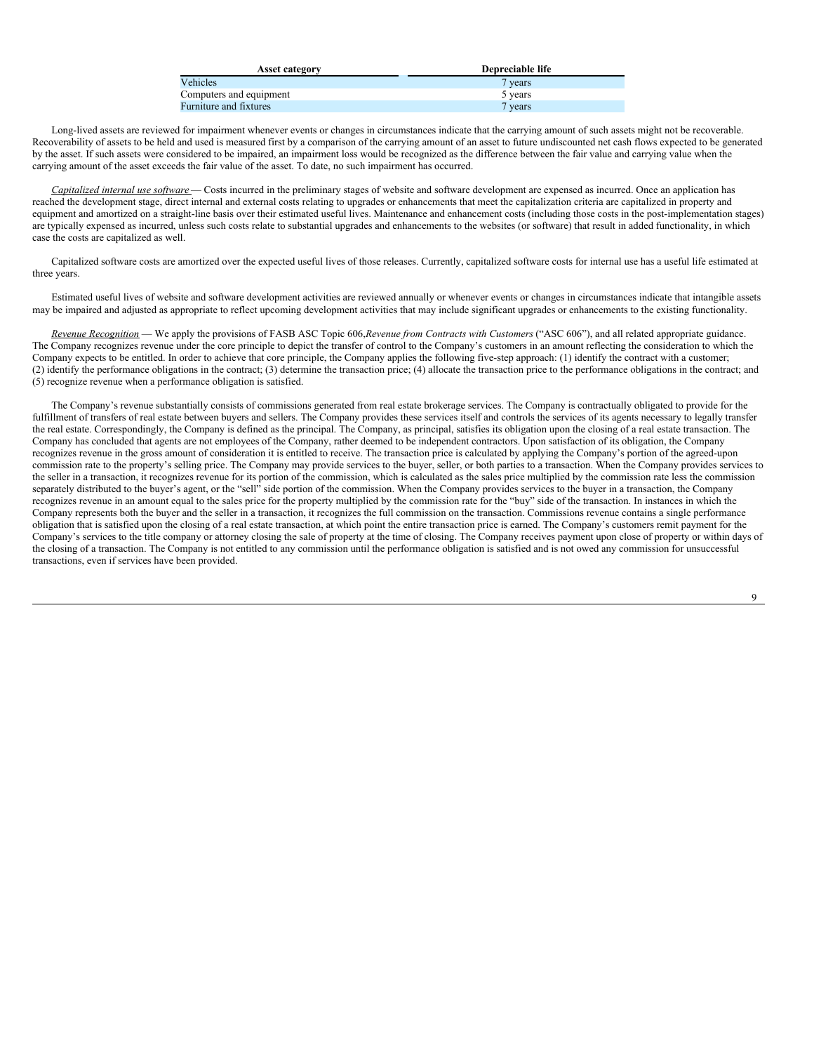| Asset category | Depreciable life |
| --- | --- |
| Vehicles | 7 years |
| Computers and equipment | 5 years |
| Furniture and fixtures | 7 years |

Long-lived assets are reviewed for impairment whenever events or changes in circumstances indicate that the carrying amount of such assets might not be recoverable. Recoverability of assets to be held and used is measured first by a comparison of the carrying amount of an asset to future undiscounted net cash flows expected to be generated by the asset. If such assets were considered to be impaired, an impairment loss would be recognized as the difference between the fair value and carrying value when the carrying amount of the asset exceeds the fair value of the asset. To date, no such impairment has occurred.

*Capitalized internal use software* — Costs incurred in the preliminary stages of website and software development are expensed as incurred. Once an application has reached the development stage, direct internal and external costs relating to upgrades or enhancements that meet the capitalization criteria are capitalized in property and equipment and amortized on a straight-line basis over their estimated useful lives. Maintenance and enhancement costs (including those costs in the post-implementation stages) are typically expensed as incurred, unless such costs relate to substantial upgrades and enhancements to the websites (or software) that result in added functionality, in which case the costs are capitalized as well.

Capitalized software costs are amortized over the expected useful lives of those releases. Currently, capitalized software costs for internal use has a useful life estimated at three years.

Estimated useful lives of website and software development activities are reviewed annually or whenever events or changes in circumstances indicate that intangible assets may be impaired and adjusted as appropriate to reflect upcoming development activities that may include significant upgrades or enhancements to the existing functionality.

*Revenue Recognition* — We apply the provisions of FASB ASC Topic 606, *Revenue from Contracts with Customers* ("ASC 606"), and all related appropriate guidance. The Company recognizes revenue under the core principle to depict the transfer of control to the Company's customers in an amount reflecting the consideration to which the Company expects to be entitled. In order to achieve that core principle, the Company applies the following five-step approach: (1) identify the contract with a customer; (2) identify the performance obligations in the contract; (3) determine the transaction price; (4) allocate the transaction price to the performance obligations in the contract; and (5) recognize revenue when a performance obligation is satisfied.

The Company's revenue substantially consists of commissions generated from real estate brokerage services. The Company is contractually obligated to provide for the fulfillment of transfers of real estate between buyers and sellers. The Company provides these services itself and controls the services of its agents necessary to legally transfer the real estate. Correspondingly, the Company is defined as the principal. The Company, as principal, satisfies its obligation upon the closing of a real estate transaction. The Company has concluded that agents are not employees of the Company, rather deemed to be independent contractors. Upon satisfaction of its obligation, the Company recognizes revenue in the gross amount of consideration it is entitled to receive. The transaction price is calculated by applying the Company's portion of the agreed-upon commission rate to the property's selling price. The Company may provide services to the buyer, seller, or both parties to a transaction. When the Company provides services to the seller in a transaction, it recognizes revenue for its portion of the commission, which is calculated as the sales price multiplied by the commission rate less the commission separately distributed to the buyer's agent, or the "sell" side portion of the commission. When the Company provides services to the buyer in a transaction, the Company recognizes revenue in an amount equal to the sales price for the property multiplied by the commission rate for the "buy" side of the transaction. In instances in which the Company represents both the buyer and the seller in a transaction, it recognizes the full commission on the transaction. Commissions revenue contains a single performance obligation that is satisfied upon the closing of a real estate transaction, at which point the entire transaction price is earned. The Company's customers remit payment for the Company's services to the title company or attorney closing the sale of property at the time of closing. The Company receives payment upon close of property or within days of the closing of a transaction. The Company is not entitled to any commission until the performance obligation is satisfied and is not owed any commission for unsuccessful transactions, even if services have been provided.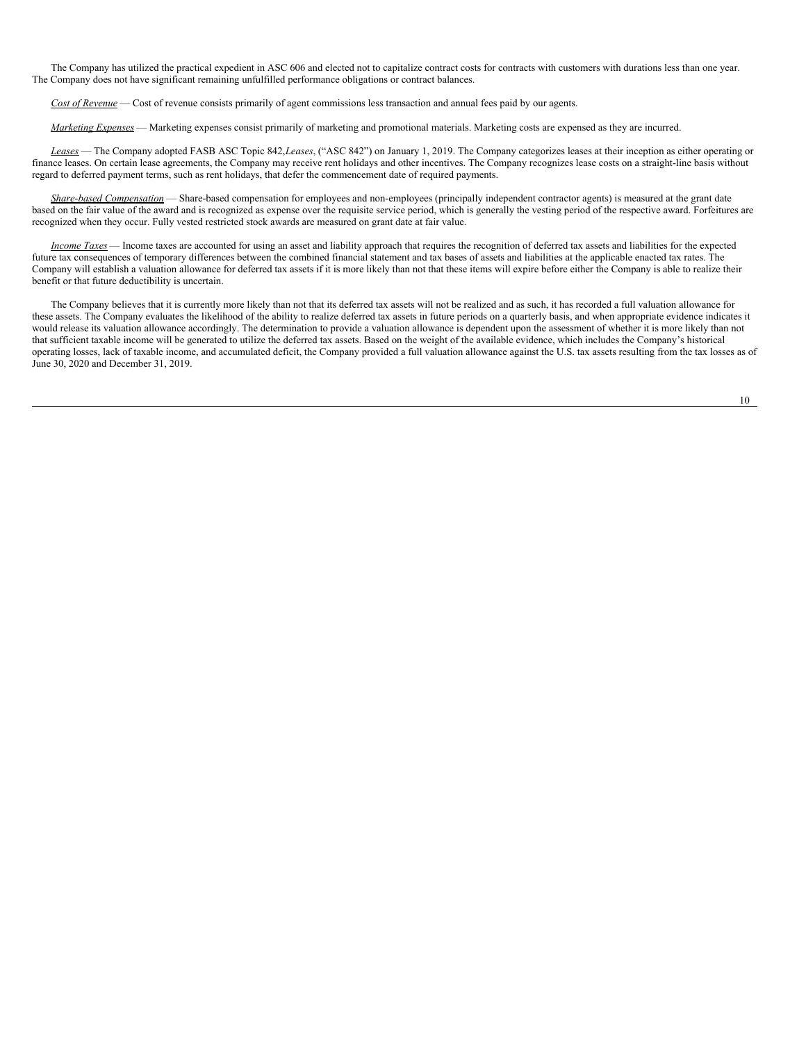The Company has utilized the practical expedient in ASC 606 and elected not to capitalize contract costs for contracts with customers with durations less than one year. The Company does not have significant remaining unfulfilled performance obligations or contract balances.

*Cost of Revenue* — Cost of revenue consists primarily of agent commissions less transaction and annual fees paid by our agents.

*Marketing Expenses* — Marketing expenses consist primarily of marketing and promotional materials. Marketing costs are expensed as they are incurred.

*Leases* — The Company adopted FASB ASC Topic 842,*Leases*, ("ASC 842") on January 1, 2019. The Company categorizes leases at their inception as either operating or finance leases. On certain lease agreements, the Company may receive rent holidays and other incentives. The Company recognizes lease costs on a straight-line basis without regard to deferred payment terms, such as rent holidays, that defer the commencement date of required payments.

*Share-based Compensation* — Share-based compensation for employees and non-employees (principally independent contractor agents) is measured at the grant date based on the fair value of the award and is recognized as expense over the requisite service period, which is generally the vesting period of the respective award. Forfeitures are recognized when they occur. Fully vested restricted stock awards are measured on grant date at fair value.

*Income Taxes* — Income taxes are accounted for using an asset and liability approach that requires the recognition of deferred tax assets and liabilities for the expected future tax consequences of temporary differences between the combined financial statement and tax bases of assets and liabilities at the applicable enacted tax rates. The Company will establish a valuation allowance for deferred tax assets if it is more likely than not that these items will expire before either the Company is able to realize their benefit or that future deductibility is uncertain.

The Company believes that it is currently more likely than not that its deferred tax assets will not be realized and as such, it has recorded a full valuation allowance for these assets. The Company evaluates the likelihood of the ability to realize deferred tax assets in future periods on a quarterly basis, and when appropriate evidence indicates it would release its valuation allowance accordingly. The determination to provide a valuation allowance is dependent upon the assessment of whether it is more likely than not that sufficient taxable income will be generated to utilize the deferred tax assets. Based on the weight of the available evidence, which includes the Company's historical operating losses, lack of taxable income, and accumulated deficit, the Company provided a full valuation allowance against the U.S. tax assets resulting from the tax losses as of June 30, 2020 and December 31, 2019.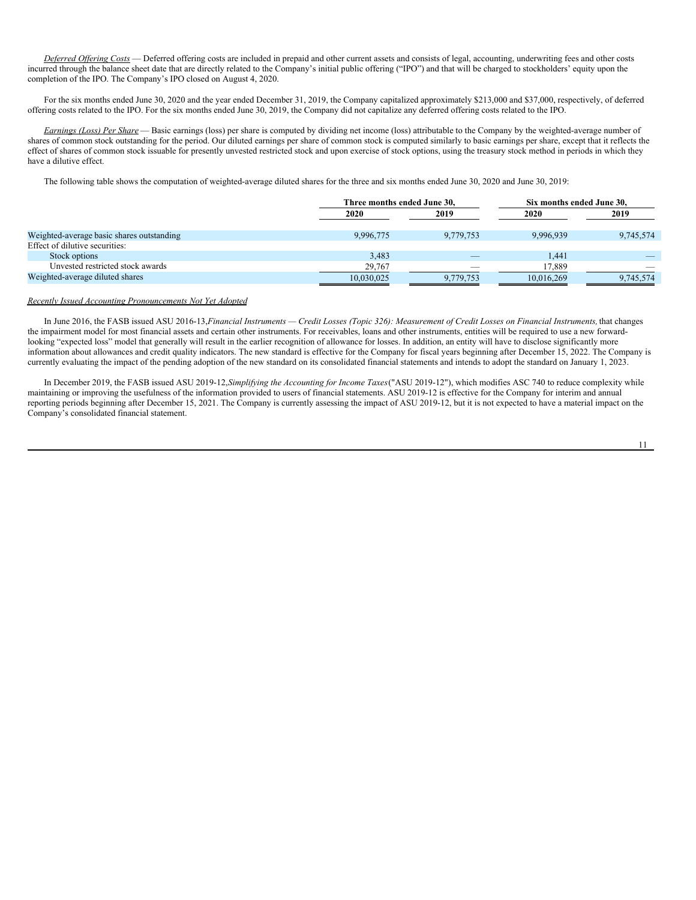*Deferred Offering Costs* — Deferred offering costs are included in prepaid and other current assets and consists of legal, accounting, underwriting fees and other costs incurred through the balance sheet date that are directly related to the Company's initial public offering ("IPO") and that will be charged to stockholders' equity upon the completion of the IPO. The Company's IPO closed on August 4, 2020.

For the six months ended June 30, 2020 and the year ended December 31, 2019, the Company capitalized approximately $213,000 and $37,000, respectively, of deferred offering costs related to the IPO. For the six months ended June 30, 2019, the Company did not capitalize any deferred offering costs related to the IPO.

*Earnings (Loss) Per Share* — Basic earnings (loss) per share is computed by dividing net income (loss) attributable to the Company by the weighted-average number of shares of common stock outstanding for the period. Our diluted earnings per share of common stock is computed similarly to basic earnings per share, except that it reflects the effect of shares of common stock issuable for presently unvested restricted stock and upon exercise of stock options, using the treasury stock method in periods in which they have a dilutive effect.

The following table shows the computation of weighted-average diluted shares for the three and six months ended June 30, 2020 and June 30, 2019:

| | Three months ended June 30, | | Six months ended June 30, | |
|---|---|---|---|---|
| | 2020 | 2019 | 2020 | 2019 |
| Weighted-average basic shares outstanding | 9,996,775 | 9,779,753 | 9,996,939 | 9,745,574 |
| Effect of dilutive securities: | | | | |
| Stock options | 3,483 | — | 1,441 | — |
| Unvested restricted stock awards | 29,767 | — | 17,889 | — |
| Weighted-average diluted shares | 10,030,025 | 9,779,753 | 10,016,269 | 9,745,574 |

*Recently Issued Accounting Pronouncements Not Yet Adopted*

In June 2016, the FASB issued ASU 2016-13, *Financial Instruments — Credit Losses (Topic 326): Measurement of Credit Losses on Financial Instruments,* that changes the impairment model for most financial assets and certain other instruments. For receivables, loans and other instruments, entities will be required to use a new forward-looking "expected loss" model that generally will result in the earlier recognition of allowance for losses. In addition, an entity will have to disclose significantly more information about allowances and credit quality indicators. The new standard is effective for the Company for fiscal years beginning after December 15, 2022. The Company is currently evaluating the impact of the pending adoption of the new standard on its consolidated financial statements and intends to adopt the standard on January 1, 2023.

In December 2019, the FASB issued ASU 2019-12, *Simplifying the Accounting for Income Taxes* ("ASU 2019-12"), which modifies ASC 740 to reduce complexity while maintaining or improving the usefulness of the information provided to users of financial statements. ASU 2019-12 is effective for the Company for interim and annual reporting periods beginning after December 15, 2021. The Company is currently assessing the impact of ASU 2019-12, but it is not expected to have a material impact on the Company's consolidated financial statement.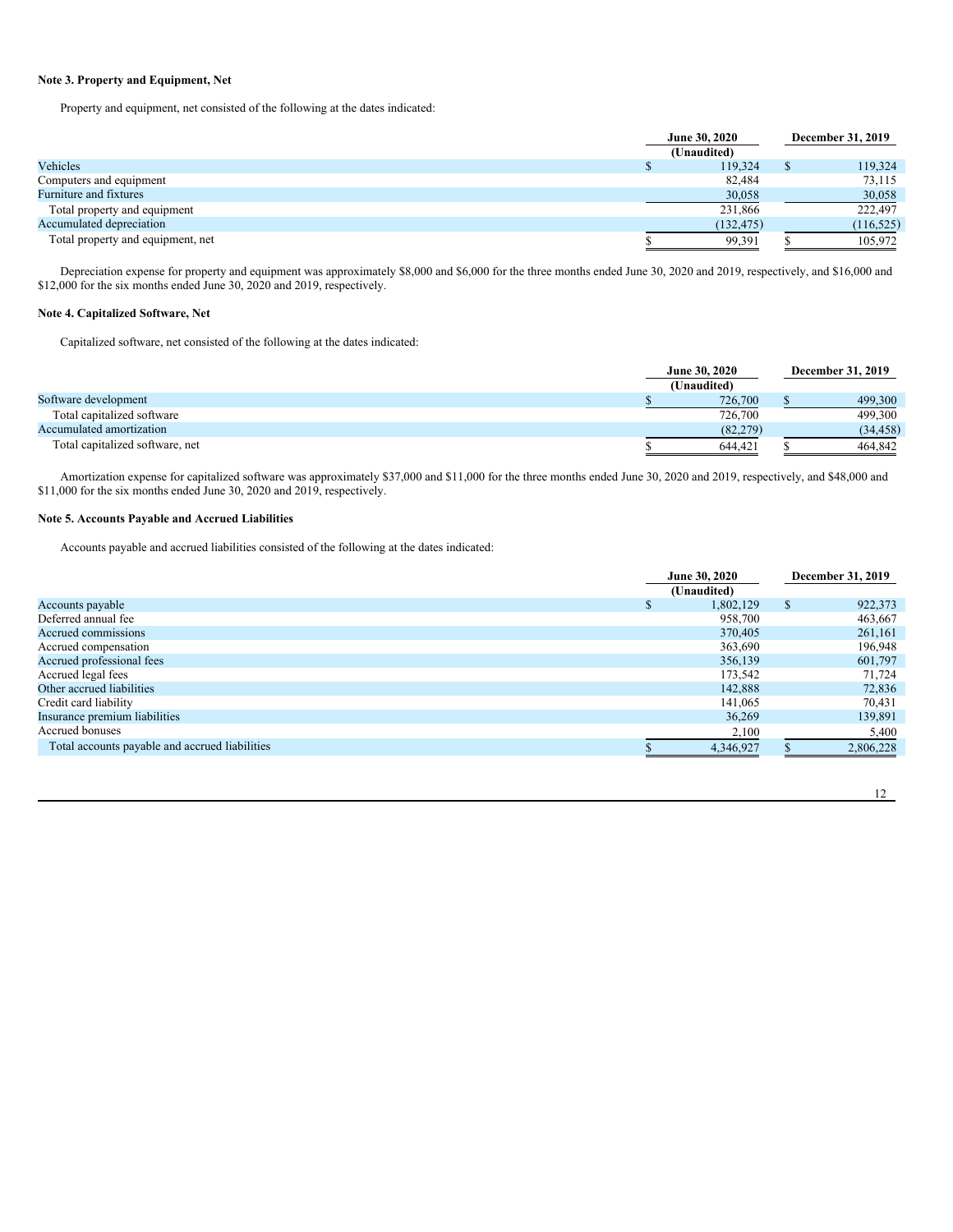**Note 3. Property and Equipment, Net**

Property and equipment, net consisted of the following at the dates indicated:

| | June 30, 2020 (Unaudited) | December 31, 2019 |
|---|---|---|
| Vehicles | $ 119,324 | $ 119,324 |
| Computers and equipment | 82,484 | 73,115 |
| Furniture and fixtures | 30,058 | 30,058 |
| Total property and equipment | 231,866 | 222,497 |
| Accumulated depreciation | (132,475) | (116,525) |
| Total property and equipment, net | $ 99,391 | $ 105,972 |

Depreciation expense for property and equipment was approximately $8,000 and $6,000 for the three months ended June 30, 2020 and 2019, respectively, and $16,000 and $12,000 for the six months ended June 30, 2020 and 2019, respectively.

**Note 4. Capitalized Software, Net**

Capitalized software, net consisted of the following at the dates indicated:

| | June 30, 2020 (Unaudited) | December 31, 2019 |
|---|---|---|
| Software development | $ 726,700 | $ 499,300 |
| Total capitalized software | 726,700 | 499,300 |
| Accumulated amortization | (82,279) | (34,458) |
| Total capitalized software, net | $ 644,421 | $ 464,842 |

Amortization expense for capitalized software was approximately $37,000 and $11,000 for the three months ended June 30, 2020 and 2019, respectively, and $48,000 and $11,000 for the six months ended June 30, 2020 and 2019, respectively.

**Note 5. Accounts Payable and Accrued Liabilities**

Accounts payable and accrued liabilities consisted of the following at the dates indicated:

| | June 30, 2020 (Unaudited) | December 31, 2019 |
|---|---|---|
| Accounts payable | $ 1,802,129 | $ 922,373 |
| Deferred annual fee | 958,700 | 463,667 |
| Accrued commissions | 370,405 | 261,161 |
| Accrued compensation | 363,690 | 196,948 |
| Accrued professional fees | 356,139 | 601,797 |
| Accrued legal fees | 173,542 | 71,724 |
| Other accrued liabilities | 142,888 | 72,836 |
| Credit card liability | 141,065 | 70,431 |
| Insurance premium liabilities | 36,269 | 139,891 |
| Accrued bonuses | 2,100 | 5,400 |
| Total accounts payable and accrued liabilities | $ 4,346,927 | $ 2,806,228 |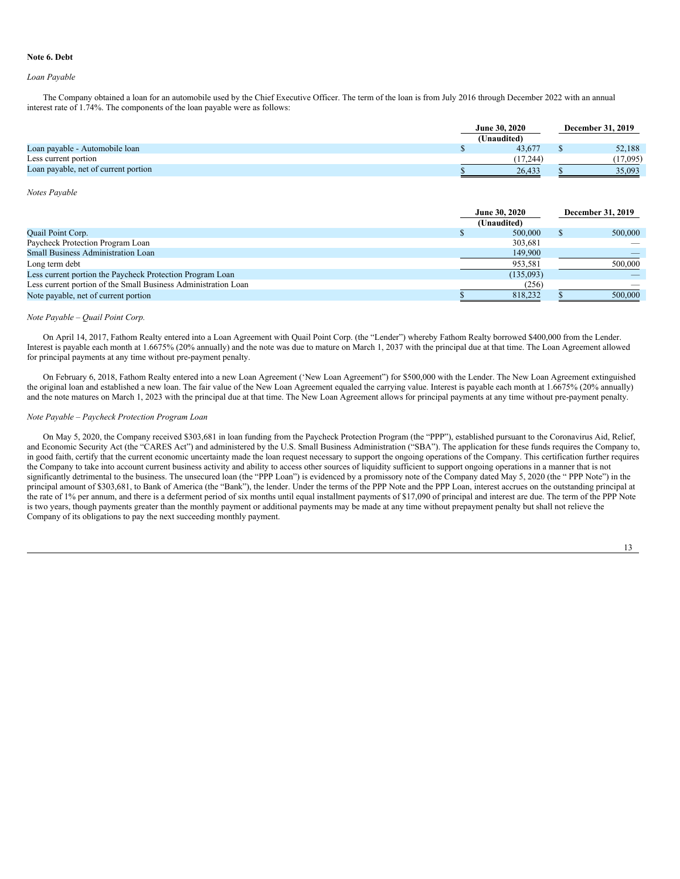**Note 6. Debt**

*Loan Payable*

The Company obtained a loan for an automobile used by the Chief Executive Officer. The term of the loan is from July 2016 through December 2022 with an annual interest rate of 1.74%. The components of the loan payable were as follows:

| | June 30, 2020 (Unaudited) | December 31, 2019 |
|---|---|---|
| Loan payable - Automobile loan | $ 43,677 | $ 52,188 |
| Less current portion | (17,244) | (17,095) |
| Loan payable, net of current portion | $ 26,433 | $ 35,093 |

*Notes Payable*

| | June 30, 2020 (Unaudited) | December 31, 2019 |
|---|---|---|
| Quail Point Corp. | $ 500,000 | $ 500,000 |
| Paycheck Protection Program Loan | 303,681 | — |
| Small Business Administration Loan | 149,900 | — |
| Long term debt | 953,581 | 500,000 |
| Less current portion the Paycheck Protection Program Loan | (135,093) | — |
| Less current portion of the Small Business Administration Loan | (256) | — |
| Note payable, net of current portion | $ 818,232 | $ 500,000 |

*Note Payable – Quail Point Corp.*

On April 14, 2017, Fathom Realty entered into a Loan Agreement with Quail Point Corp. (the "Lender") whereby Fathom Realty borrowed $400,000 from the Lender. Interest is payable each month at 1.6675% (20% annually) and the note was due to mature on March 1, 2037 with the principal due at that time. The Loan Agreement allowed for principal payments at any time without pre-payment penalty.

On February 6, 2018, Fathom Realty entered into a new Loan Agreement ('New Loan Agreement") for $500,000 with the Lender. The New Loan Agreement extinguished the original loan and established a new loan. The fair value of the New Loan Agreement equaled the carrying value. Interest is payable each month at 1.6675% (20% annually) and the note matures on March 1, 2023 with the principal due at that time. The New Loan Agreement allows for principal payments at any time without pre-payment penalty.

*Note Payable – Paycheck Protection Program Loan*

On May 5, 2020, the Company received $303,681 in loan funding from the Paycheck Protection Program (the "PPP"), established pursuant to the Coronavirus Aid, Relief, and Economic Security Act (the "CARES Act") and administered by the U.S. Small Business Administration ("SBA"). The application for these funds requires the Company to, in good faith, certify that the current economic uncertainty made the loan request necessary to support the ongoing operations of the Company. This certification further requires the Company to take into account current business activity and ability to access other sources of liquidity sufficient to support ongoing operations in a manner that is not significantly detrimental to the business. The unsecured loan (the "PPP Loan") is evidenced by a promissory note of the Company dated May 5, 2020 (the " PPP Note") in the principal amount of $303,681, to Bank of America (the "Bank"), the lender. Under the terms of the PPP Note and the PPP Loan, interest accrues on the outstanding principal at the rate of 1% per annum, and there is a deferment period of six months until equal installment payments of $17,090 of principal and interest are due. The term of the PPP Note is two years, though payments greater than the monthly payment or additional payments may be made at any time without prepayment penalty but shall not relieve the Company of its obligations to pay the next succeeding monthly payment.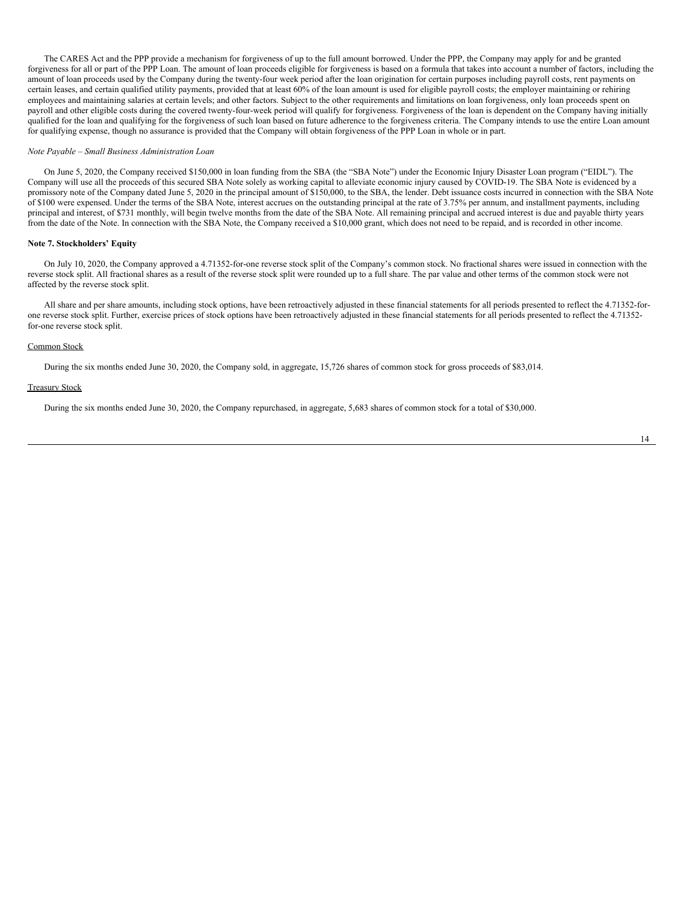The CARES Act and the PPP provide a mechanism for forgiveness of up to the full amount borrowed. Under the PPP, the Company may apply for and be granted forgiveness for all or part of the PPP Loan. The amount of loan proceeds eligible for forgiveness is based on a formula that takes into account a number of factors, including the amount of loan proceeds used by the Company during the twenty-four week period after the loan origination for certain purposes including payroll costs, rent payments on certain leases, and certain qualified utility payments, provided that at least 60% of the loan amount is used for eligible payroll costs; the employer maintaining or rehiring employees and maintaining salaries at certain levels; and other factors. Subject to the other requirements and limitations on loan forgiveness, only loan proceeds spent on payroll and other eligible costs during the covered twenty-four-week period will qualify for forgiveness. Forgiveness of the loan is dependent on the Company having initially qualified for the loan and qualifying for the forgiveness of such loan based on future adherence to the forgiveness criteria. The Company intends to use the entire Loan amount for qualifying expense, though no assurance is provided that the Company will obtain forgiveness of the PPP Loan in whole or in part.

*Note Payable – Small Business Administration Loan*

On June 5, 2020, the Company received $150,000 in loan funding from the SBA (the "SBA Note") under the Economic Injury Disaster Loan program ("EIDL"). The Company will use all the proceeds of this secured SBA Note solely as working capital to alleviate economic injury caused by COVID-19. The SBA Note is evidenced by a promissory note of the Company dated June 5, 2020 in the principal amount of $150,000, to the SBA, the lender. Debt issuance costs incurred in connection with the SBA Note of $100 were expensed. Under the terms of the SBA Note, interest accrues on the outstanding principal at the rate of 3.75% per annum, and installment payments, including principal and interest, of $731 monthly, will begin twelve months from the date of the SBA Note. All remaining principal and accrued interest is due and payable thirty years from the date of the Note. In connection with the SBA Note, the Company received a $10,000 grant, which does not need to be repaid, and is recorded in other income.

**Note 7. Stockholders' Equity**

On July 10, 2020, the Company approved a 4.71352-for-one reverse stock split of the Company's common stock. No fractional shares were issued in connection with the reverse stock split. All fractional shares as a result of the reverse stock split were rounded up to a full share. The par value and other terms of the common stock were not affected by the reverse stock split.

All share and per share amounts, including stock options, have been retroactively adjusted in these financial statements for all periods presented to reflect the 4.71352-for-one reverse stock split. Further, exercise prices of stock options have been retroactively adjusted in these financial statements for all periods presented to reflect the 4.71352-for-one reverse stock split.

Common Stock

During the six months ended June 30, 2020, the Company sold, in aggregate, 15,726 shares of common stock for gross proceeds of $83,014.

Treasury Stock

During the six months ended June 30, 2020, the Company repurchased, in aggregate, 5,683 shares of common stock for a total of $30,000.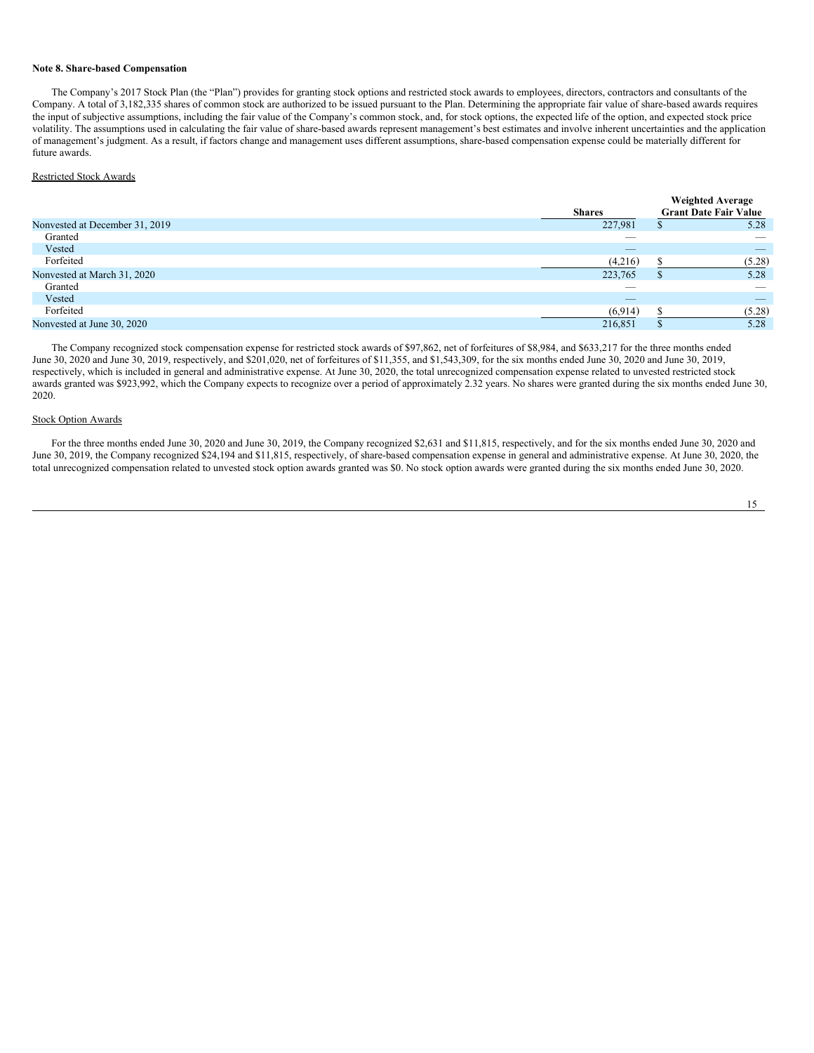**Note 8. Share-based Compensation**

The Company's 2017 Stock Plan (the "Plan") provides for granting stock options and restricted stock awards to employees, directors, contractors and consultants of the Company. A total of 3,182,335 shares of common stock are authorized to be issued pursuant to the Plan. Determining the appropriate fair value of share-based awards requires the input of subjective assumptions, including the fair value of the Company's common stock, and, for stock options, the expected life of the option, and expected stock price volatility. The assumptions used in calculating the fair value of share-based awards represent management's best estimates and involve inherent uncertainties and the application of management's judgment. As a result, if factors change and management uses different assumptions, share-based compensation expense could be materially different for future awards.

Restricted Stock Awards

| | Shares | Weighted Average Grant Date Fair Value |
|---|---|---|
| Nonvested at December 31, 2019 | 227,981 | $ 5.28 |
| Granted | — | — |
| Vested | — | — |
| Forfeited | (4,216) | $ (5.28) |
| Nonvested at March 31, 2020 | 223,765 | $ 5.28 |
| Granted | — | — |
| Vested | — | — |
| Forfeited | (6,914) | $ (5.28) |
| Nonvested at June 30, 2020 | 216,851 | $ 5.28 |

The Company recognized stock compensation expense for restricted stock awards of $97,862, net of forfeitures of $8,984, and $633,217 for the three months ended June 30, 2020 and June 30, 2019, respectively, and $201,020, net of forfeitures of $11,355, and $1,543,309, for the six months ended June 30, 2020 and June 30, 2019, respectively, which is included in general and administrative expense. At June 30, 2020, the total unrecognized compensation expense related to unvested restricted stock awards granted was $923,992, which the Company expects to recognize over a period of approximately 2.32 years. No shares were granted during the six months ended June 30, 2020.

Stock Option Awards

For the three months ended June 30, 2020 and June 30, 2019, the Company recognized $2,631 and $11,815, respectively, and for the six months ended June 30, 2020 and June 30, 2019, the Company recognized $24,194 and $11,815, respectively, of share-based compensation expense in general and administrative expense. At June 30, 2020, the total unrecognized compensation related to unvested stock option awards granted was $0. No stock option awards were granted during the six months ended June 30, 2020.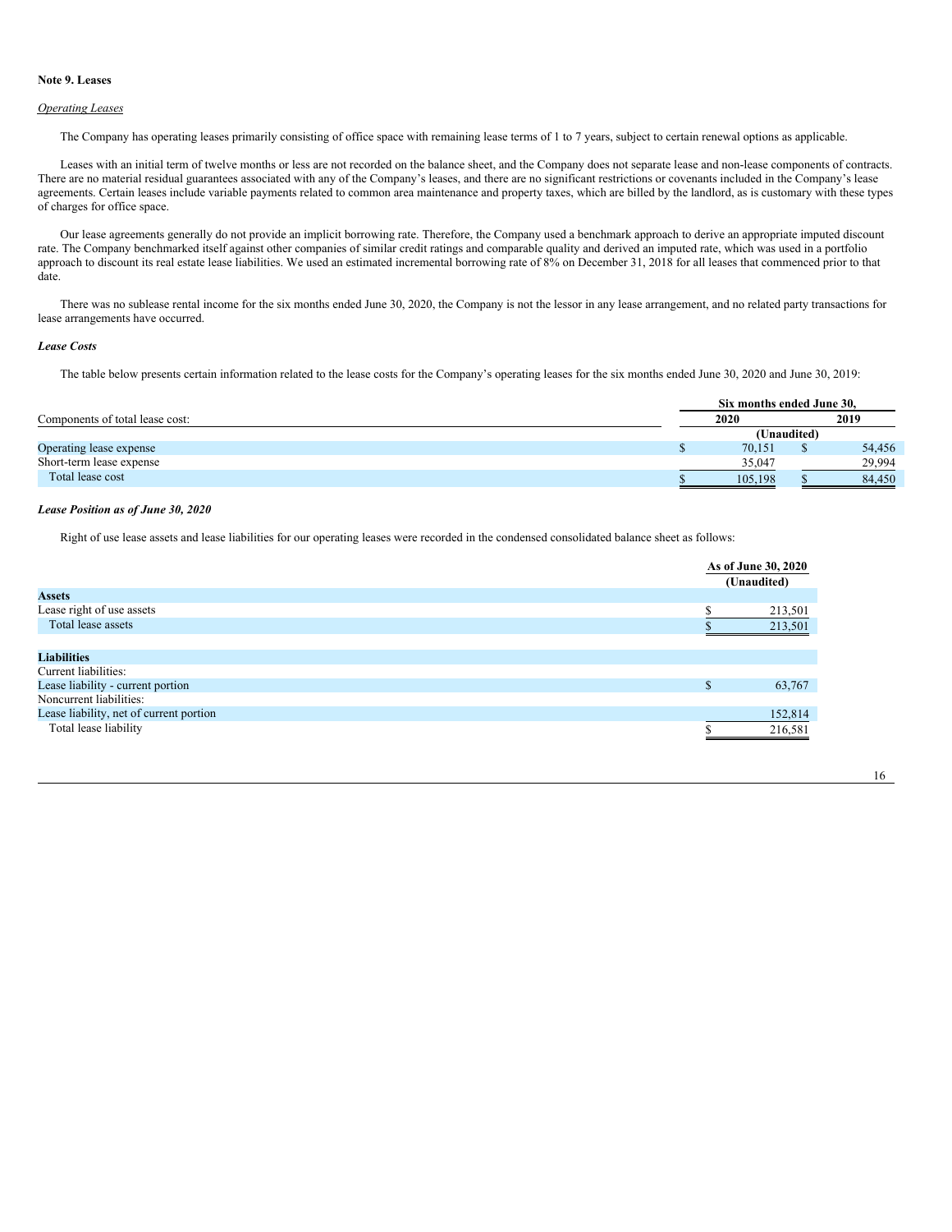**Note 9. Leases**

*Operating Leases*

The Company has operating leases primarily consisting of office space with remaining lease terms of 1 to 7 years, subject to certain renewal options as applicable.

Leases with an initial term of twelve months or less are not recorded on the balance sheet, and the Company does not separate lease and non-lease components of contracts. There are no material residual guarantees associated with any of the Company's leases, and there are no significant restrictions or covenants included in the Company's lease agreements. Certain leases include variable payments related to common area maintenance and property taxes, which are billed by the landlord, as is customary with these types of charges for office space.

Our lease agreements generally do not provide an implicit borrowing rate. Therefore, the Company used a benchmark approach to derive an appropriate imputed discount rate. The Company benchmarked itself against other companies of similar credit ratings and comparable quality and derived an imputed rate, which was used in a portfolio approach to discount its real estate lease liabilities. We used an estimated incremental borrowing rate of 8% on December 31, 2018 for all leases that commenced prior to that date.

There was no sublease rental income for the six months ended June 30, 2020, the Company is not the lessor in any lease arrangement, and no related party transactions for lease arrangements have occurred.

***Lease Costs***

The table below presents certain information related to the lease costs for the Company's operating leases for the six months ended June 30, 2020 and June 30, 2019:

| | Six months ended June 30, | |
|---|---|---|
| Components of total lease cost: | 2020 | 2019 |
| | (Unaudited) | |
| Operating lease expense | $ 70,151 | $ 54,456 |
| Short-term lease expense | 35,047 | 29,994 |
| Total lease cost | $ 105,198 | $ 84,450 |

***Lease Position as of June 30, 2020***

Right of use lease assets and lease liabilities for our operating leases were recorded in the condensed consolidated balance sheet as follows:

| | As of June 30, 2020 (Unaudited) |
|---|---|
| **Assets** | |
| Lease right of use assets | $ 213,501 |
| Total lease assets | $ 213,501 |
| | |
| **Liabilities** | |
| Current liabilities: | |
| Lease liability - current portion | $ 63,767 |
| Noncurrent liabilities: | |
| Lease liability, net of current portion | 152,814 |
| Total lease liability | $ 216,581 |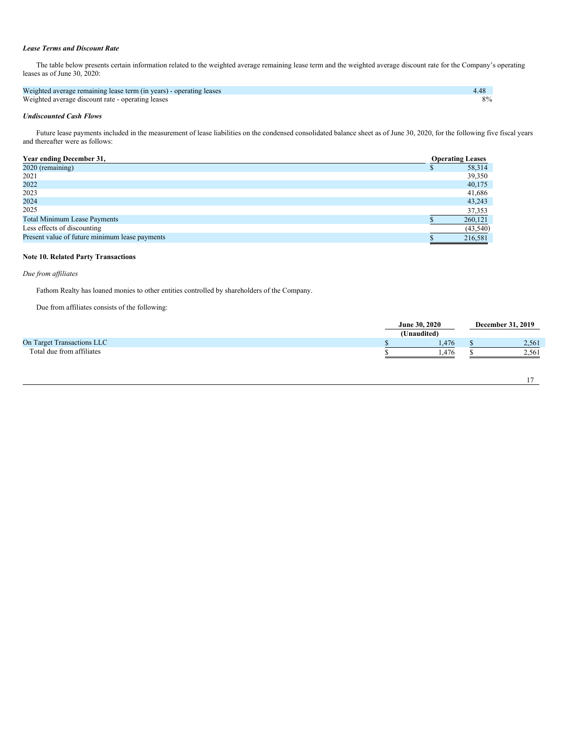***Lease Terms and Discount Rate***

The table below presents certain information related to the weighted average remaining lease term and the weighted average discount rate for the Company's operating leases as of June 30, 2020:

| | |
|---|---|
| Weighted average remaining lease term (in years) - operating leases | 4.48 |
| Weighted average discount rate - operating leases | 8% |

***Undiscounted Cash Flows***

Future lease payments included in the measurement of lease liabilities on the condensed consolidated balance sheet as of June 30, 2020, for the following five fiscal years and thereafter were as follows:

| Year ending December 31, | Operating Leases |
|---|---|
| 2020 (remaining) | $ 58,314 |
| 2021 | 39,350 |
| 2022 | 40,175 |
| 2023 | 41,686 |
| 2024 | 43,243 |
| 2025 | 37,353 |
| Total Minimum Lease Payments | $ 260,121 |
| Less effects of discounting | (43,540) |
| Present value of future minimum lease payments | $ 216,581 |

**Note 10. Related Party Transactions**

*Due from affiliates*

Fathom Realty has loaned monies to other entities controlled by shareholders of the Company.

Due from affiliates consists of the following:

| | June 30, 2020 (Unaudited) | December 31, 2019 |
|---|---|---|
| On Target Transactions LLC | $ 1,476 | $ 2,561 |
| Total due from affiliates | $ 1,476 | $ 2,561 |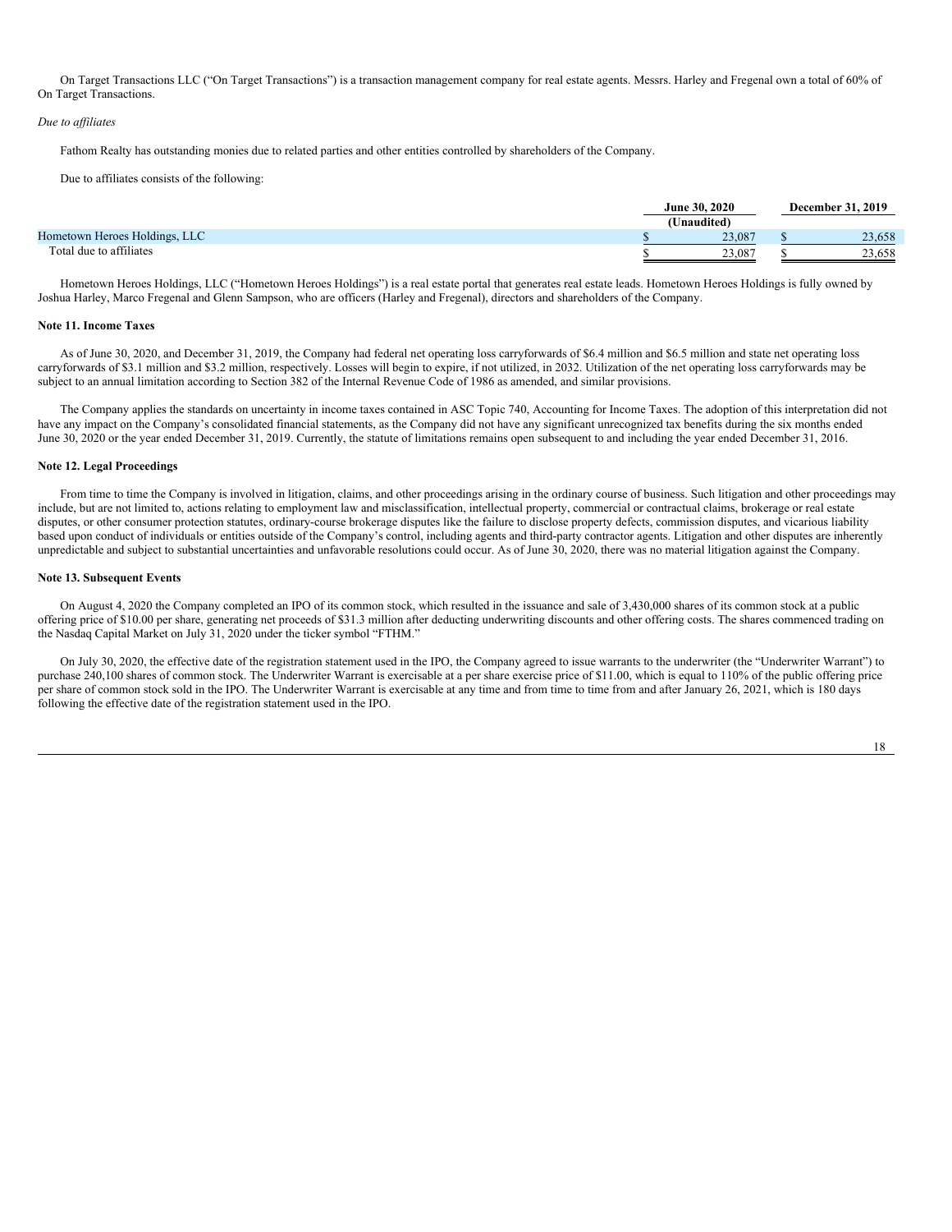On Target Transactions LLC ("On Target Transactions") is a transaction management company for real estate agents. Messrs. Harley and Fregenal own a total of 60% of On Target Transactions.

*Due to affiliates*

Fathom Realty has outstanding monies due to related parties and other entities controlled by shareholders of the Company.

Due to affiliates consists of the following:

| | June 30, 2020 | December 31, 2019 |
|---|---|---|
| | (Unaudited) | |
| Hometown Heroes Holdings, LLC | $ 23,087 | $ 23,658 |
| Total due to affiliates | $ 23,087 | $ 23,658 |

Hometown Heroes Holdings, LLC ("Hometown Heroes Holdings") is a real estate portal that generates real estate leads. Hometown Heroes Holdings is fully owned by Joshua Harley, Marco Fregenal and Glenn Sampson, who are officers (Harley and Fregenal), directors and shareholders of the Company.

**Note 11. Income Taxes**

As of June 30, 2020, and December 31, 2019, the Company had federal net operating loss carryforwards of $6.4 million and $6.5 million and state net operating loss carryforwards of $3.1 million and $3.2 million, respectively. Losses will begin to expire, if not utilized, in 2032. Utilization of the net operating loss carryforwards may be subject to an annual limitation according to Section 382 of the Internal Revenue Code of 1986 as amended, and similar provisions.

The Company applies the standards on uncertainty in income taxes contained in ASC Topic 740, Accounting for Income Taxes. The adoption of this interpretation did not have any impact on the Company's consolidated financial statements, as the Company did not have any significant unrecognized tax benefits during the six months ended June 30, 2020 or the year ended December 31, 2019. Currently, the statute of limitations remains open subsequent to and including the year ended December 31, 2016.

**Note 12. Legal Proceedings**

From time to time the Company is involved in litigation, claims, and other proceedings arising in the ordinary course of business. Such litigation and other proceedings may include, but are not limited to, actions relating to employment law and misclassification, intellectual property, commercial or contractual claims, brokerage or real estate disputes, or other consumer protection statutes, ordinary-course brokerage disputes like the failure to disclose property defects, commission disputes, and vicarious liability based upon conduct of individuals or entities outside of the Company's control, including agents and third-party contractor agents. Litigation and other disputes are inherently unpredictable and subject to substantial uncertainties and unfavorable resolutions could occur. As of June 30, 2020, there was no material litigation against the Company.

**Note 13. Subsequent Events**

On August 4, 2020 the Company completed an IPO of its common stock, which resulted in the issuance and sale of 3,430,000 shares of its common stock at a public offering price of $10.00 per share, generating net proceeds of $31.3 million after deducting underwriting discounts and other offering costs. The shares commenced trading on the Nasdaq Capital Market on July 31, 2020 under the ticker symbol "FTHM."

On July 30, 2020, the effective date of the registration statement used in the IPO, the Company agreed to issue warrants to the underwriter (the "Underwriter Warrant") to purchase 240,100 shares of common stock. The Underwriter Warrant is exercisable at a per share exercise price of $11.00, which is equal to 110% of the public offering price per share of common stock sold in the IPO. The Underwriter Warrant is exercisable at any time and from time to time from and after January 26, 2021, which is 180 days following the effective date of the registration statement used in the IPO.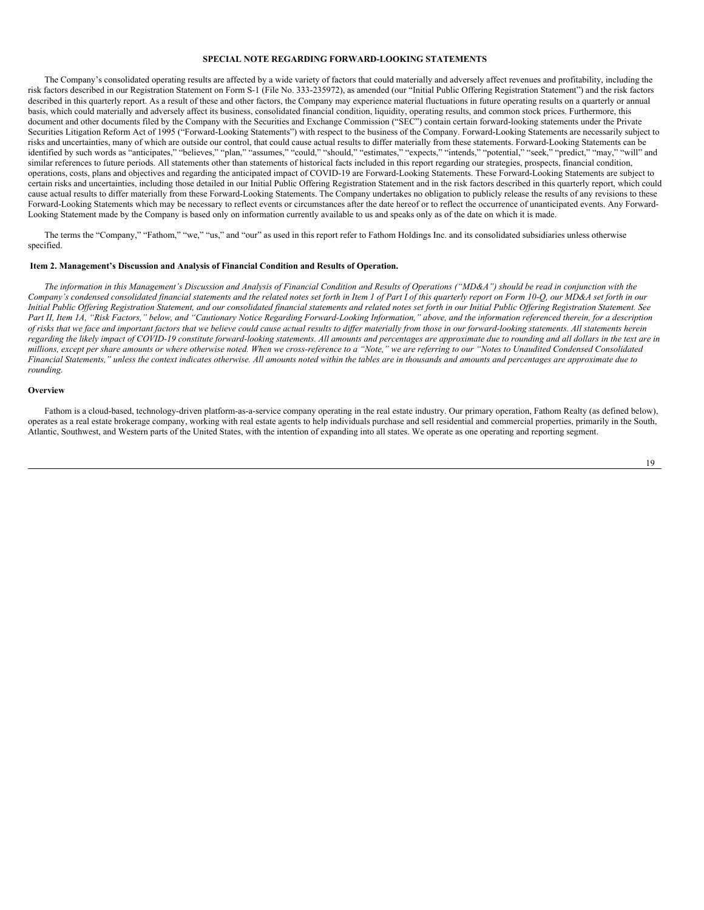## SPECIAL NOTE REGARDING FORWARD-LOOKING STATEMENTS

The Company's consolidated operating results are affected by a wide variety of factors that could materially and adversely affect revenues and profitability, including the risk factors described in our Registration Statement on Form S-1 (File No. 333-235972), as amended (our "Initial Public Offering Registration Statement") and the risk factors described in this quarterly report. As a result of these and other factors, the Company may experience material fluctuations in future operating results on a quarterly or annual basis, which could materially and adversely affect its business, consolidated financial condition, liquidity, operating results, and common stock prices. Furthermore, this document and other documents filed by the Company with the Securities and Exchange Commission ("SEC") contain certain forward-looking statements under the Private Securities Litigation Reform Act of 1995 ("Forward-Looking Statements") with respect to the business of the Company. Forward-Looking Statements are necessarily subject to risks and uncertainties, many of which are outside our control, that could cause actual results to differ materially from these statements. Forward-Looking Statements can be identified by such words as "anticipates," "believes," "plan," "assumes," "could," "should," "estimates," "expects," "intends," "potential," "seek," "predict," "may," "will" and similar references to future periods. All statements other than statements of historical facts included in this report regarding our strategies, prospects, financial condition, operations, costs, plans and objectives and regarding the anticipated impact of COVID-19 are Forward-Looking Statements. These Forward-Looking Statements are subject to certain risks and uncertainties, including those detailed in our Initial Public Offering Registration Statement and in the risk factors described in this quarterly report, which could cause actual results to differ materially from these Forward-Looking Statements. The Company undertakes no obligation to publicly release the results of any revisions to these Forward-Looking Statements which may be necessary to reflect events or circumstances after the date hereof or to reflect the occurrence of unanticipated events. Any Forward-Looking Statement made by the Company is based only on information currently available to us and speaks only as of the date on which it is made.

The terms the "Company," "Fathom," "we," "us," and "our" as used in this report refer to Fathom Holdings Inc. and its consolidated subsidiaries unless otherwise specified.

### Item 2. Management's Discussion and Analysis of Financial Condition and Results of Operation.

*The information in this Management's Discussion and Analysis of Financial Condition and Results of Operations ("MD&A") should be read in conjunction with the Company's condensed consolidated financial statements and the related notes set forth in Item 1 of Part I of this quarterly report on Form 10-Q, our MD&A set forth in our Initial Public Offering Registration Statement, and our consolidated financial statements and related notes set forth in our Initial Public Offering Registration Statement. See Part II, Item 1A, "Risk Factors," below, and "Cautionary Notice Regarding Forward-Looking Information," above, and the information referenced therein, for a description of risks that we face and important factors that we believe could cause actual results to differ materially from those in our forward-looking statements. All statements herein regarding the likely impact of COVID-19 constitute forward-looking statements. All amounts and percentages are approximate due to rounding and all dollars in the text are in millions, except per share amounts or where otherwise noted. When we cross-reference to a "Note," we are referring to our "Notes to Unaudited Condensed Consolidated Financial Statements," unless the context indicates otherwise. All amounts noted within the tables are in thousands and amounts and percentages are approximate due to rounding.*

### Overview

Fathom is a cloud-based, technology-driven platform-as-a-service company operating in the real estate industry. Our primary operation, Fathom Realty (as defined below), operates as a real estate brokerage company, working with real estate agents to help individuals purchase and sell residential and commercial properties, primarily in the South, Atlantic, Southwest, and Western parts of the United States, with the intention of expanding into all states. We operate as one operating and reporting segment.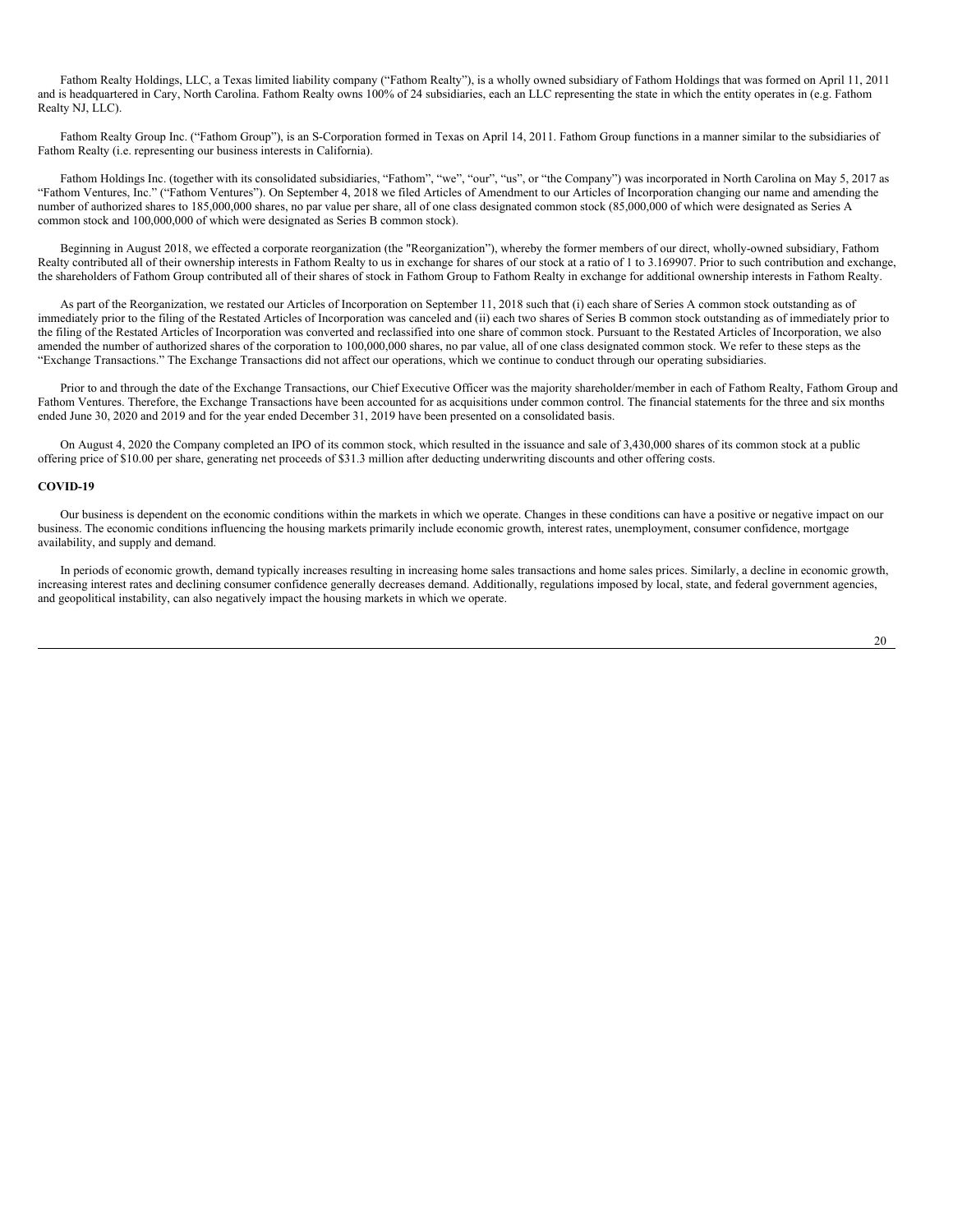Fathom Realty Holdings, LLC, a Texas limited liability company ("Fathom Realty"), is a wholly owned subsidiary of Fathom Holdings that was formed on April 11, 2011 and is headquartered in Cary, North Carolina. Fathom Realty owns 100% of 24 subsidiaries, each an LLC representing the state in which the entity operates in (e.g. Fathom Realty NJ, LLC).

Fathom Realty Group Inc. ("Fathom Group"), is an S-Corporation formed in Texas on April 14, 2011. Fathom Group functions in a manner similar to the subsidiaries of Fathom Realty (i.e. representing our business interests in California).

Fathom Holdings Inc. (together with its consolidated subsidiaries, "Fathom", "we", "our", "us", or "the Company") was incorporated in North Carolina on May 5, 2017 as "Fathom Ventures, Inc." ("Fathom Ventures"). On September 4, 2018 we filed Articles of Amendment to our Articles of Incorporation changing our name and amending the number of authorized shares to 185,000,000 shares, no par value per share, all of one class designated common stock (85,000,000 of which were designated as Series A common stock and 100,000,000 of which were designated as Series B common stock).

Beginning in August 2018, we effected a corporate reorganization (the "Reorganization"), whereby the former members of our direct, wholly-owned subsidiary, Fathom Realty contributed all of their ownership interests in Fathom Realty to us in exchange for shares of our stock at a ratio of 1 to 3.169907. Prior to such contribution and exchange, the shareholders of Fathom Group contributed all of their shares of stock in Fathom Group to Fathom Realty in exchange for additional ownership interests in Fathom Realty.

As part of the Reorganization, we restated our Articles of Incorporation on September 11, 2018 such that (i) each share of Series A common stock outstanding as of immediately prior to the filing of the Restated Articles of Incorporation was canceled and (ii) each two shares of Series B common stock outstanding as of immediately prior to the filing of the Restated Articles of Incorporation was converted and reclassified into one share of common stock. Pursuant to the Restated Articles of Incorporation, we also amended the number of authorized shares of the corporation to 100,000,000 shares, no par value, all of one class designated common stock. We refer to these steps as the "Exchange Transactions." The Exchange Transactions did not affect our operations, which we continue to conduct through our operating subsidiaries.

Prior to and through the date of the Exchange Transactions, our Chief Executive Officer was the majority shareholder/member in each of Fathom Realty, Fathom Group and Fathom Ventures. Therefore, the Exchange Transactions have been accounted for as acquisitions under common control. The financial statements for the three and six months ended June 30, 2020 and 2019 and for the year ended December 31, 2019 have been presented on a consolidated basis.

On August 4, 2020 the Company completed an IPO of its common stock, which resulted in the issuance and sale of 3,430,000 shares of its common stock at a public offering price of $10.00 per share, generating net proceeds of $31.3 million after deducting underwriting discounts and other offering costs.

**COVID-19**

Our business is dependent on the economic conditions within the markets in which we operate. Changes in these conditions can have a positive or negative impact on our business. The economic conditions influencing the housing markets primarily include economic growth, interest rates, unemployment, consumer confidence, mortgage availability, and supply and demand.

In periods of economic growth, demand typically increases resulting in increasing home sales transactions and home sales prices. Similarly, a decline in economic growth, increasing interest rates and declining consumer confidence generally decreases demand. Additionally, regulations imposed by local, state, and federal government agencies, and geopolitical instability, can also negatively impact the housing markets in which we operate.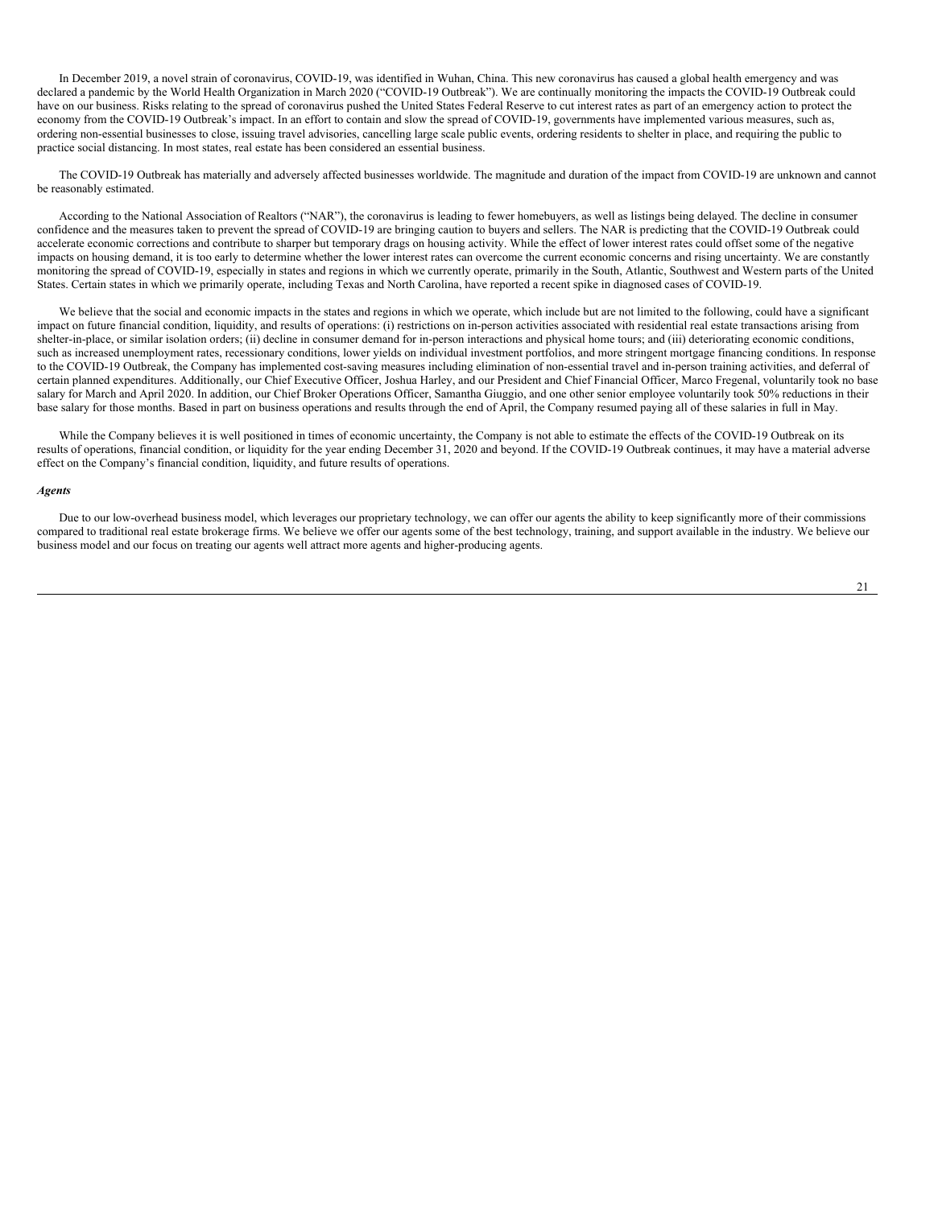In December 2019, a novel strain of coronavirus, COVID-19, was identified in Wuhan, China. This new coronavirus has caused a global health emergency and was declared a pandemic by the World Health Organization in March 2020 ("COVID-19 Outbreak"). We are continually monitoring the impacts the COVID-19 Outbreak could have on our business. Risks relating to the spread of coronavirus pushed the United States Federal Reserve to cut interest rates as part of an emergency action to protect the economy from the COVID-19 Outbreak's impact. In an effort to contain and slow the spread of COVID-19, governments have implemented various measures, such as, ordering non-essential businesses to close, issuing travel advisories, cancelling large scale public events, ordering residents to shelter in place, and requiring the public to practice social distancing. In most states, real estate has been considered an essential business.

The COVID-19 Outbreak has materially and adversely affected businesses worldwide. The magnitude and duration of the impact from COVID-19 are unknown and cannot be reasonably estimated.

According to the National Association of Realtors ("NAR"), the coronavirus is leading to fewer homebuyers, as well as listings being delayed. The decline in consumer confidence and the measures taken to prevent the spread of COVID-19 are bringing caution to buyers and sellers. The NAR is predicting that the COVID-19 Outbreak could accelerate economic corrections and contribute to sharper but temporary drags on housing activity. While the effect of lower interest rates could offset some of the negative impacts on housing demand, it is too early to determine whether the lower interest rates can overcome the current economic concerns and rising uncertainty. We are constantly monitoring the spread of COVID-19, especially in states and regions in which we currently operate, primarily in the South, Atlantic, Southwest and Western parts of the United States. Certain states in which we primarily operate, including Texas and North Carolina, have reported a recent spike in diagnosed cases of COVID-19.

We believe that the social and economic impacts in the states and regions in which we operate, which include but are not limited to the following, could have a significant impact on future financial condition, liquidity, and results of operations: (i) restrictions on in-person activities associated with residential real estate transactions arising from shelter-in-place, or similar isolation orders; (ii) decline in consumer demand for in-person interactions and physical home tours; and (iii) deteriorating economic conditions, such as increased unemployment rates, recessionary conditions, lower yields on individual investment portfolios, and more stringent mortgage financing conditions. In response to the COVID-19 Outbreak, the Company has implemented cost-saving measures including elimination of non-essential travel and in-person training activities, and deferral of certain planned expenditures. Additionally, our Chief Executive Officer, Joshua Harley, and our President and Chief Financial Officer, Marco Fregenal, voluntarily took no base salary for March and April 2020. In addition, our Chief Broker Operations Officer, Samantha Giuggio, and one other senior employee voluntarily took 50% reductions in their base salary for those months. Based in part on business operations and results through the end of April, the Company resumed paying all of these salaries in full in May.

While the Company believes it is well positioned in times of economic uncertainty, the Company is not able to estimate the effects of the COVID-19 Outbreak on its results of operations, financial condition, or liquidity for the year ending December 31, 2020 and beyond. If the COVID-19 Outbreak continues, it may have a material adverse effect on the Company's financial condition, liquidity, and future results of operations.

***Agents***

Due to our low-overhead business model, which leverages our proprietary technology, we can offer our agents the ability to keep significantly more of their commissions compared to traditional real estate brokerage firms. We believe we offer our agents some of the best technology, training, and support available in the industry. We believe our business model and our focus on treating our agents well attract more agents and higher-producing agents.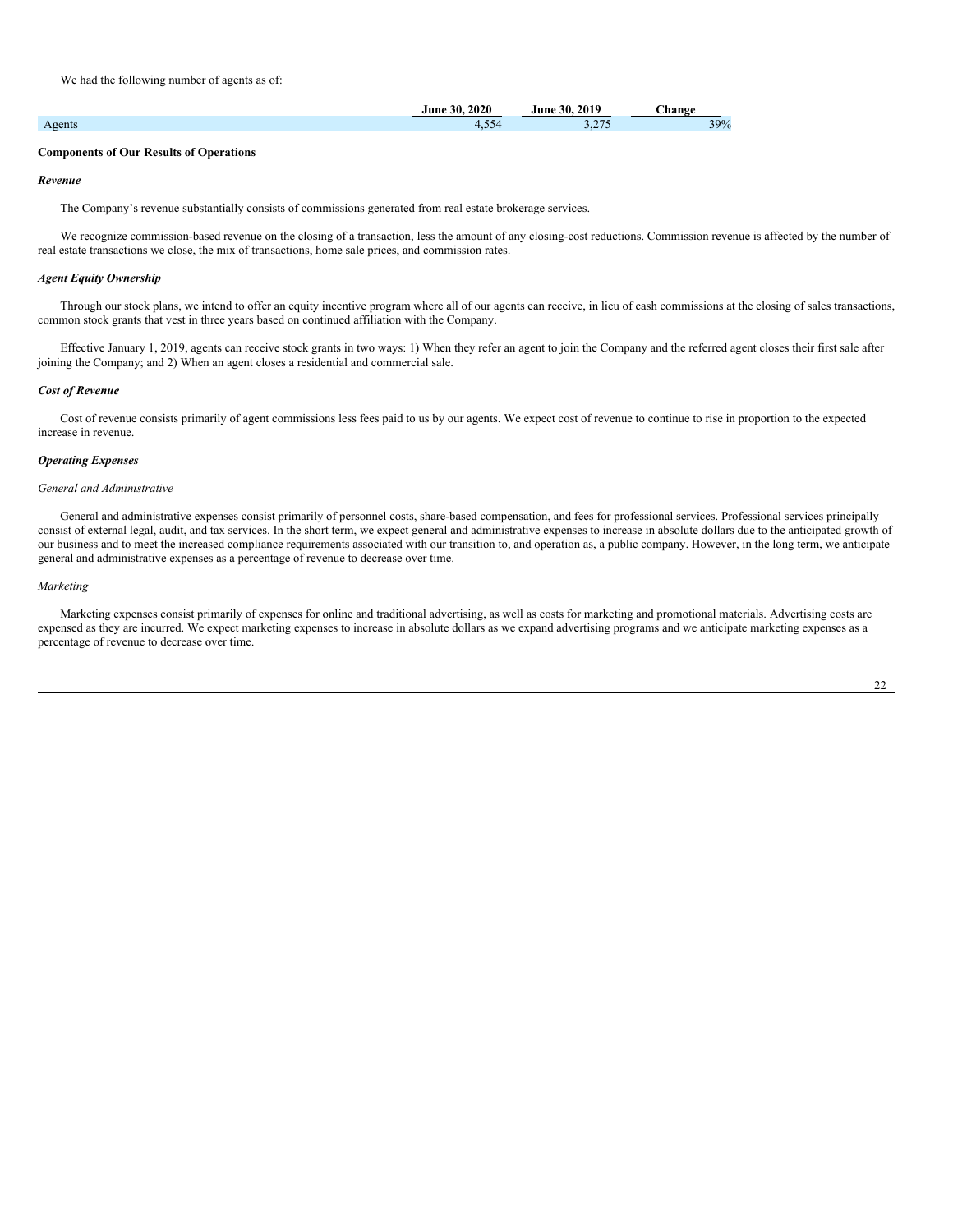We had the following number of agents as of:

| | June 30, 2020 | June 30, 2019 | Change |
|---|---|---|---|
| Agents | 4,554 | 3,275 | 39% |

**Components of Our Results of Operations**

***Revenue***

The Company's revenue substantially consists of commissions generated from real estate brokerage services.

We recognize commission-based revenue on the closing of a transaction, less the amount of any closing-cost reductions. Commission revenue is affected by the number of real estate transactions we close, the mix of transactions, home sale prices, and commission rates.

***Agent Equity Ownership***

Through our stock plans, we intend to offer an equity incentive program where all of our agents can receive, in lieu of cash commissions at the closing of sales transactions, common stock grants that vest in three years based on continued affiliation with the Company.

Effective January 1, 2019, agents can receive stock grants in two ways: 1) When they refer an agent to join the Company and the referred agent closes their first sale after joining the Company; and 2) When an agent closes a residential and commercial sale.

***Cost of Revenue***

Cost of revenue consists primarily of agent commissions less fees paid to us by our agents. We expect cost of revenue to continue to rise in proportion to the expected increase in revenue.

***Operating Expenses***

*General and Administrative*

General and administrative expenses consist primarily of personnel costs, share-based compensation, and fees for professional services. Professional services principally consist of external legal, audit, and tax services. In the short term, we expect general and administrative expenses to increase in absolute dollars due to the anticipated growth of our business and to meet the increased compliance requirements associated with our transition to, and operation as, a public company. However, in the long term, we anticipate general and administrative expenses as a percentage of revenue to decrease over time.

*Marketing*

Marketing expenses consist primarily of expenses for online and traditional advertising, as well as costs for marketing and promotional materials. Advertising costs are expensed as they are incurred. We expect marketing expenses to increase in absolute dollars as we expand advertising programs and we anticipate marketing expenses as a percentage of revenue to decrease over time.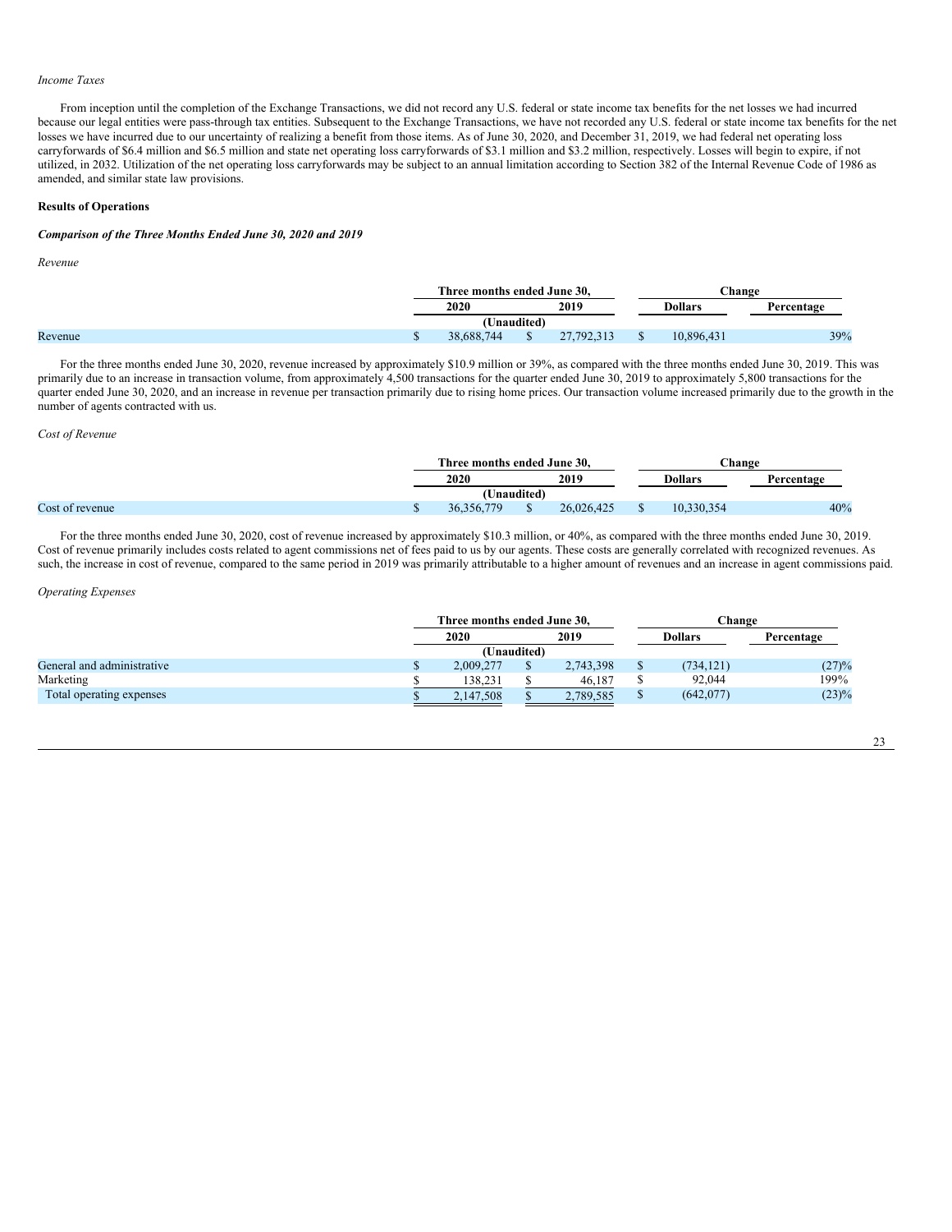*Income Taxes*

From inception until the completion of the Exchange Transactions, we did not record any U.S. federal or state income tax benefits for the net losses we had incurred because our legal entities were pass-through tax entities. Subsequent to the Exchange Transactions, we have not recorded any U.S. federal or state income tax benefits for the net losses we have incurred due to our uncertainty of realizing a benefit from those items. As of June 30, 2020, and December 31, 2019, we had federal net operating loss carryforwards of $6.4 million and $6.5 million and state net operating loss carryforwards of $3.1 million and $3.2 million, respectively. Losses will begin to expire, if not utilized, in 2032. Utilization of the net operating loss carryforwards may be subject to an annual limitation according to Section 382 of the Internal Revenue Code of 1986 as amended, and similar state law provisions.

**Results of Operations**

***Comparison of the Three Months Ended June 30, 2020 and 2019***

*Revenue*

| | Three months ended June 30, | | Change | |
|---|---|---|---|---|
| | 2020 | 2019 | Dollars | Percentage |
| | (Unaudited) | | | |
| Revenue | $ 38,688,744 | $ 27,792,313 | $ 10,896,431 | 39% |

For the three months ended June 30, 2020, revenue increased by approximately $10.9 million or 39%, as compared with the three months ended June 30, 2019. This was primarily due to an increase in transaction volume, from approximately 4,500 transactions for the quarter ended June 30, 2019 to approximately 5,800 transactions for the quarter ended June 30, 2020, and an increase in revenue per transaction primarily due to rising home prices. Our transaction volume increased primarily due to the growth in the number of agents contracted with us.

*Cost of Revenue*

| | Three months ended June 30, | | Change | |
|---|---|---|---|---|
| | 2020 | 2019 | Dollars | Percentage |
| | (Unaudited) | | | |
| Cost of revenue | $ 36,356,779 | $ 26,026,425 | $ 10,330,354 | 40% |

For the three months ended June 30, 2020, cost of revenue increased by approximately $10.3 million, or 40%, as compared with the three months ended June 30, 2019. Cost of revenue primarily includes costs related to agent commissions net of fees paid to us by our agents. These costs are generally correlated with recognized revenues. As such, the increase in cost of revenue, compared to the same period in 2019 was primarily attributable to a higher amount of revenues and an increase in agent commissions paid.

*Operating Expenses*

| | Three months ended June 30, | | Change | |
|---|---|---|---|---|
| | 2020 | 2019 | Dollars | Percentage |
| | (Unaudited) | | | |
| General and administrative | $ 2,009,277 | $ 2,743,398 | $ (734,121) | (27)% |
| Marketing | $ 138,231 | $ 46,187 | $ 92,044 | 199% |
| Total operating expenses | $ 2,147,508 | $ 2,789,585 | $ (642,077) | (23)% |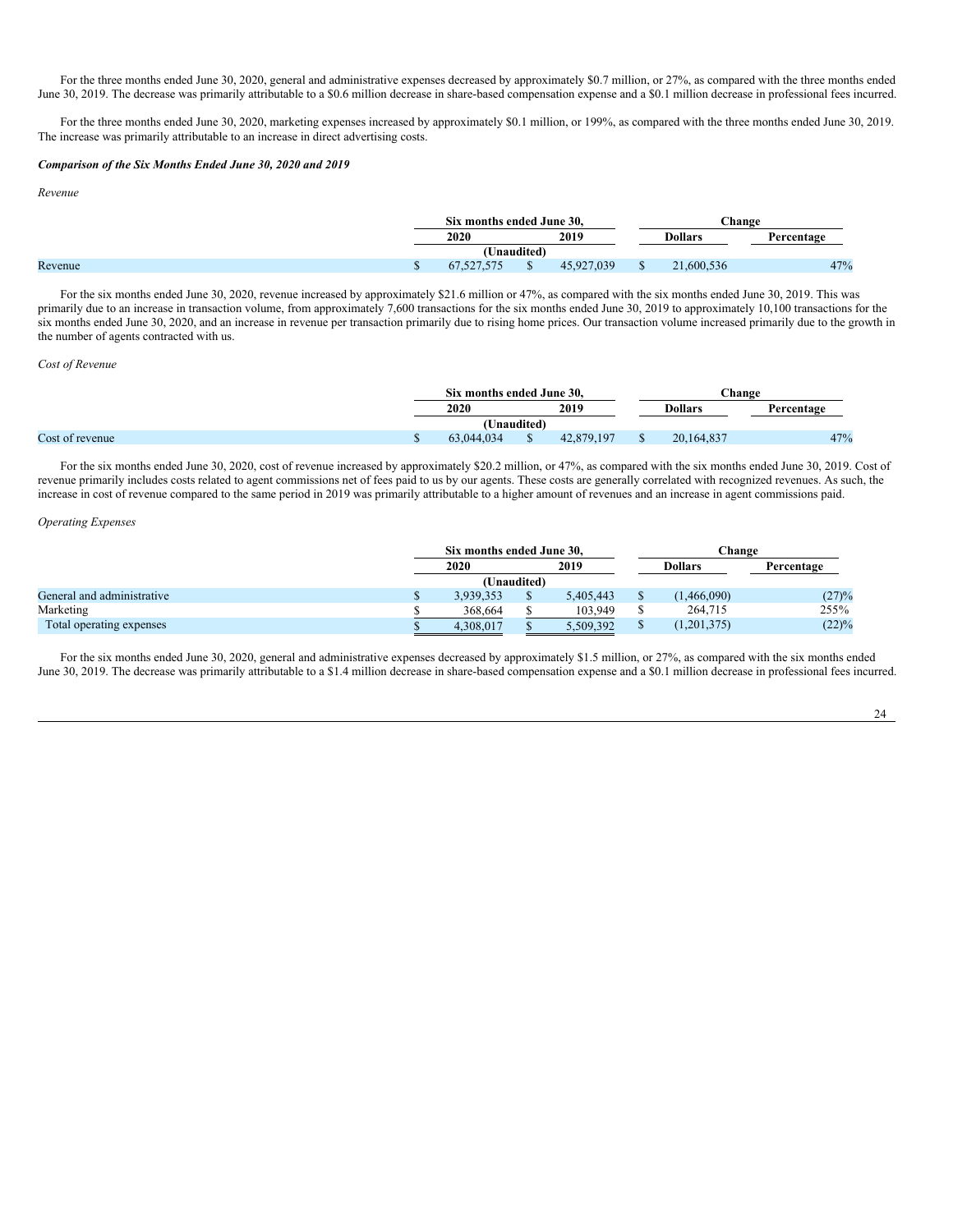For the three months ended June 30, 2020, general and administrative expenses decreased by approximately $0.7 million, or 27%, as compared with the three months ended June 30, 2019. The decrease was primarily attributable to a $0.6 million decrease in share-based compensation expense and a $0.1 million decrease in professional fees incurred.

For the three months ended June 30, 2020, marketing expenses increased by approximately $0.1 million, or 199%, as compared with the three months ended June 30, 2019. The increase was primarily attributable to an increase in direct advertising costs.

***Comparison of the Six Months Ended June 30, 2020 and 2019***

*Revenue*

| | Six months ended June 30, | | Change | |
|---|---|---|---|---|
| | 2020 | 2019 | Dollars | Percentage |
| | (Unaudited) | | | |
| Revenue | $ 67,527,575 | $ 45,927,039 | $ 21,600,536 | 47% |

For the six months ended June 30, 2020, revenue increased by approximately $21.6 million or 47%, as compared with the six months ended June 30, 2019. This was primarily due to an increase in transaction volume, from approximately 7,600 transactions for the six months ended June 30, 2019 to approximately 10,100 transactions for the six months ended June 30, 2020, and an increase in revenue per transaction primarily due to rising home prices. Our transaction volume increased primarily due to the growth in the number of agents contracted with us.

*Cost of Revenue*

| | Six months ended June 30, | | Change | |
|---|---|---|---|---|
| | 2020 | 2019 | Dollars | Percentage |
| | (Unaudited) | | | |
| Cost of revenue | $ 63,044,034 | $ 42,879,197 | $ 20,164,837 | 47% |

For the six months ended June 30, 2020, cost of revenue increased by approximately $20.2 million, or 47%, as compared with the six months ended June 30, 2019. Cost of revenue primarily includes costs related to agent commissions net of fees paid to us by our agents. These costs are generally correlated with recognized revenues. As such, the increase in cost of revenue compared to the same period in 2019 was primarily attributable to a higher amount of revenues and an increase in agent commissions paid.

*Operating Expenses*

| | Six months ended June 30, | | Change | |
|---|---|---|---|---|
| | 2020 | 2019 | Dollars | Percentage |
| | (Unaudited) | | | |
| General and administrative | $ 3,939,353 | $ 5,405,443 | $ (1,466,090) | (27)% |
| Marketing | $ 368,664 | $ 103,949 | $ 264,715 | 255% |
| Total operating expenses | $ 4,308,017 | $ 5,509,392 | $ (1,201,375) | (22)% |

For the six months ended June 30, 2020, general and administrative expenses decreased by approximately $1.5 million, or 27%, as compared with the six months ended June 30, 2019. The decrease was primarily attributable to a $1.4 million decrease in share-based compensation expense and a $0.1 million decrease in professional fees incurred.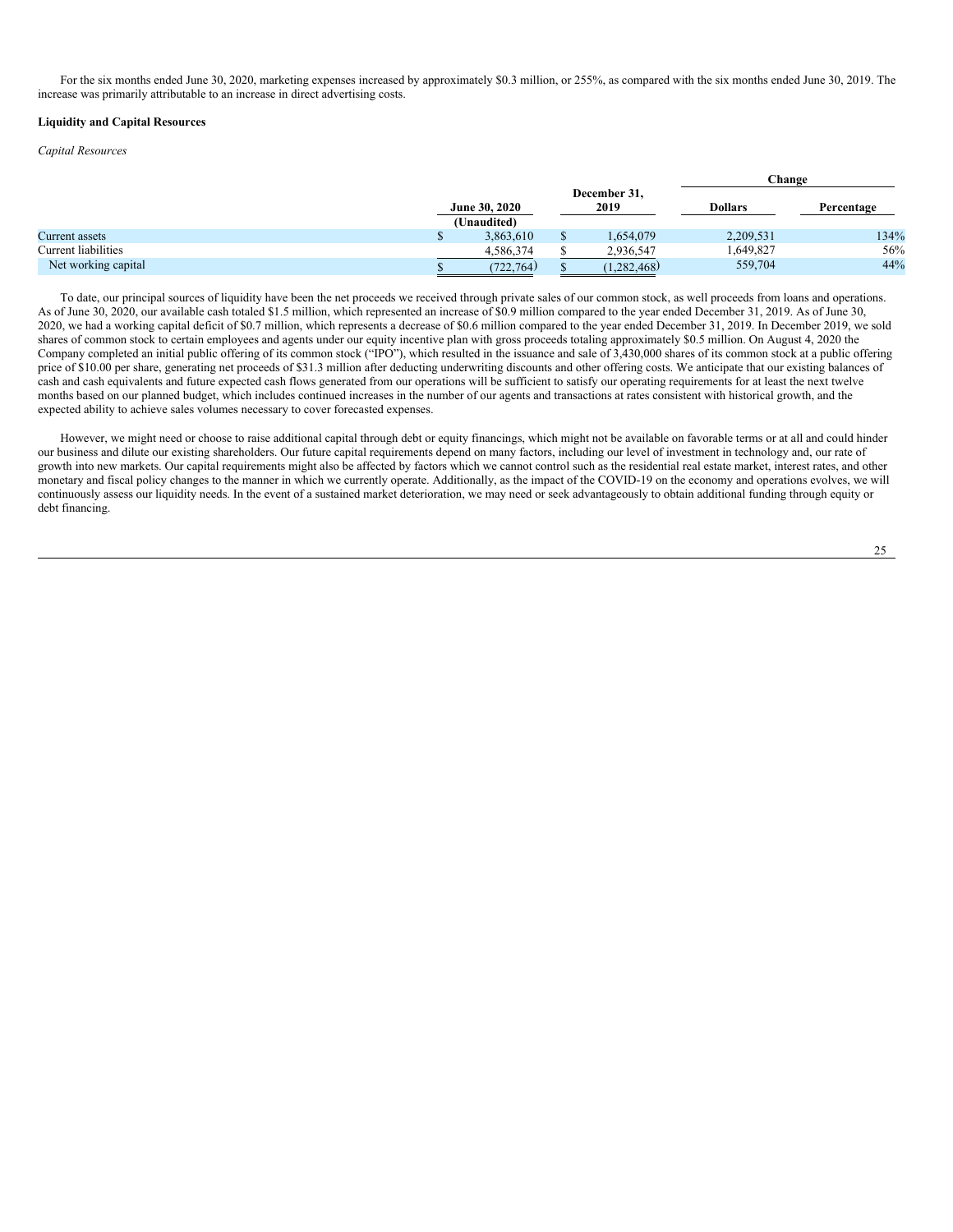For the six months ended June 30, 2020, marketing expenses increased by approximately $0.3 million, or 255%, as compared with the six months ended June 30, 2019. The increase was primarily attributable to an increase in direct advertising costs.

**Liquidity and Capital Resources**

*Capital Resources*

| | June 30, 2020 | December 31, 2019 | Change | |
|---|---|---|---|---|
| | (Unaudited) | | Dollars | Percentage |
| Current assets | $ 3,863,610 | $ 1,654,079 | 2,209,531 | 134% |
| Current liabilities | 4,586,374 | $ 2,936,547 | 1,649,827 | 56% |
| Net working capital | $ (722,764) | $ (1,282,468) | 559,704 | 44% |

To date, our principal sources of liquidity have been the net proceeds we received through private sales of our common stock, as well proceeds from loans and operations. As of June 30, 2020, our available cash totaled $1.5 million, which represented an increase of $0.9 million compared to the year ended December 31, 2019. As of June 30, 2020, we had a working capital deficit of $0.7 million, which represents a decrease of $0.6 million compared to the year ended December 31, 2019. In December 2019, we sold shares of common stock to certain employees and agents under our equity incentive plan with gross proceeds totaling approximately $0.5 million. On August 4, 2020 the Company completed an initial public offering of its common stock ("IPO"), which resulted in the issuance and sale of 3,430,000 shares of its common stock at a public offering price of $10.00 per share, generating net proceeds of $31.3 million after deducting underwriting discounts and other offering costs. We anticipate that our existing balances of cash and cash equivalents and future expected cash flows generated from our operations will be sufficient to satisfy our operating requirements for at least the next twelve months based on our planned budget, which includes continued increases in the number of our agents and transactions at rates consistent with historical growth, and the expected ability to achieve sales volumes necessary to cover forecasted expenses.

However, we might need or choose to raise additional capital through debt or equity financings, which might not be available on favorable terms or at all and could hinder our business and dilute our existing shareholders. Our future capital requirements depend on many factors, including our level of investment in technology and, our rate of growth into new markets. Our capital requirements might also be affected by factors which we cannot control such as the residential real estate market, interest rates, and other monetary and fiscal policy changes to the manner in which we currently operate. Additionally, as the impact of the COVID-19 on the economy and operations evolves, we will continuously assess our liquidity needs. In the event of a sustained market deterioration, we may need or seek advantageously to obtain additional funding through equity or debt financing.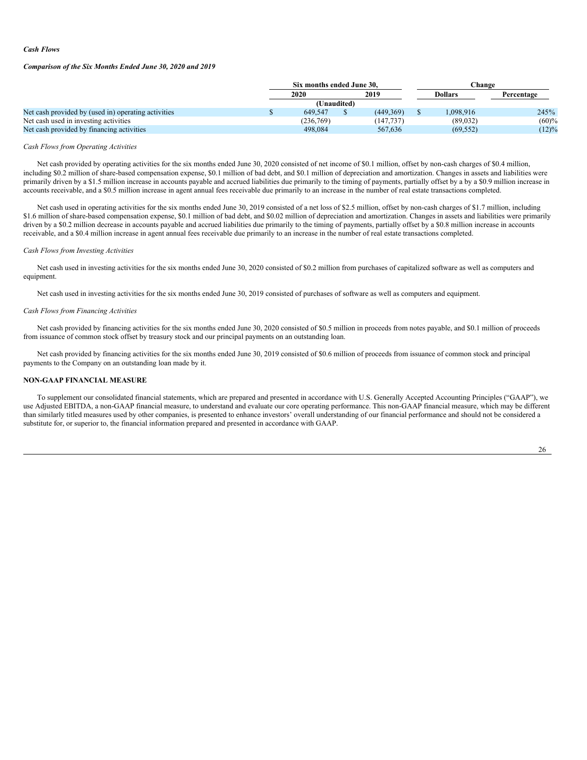*Cash Flows*

***Comparison of the Six Months Ended June 30, 2020 and 2019***

| | Six months ended June 30, | | Change | |
|---|---|---|---|---|
| | 2020 | 2019 | Dollars | Percentage |
| | (Unaudited) | | | |
| Net cash provided by (used in) operating activities | $ 649,547 | $ (449,369) | $ 1,098,916 | 245% |
| Net cash used in investing activities | (236,769) | (147,737) | (89,032) | (60)% |
| Net cash provided by financing activities | 498,084 | 567,636 | (69,552) | (12)% |

*Cash Flows from Operating Activities*

Net cash provided by operating activities for the six months ended June 30, 2020 consisted of net income of $0.1 million, offset by non-cash charges of $0.4 million, including $0.2 million of share-based compensation expense, $0.1 million of bad debt, and $0.1 million of depreciation and amortization. Changes in assets and liabilities were primarily driven by a $1.5 million increase in accounts payable and accrued liabilities due primarily to the timing of payments, partially offset by a by a $0.9 million increase in accounts receivable, and a $0.5 million increase in agent annual fees receivable due primarily to an increase in the number of real estate transactions completed.

Net cash used in operating activities for the six months ended June 30, 2019 consisted of a net loss of $2.5 million, offset by non-cash charges of $1.7 million, including $1.6 million of share-based compensation expense, $0.1 million of bad debt, and $0.02 million of depreciation and amortization. Changes in assets and liabilities were primarily driven by a $0.2 million decrease in accounts payable and accrued liabilities due primarily to the timing of payments, partially offset by a $0.8 million increase in accounts receivable, and a $0.4 million increase in agent annual fees receivable due primarily to an increase in the number of real estate transactions completed.

*Cash Flows from Investing Activities*

Net cash used in investing activities for the six months ended June 30, 2020 consisted of $0.2 million from purchases of capitalized software as well as computers and equipment.

Net cash used in investing activities for the six months ended June 30, 2019 consisted of purchases of software as well as computers and equipment.

*Cash Flows from Financing Activities*

Net cash provided by financing activities for the six months ended June 30, 2020 consisted of $0.5 million in proceeds from notes payable, and $0.1 million of proceeds from issuance of common stock offset by treasury stock and our principal payments on an outstanding loan.

Net cash provided by financing activities for the six months ended June 30, 2019 consisted of $0.6 million of proceeds from issuance of common stock and principal payments to the Company on an outstanding loan made by it.

**NON-GAAP FINANCIAL MEASURE**

To supplement our consolidated financial statements, which are prepared and presented in accordance with U.S. Generally Accepted Accounting Principles ("GAAP"), we use Adjusted EBITDA, a non-GAAP financial measure, to understand and evaluate our core operating performance. This non-GAAP financial measure, which may be different than similarly titled measures used by other companies, is presented to enhance investors' overall understanding of our financial performance and should not be considered a substitute for, or superior to, the financial information prepared and presented in accordance with GAAP.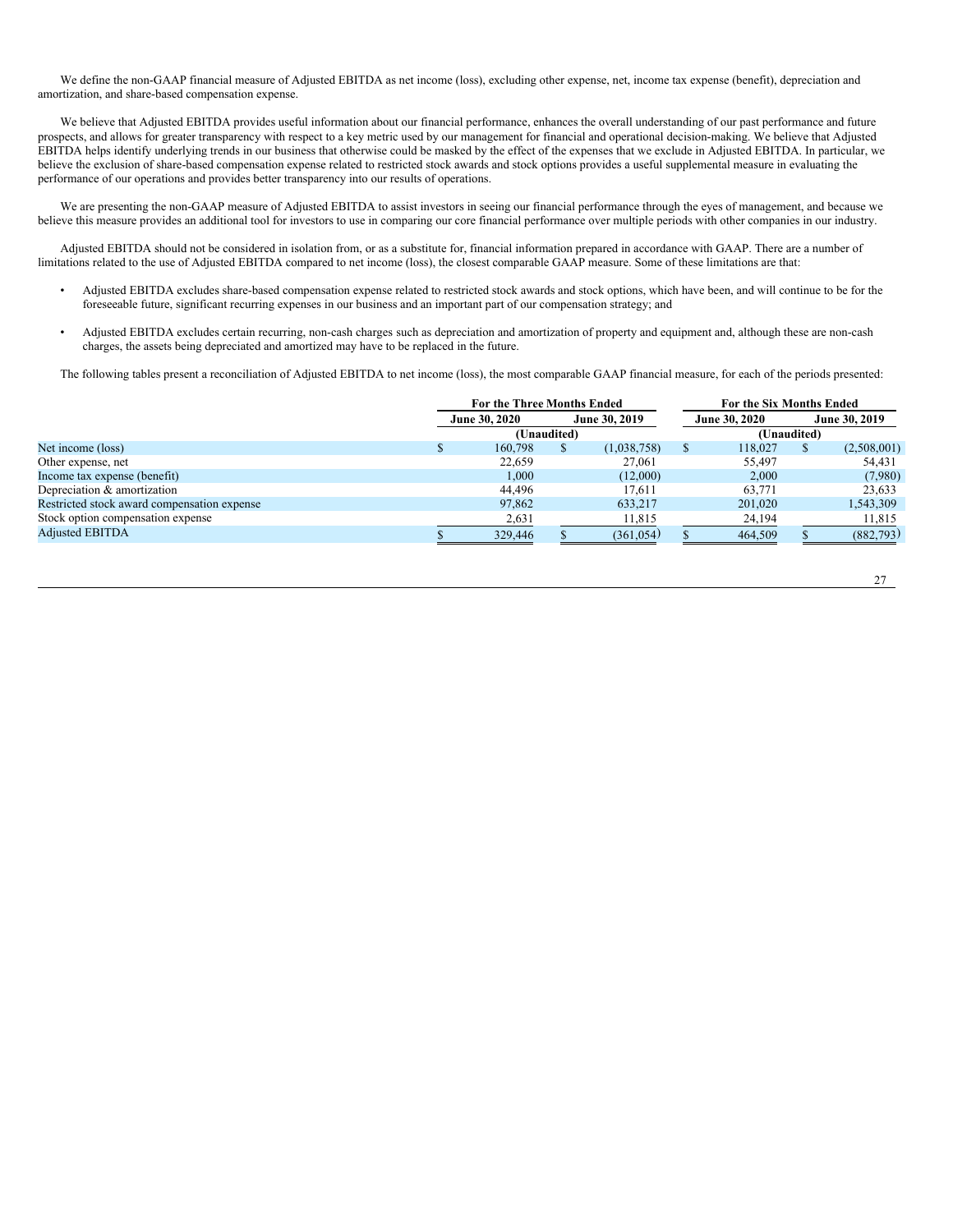We define the non-GAAP financial measure of Adjusted EBITDA as net income (loss), excluding other expense, net, income tax expense (benefit), depreciation and amortization, and share-based compensation expense.

We believe that Adjusted EBITDA provides useful information about our financial performance, enhances the overall understanding of our past performance and future prospects, and allows for greater transparency with respect to a key metric used by our management for financial and operational decision-making. We believe that Adjusted EBITDA helps identify underlying trends in our business that otherwise could be masked by the effect of the expenses that we exclude in Adjusted EBITDA. In particular, we believe the exclusion of share-based compensation expense related to restricted stock awards and stock options provides a useful supplemental measure in evaluating the performance of our operations and provides better transparency into our results of operations.

We are presenting the non-GAAP measure of Adjusted EBITDA to assist investors in seeing our financial performance through the eyes of management, and because we believe this measure provides an additional tool for investors to use in comparing our core financial performance over multiple periods with other companies in our industry.

Adjusted EBITDA should not be considered in isolation from, or as a substitute for, financial information prepared in accordance with GAAP. There are a number of limitations related to the use of Adjusted EBITDA compared to net income (loss), the closest comparable GAAP measure. Some of these limitations are that:

- Adjusted EBITDA excludes share-based compensation expense related to restricted stock awards and stock options, which have been, and will continue to be for the foreseeable future, significant recurring expenses in our business and an important part of our compensation strategy; and
- Adjusted EBITDA excludes certain recurring, non-cash charges such as depreciation and amortization of property and equipment and, although these are non-cash charges, the assets being depreciated and amortized may have to be replaced in the future.

The following tables present a reconciliation of Adjusted EBITDA to net income (loss), the most comparable GAAP financial measure, for each of the periods presented:

| | For the Three Months Ended | | For the Six Months Ended | |
|---|---|---|---|---|
| | June 30, 2020 | June 30, 2019 | June 30, 2020 | June 30, 2019 |
| | (Unaudited) | | (Unaudited) | |
| Net income (loss) | $ 160,798 | $ (1,038,758) | $ 118,027 | $ (2,508,001) |
| Other expense, net | 22,659 | 27,061 | 55,497 | 54,431 |
| Income tax expense (benefit) | 1,000 | (12,000) | 2,000 | (7,980) |
| Depreciation & amortization | 44,496 | 17,611 | 63,771 | 23,633 |
| Restricted stock award compensation expense | 97,862 | 633,217 | 201,020 | 1,543,309 |
| Stock option compensation expense | 2,631 | 11,815 | 24,194 | 11,815 |
| Adjusted EBITDA | $ 329,446 | $ (361,054) | $ 464,509 | $ (882,793) |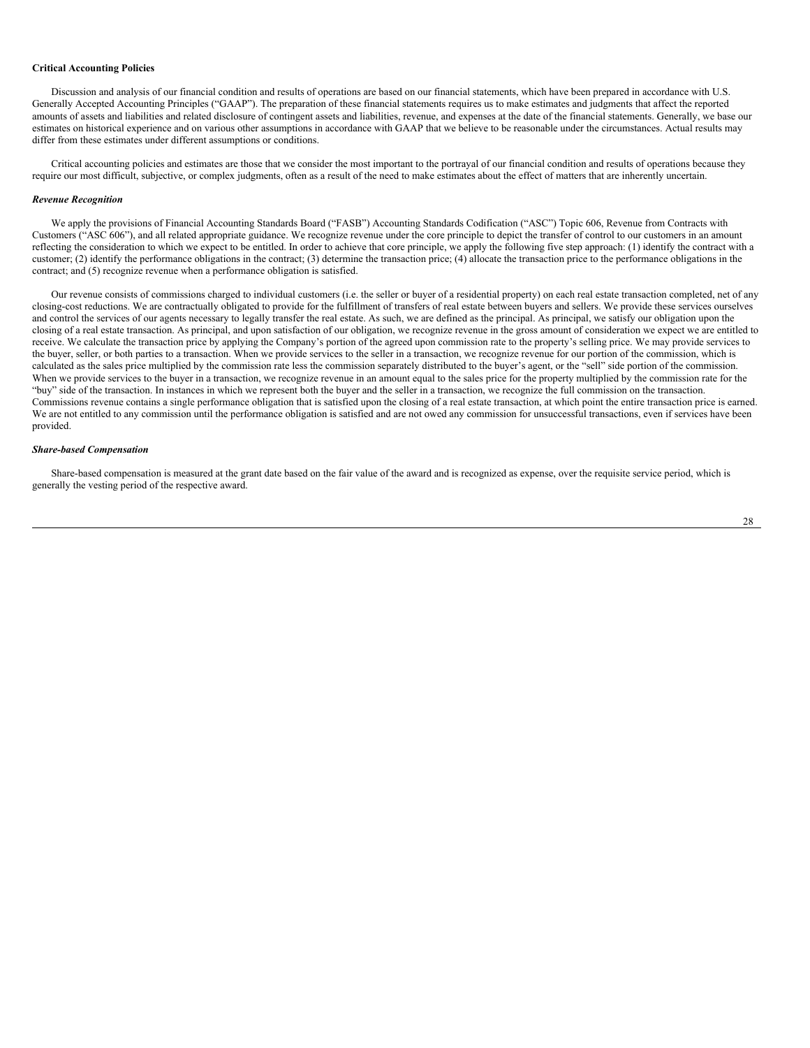**Critical Accounting Policies**

Discussion and analysis of our financial condition and results of operations are based on our financial statements, which have been prepared in accordance with U.S. Generally Accepted Accounting Principles ("GAAP"). The preparation of these financial statements requires us to make estimates and judgments that affect the reported amounts of assets and liabilities and related disclosure of contingent assets and liabilities, revenue, and expenses at the date of the financial statements. Generally, we base our estimates on historical experience and on various other assumptions in accordance with GAAP that we believe to be reasonable under the circumstances. Actual results may differ from these estimates under different assumptions or conditions.

Critical accounting policies and estimates are those that we consider the most important to the portrayal of our financial condition and results of operations because they require our most difficult, subjective, or complex judgments, often as a result of the need to make estimates about the effect of matters that are inherently uncertain.

***Revenue Recognition***

We apply the provisions of Financial Accounting Standards Board ("FASB") Accounting Standards Codification ("ASC") Topic 606, Revenue from Contracts with Customers ("ASC 606"), and all related appropriate guidance. We recognize revenue under the core principle to depict the transfer of control to our customers in an amount reflecting the consideration to which we expect to be entitled. In order to achieve that core principle, we apply the following five step approach: (1) identify the contract with a customer; (2) identify the performance obligations in the contract; (3) determine the transaction price; (4) allocate the transaction price to the performance obligations in the contract; and (5) recognize revenue when a performance obligation is satisfied.

Our revenue consists of commissions charged to individual customers (i.e. the seller or buyer of a residential property) on each real estate transaction completed, net of any closing-cost reductions. We are contractually obligated to provide for the fulfillment of transfers of real estate between buyers and sellers. We provide these services ourselves and control the services of our agents necessary to legally transfer the real estate. As such, we are defined as the principal. As principal, we satisfy our obligation upon the closing of a real estate transaction. As principal, and upon satisfaction of our obligation, we recognize revenue in the gross amount of consideration we expect we are entitled to receive. We calculate the transaction price by applying the Company's portion of the agreed upon commission rate to the property's selling price. We may provide services to the buyer, seller, or both parties to a transaction. When we provide services to the seller in a transaction, we recognize revenue for our portion of the commission, which is calculated as the sales price multiplied by the commission rate less the commission separately distributed to the buyer's agent, or the "sell" side portion of the commission. When we provide services to the buyer in a transaction, we recognize revenue in an amount equal to the sales price for the property multiplied by the commission rate for the "buy" side of the transaction. In instances in which we represent both the buyer and the seller in a transaction, we recognize the full commission on the transaction. Commissions revenue contains a single performance obligation that is satisfied upon the closing of a real estate transaction, at which point the entire transaction price is earned. We are not entitled to any commission until the performance obligation is satisfied and are not owed any commission for unsuccessful transactions, even if services have been provided.

***Share-based Compensation***

Share-based compensation is measured at the grant date based on the fair value of the award and is recognized as expense, over the requisite service period, which is generally the vesting period of the respective award.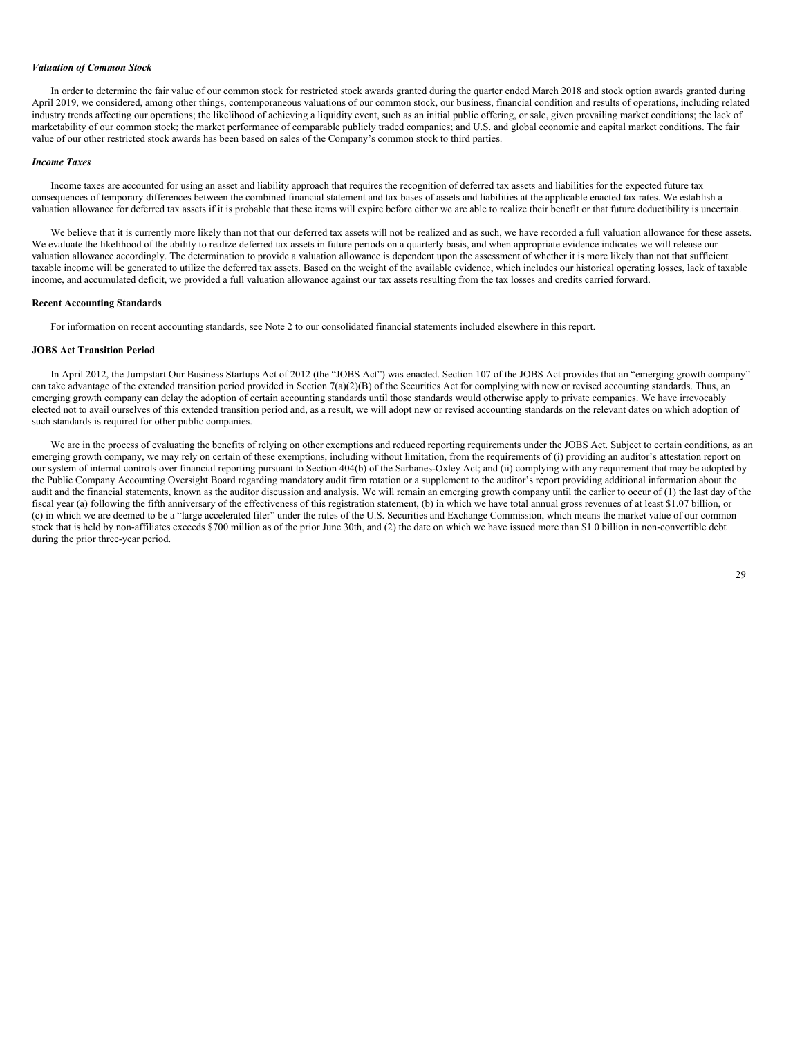### *Valuation of Common Stock*

In order to determine the fair value of our common stock for restricted stock awards granted during the quarter ended March 2018 and stock option awards granted during April 2019, we considered, among other things, contemporaneous valuations of our common stock, our business, financial condition and results of operations, including related industry trends affecting our operations; the likelihood of achieving a liquidity event, such as an initial public offering, or sale, given prevailing market conditions; the lack of marketability of our common stock; the market performance of comparable publicly traded companies; and U.S. and global economic and capital market conditions. The fair value of our other restricted stock awards has been based on sales of the Company's common stock to third parties.

### *Income Taxes*

Income taxes are accounted for using an asset and liability approach that requires the recognition of deferred tax assets and liabilities for the expected future tax consequences of temporary differences between the combined financial statement and tax bases of assets and liabilities at the applicable enacted tax rates. We establish a valuation allowance for deferred tax assets if it is probable that these items will expire before either we are able to realize their benefit or that future deductibility is uncertain.

We believe that it is currently more likely than not that our deferred tax assets will not be realized and as such, we have recorded a full valuation allowance for these assets. We evaluate the likelihood of the ability to realize deferred tax assets in future periods on a quarterly basis, and when appropriate evidence indicates we will release our valuation allowance accordingly. The determination to provide a valuation allowance is dependent upon the assessment of whether it is more likely than not that sufficient taxable income will be generated to utilize the deferred tax assets. Based on the weight of the available evidence, which includes our historical operating losses, lack of taxable income, and accumulated deficit, we provided a full valuation allowance against our tax assets resulting from the tax losses and credits carried forward.

### **Recent Accounting Standards**

For information on recent accounting standards, see Note 2 to our consolidated financial statements included elsewhere in this report.

### **JOBS Act Transition Period**

In April 2012, the Jumpstart Our Business Startups Act of 2012 (the "JOBS Act") was enacted. Section 107 of the JOBS Act provides that an "emerging growth company" can take advantage of the extended transition period provided in Section 7(a)(2)(B) of the Securities Act for complying with new or revised accounting standards. Thus, an emerging growth company can delay the adoption of certain accounting standards until those standards would otherwise apply to private companies. We have irrevocably elected not to avail ourselves of this extended transition period and, as a result, we will adopt new or revised accounting standards on the relevant dates on which adoption of such standards is required for other public companies.

We are in the process of evaluating the benefits of relying on other exemptions and reduced reporting requirements under the JOBS Act. Subject to certain conditions, as an emerging growth company, we may rely on certain of these exemptions, including without limitation, from the requirements of (i) providing an auditor's attestation report on our system of internal controls over financial reporting pursuant to Section 404(b) of the Sarbanes-Oxley Act; and (ii) complying with any requirement that may be adopted by the Public Company Accounting Oversight Board regarding mandatory audit firm rotation or a supplement to the auditor's report providing additional information about the audit and the financial statements, known as the auditor discussion and analysis. We will remain an emerging growth company until the earlier to occur of (1) the last day of the fiscal year (a) following the fifth anniversary of the effectiveness of this registration statement, (b) in which we have total annual gross revenues of at least $1.07 billion, or (c) in which we are deemed to be a "large accelerated filer" under the rules of the U.S. Securities and Exchange Commission, which means the market value of our common stock that is held by non-affiliates exceeds $700 million as of the prior June 30th, and (2) the date on which we have issued more than $1.0 billion in non-convertible debt during the prior three-year period.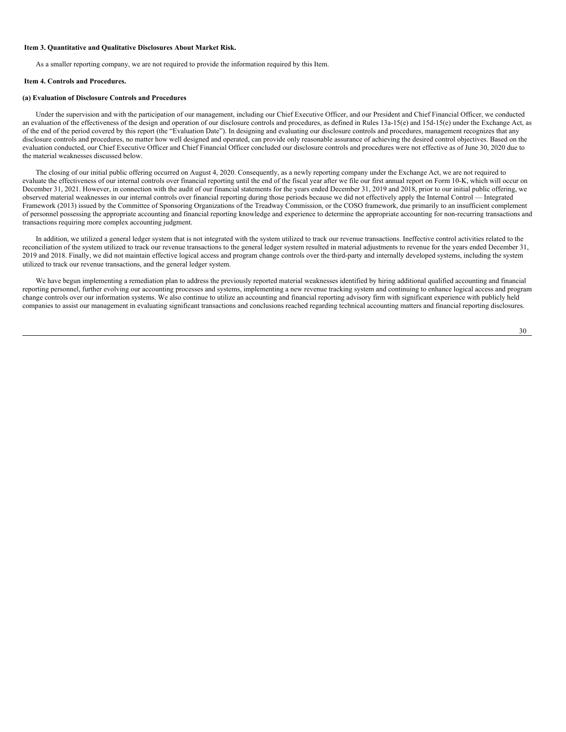**Item 3. Quantitative and Qualitative Disclosures About Market Risk.**

As a smaller reporting company, we are not required to provide the information required by this Item.

**Item 4. Controls and Procedures.**

**(a) Evaluation of Disclosure Controls and Procedures**

Under the supervision and with the participation of our management, including our Chief Executive Officer, and our President and Chief Financial Officer, we conducted an evaluation of the effectiveness of the design and operation of our disclosure controls and procedures, as defined in Rules 13a-15(e) and 15d-15(e) under the Exchange Act, as of the end of the period covered by this report (the "Evaluation Date"). In designing and evaluating our disclosure controls and procedures, management recognizes that any disclosure controls and procedures, no matter how well designed and operated, can provide only reasonable assurance of achieving the desired control objectives. Based on the evaluation conducted, our Chief Executive Officer and Chief Financial Officer concluded our disclosure controls and procedures were not effective as of June 30, 2020 due to the material weaknesses discussed below.

The closing of our initial public offering occurred on August 4, 2020. Consequently, as a newly reporting company under the Exchange Act, we are not required to evaluate the effectiveness of our internal controls over financial reporting until the end of the fiscal year after we file our first annual report on Form 10-K, which will occur on December 31, 2021. However, in connection with the audit of our financial statements for the years ended December 31, 2019 and 2018, prior to our initial public offering, we observed material weaknesses in our internal controls over financial reporting during those periods because we did not effectively apply the Internal Control — Integrated Framework (2013) issued by the Committee of Sponsoring Organizations of the Treadway Commission, or the COSO framework, due primarily to an insufficient complement of personnel possessing the appropriate accounting and financial reporting knowledge and experience to determine the appropriate accounting for non-recurring transactions and transactions requiring more complex accounting judgment.

In addition, we utilized a general ledger system that is not integrated with the system utilized to track our revenue transactions. Ineffective control activities related to the reconciliation of the system utilized to track our revenue transactions to the general ledger system resulted in material adjustments to revenue for the years ended December 31, 2019 and 2018. Finally, we did not maintain effective logical access and program change controls over the third-party and internally developed systems, including the system utilized to track our revenue transactions, and the general ledger system.

We have begun implementing a remediation plan to address the previously reported material weaknesses identified by hiring additional qualified accounting and financial reporting personnel, further evolving our accounting processes and systems, implementing a new revenue tracking system and continuing to enhance logical access and program change controls over our information systems. We also continue to utilize an accounting and financial reporting advisory firm with significant experience with publicly held companies to assist our management in evaluating significant transactions and conclusions reached regarding technical accounting matters and financial reporting disclosures.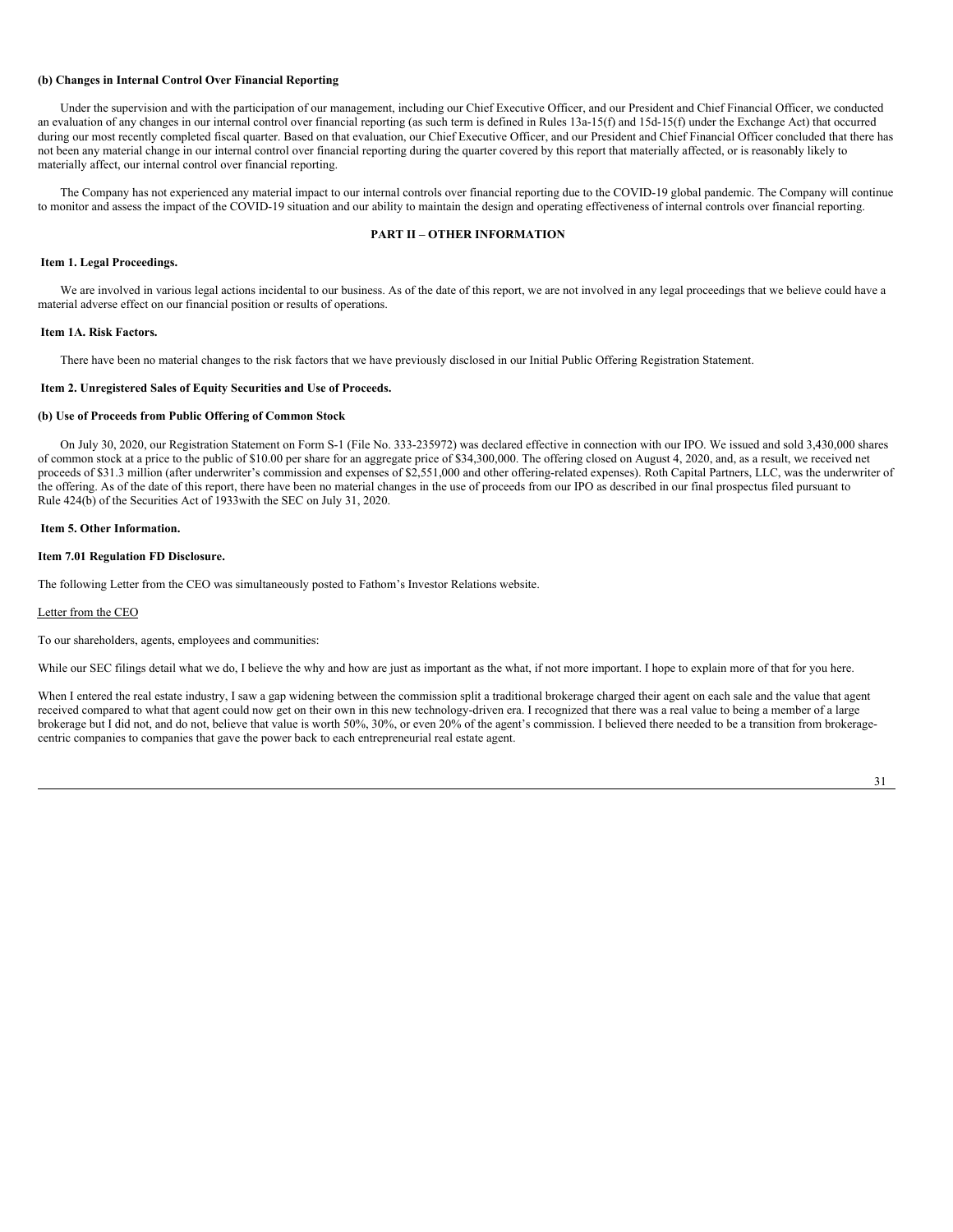**(b) Changes in Internal Control Over Financial Reporting**

Under the supervision and with the participation of our management, including our Chief Executive Officer, and our President and Chief Financial Officer, we conducted an evaluation of any changes in our internal control over financial reporting (as such term is defined in Rules 13a-15(f) and 15d-15(f) under the Exchange Act) that occurred during our most recently completed fiscal quarter. Based on that evaluation, our Chief Executive Officer, and our President and Chief Financial Officer concluded that there has not been any material change in our internal control over financial reporting during the quarter covered by this report that materially affected, or is reasonably likely to materially affect, our internal control over financial reporting.

The Company has not experienced any material impact to our internal controls over financial reporting due to the COVID-19 global pandemic. The Company will continue to monitor and assess the impact of the COVID-19 situation and our ability to maintain the design and operating effectiveness of internal controls over financial reporting.

## PART II – OTHER INFORMATION

### Item 1. Legal Proceedings.

We are involved in various legal actions incidental to our business. As of the date of this report, we are not involved in any legal proceedings that we believe could have a material adverse effect on our financial position or results of operations.

### Item 1A. Risk Factors.

There have been no material changes to the risk factors that we have previously disclosed in our Initial Public Offering Registration Statement.

### Item 2. Unregistered Sales of Equity Securities and Use of Proceeds.

**(b) Use of Proceeds from Public Offering of Common Stock**

On July 30, 2020, our Registration Statement on Form S-1 (File No. 333-235972) was declared effective in connection with our IPO. We issued and sold 3,430,000 shares of common stock at a price to the public of $10.00 per share for an aggregate price of $34,300,000. The offering closed on August 4, 2020, and, as a result, we received net proceeds of $31.3 million (after underwriter's commission and expenses of $2,551,000 and other offering-related expenses). Roth Capital Partners, LLC, was the underwriter of the offering. As of the date of this report, there have been no material changes in the use of proceeds from our IPO as described in our final prospectus filed pursuant to Rule 424(b) of the Securities Act of 1933with the SEC on July 31, 2020.

### Item 5. Other Information.

### Item 7.01 Regulation FD Disclosure.

The following Letter from the CEO was simultaneously posted to Fathom's Investor Relations website.

Letter from the CEO

To our shareholders, agents, employees and communities:

While our SEC filings detail what we do, I believe the why and how are just as important as the what, if not more important. I hope to explain more of that for you here.

When I entered the real estate industry, I saw a gap widening between the commission split a traditional brokerage charged their agent on each sale and the value that agent received compared to what that agent could now get on their own in this new technology-driven era. I recognized that there was a real value to being a member of a large brokerage but I did not, and do not, believe that value is worth 50%, 30%, or even 20% of the agent's commission. I believed there needed to be a transition from brokerage-centric companies to companies that gave the power back to each entrepreneurial real estate agent.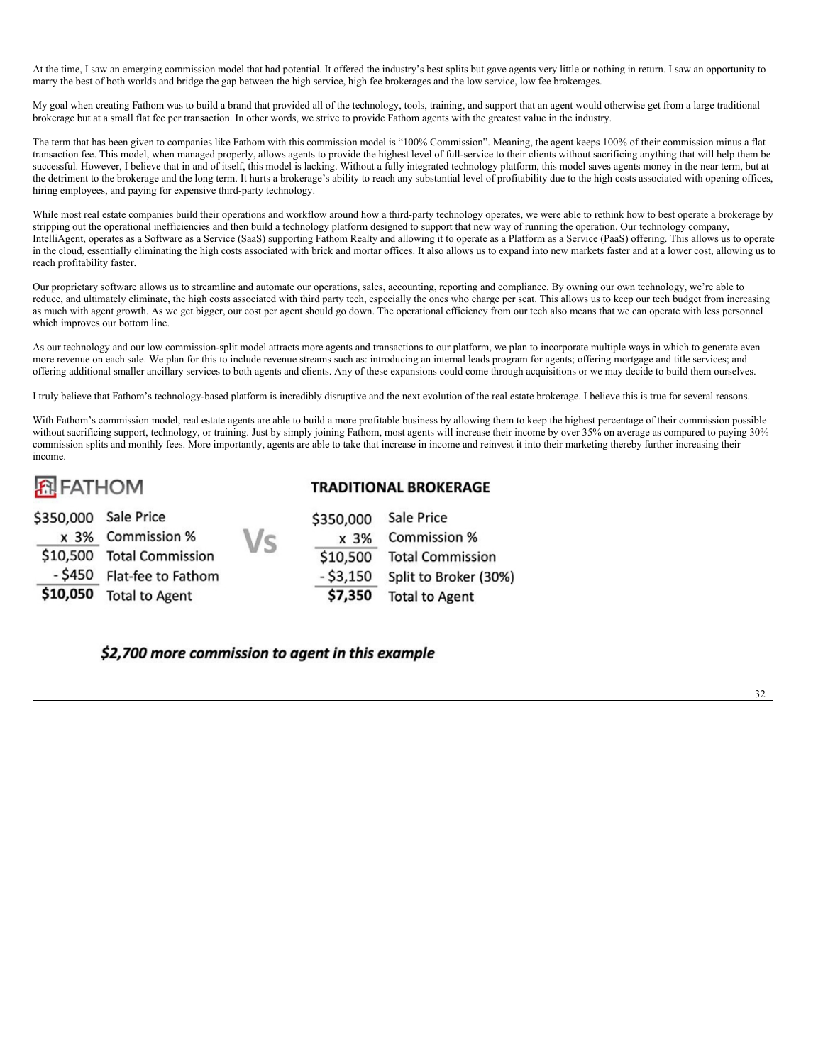At the time, I saw an emerging commission model that had potential. It offered the industry's best splits but gave agents very little or nothing in return. I saw an opportunity to marry the best of both worlds and bridge the gap between the high service, high fee brokerages and the low service, low fee brokerages.

My goal when creating Fathom was to build a brand that provided all of the technology, tools, training, and support that an agent would otherwise get from a large traditional brokerage but at a small flat fee per transaction. In other words, we strive to provide Fathom agents with the greatest value in the industry.

The term that has been given to companies like Fathom with this commission model is "100% Commission". Meaning, the agent keeps 100% of their commission minus a flat transaction fee. This model, when managed properly, allows agents to provide the highest level of full-service to their clients without sacrificing anything that will help them be successful. However, I believe that in and of itself, this model is lacking. Without a fully integrated technology platform, this model saves agents money in the near term, but at the detriment to the brokerage and the long term. It hurts a brokerage's ability to reach any substantial level of profitability due to the high costs associated with opening offices, hiring employees, and paying for expensive third-party technology.

While most real estate companies build their operations and workflow around how a third-party technology operates, we were able to rethink how to best operate a brokerage by stripping out the operational inefficiencies and then build a technology platform designed to support that new way of running the operation. Our technology company, IntelliAgent, operates as a Software as a Service (SaaS) supporting Fathom Realty and allowing it to operate as a Platform as a Service (PaaS) offering. This allows us to operate in the cloud, essentially eliminating the high costs associated with brick and mortar offices. It also allows us to expand into new markets faster and at a lower cost, allowing us to reach profitability faster.

Our proprietary software allows us to streamline and automate our operations, sales, accounting, reporting and compliance. By owning our own technology, we're able to reduce, and ultimately eliminate, the high costs associated with third party tech, especially the ones who charge per seat. This allows us to keep our tech budget from increasing as much with agent growth. As we get bigger, our cost per agent should go down. The operational efficiency from our tech also means that we can operate with less personnel which improves our bottom line.

As our technology and our low commission-split model attracts more agents and transactions to our platform, we plan to incorporate multiple ways in which to generate even more revenue on each sale. We plan for this to include revenue streams such as: introducing an internal leads program for agents; offering mortgage and title services; and offering additional smaller ancillary services to both agents and clients. Any of these expansions could come through acquisitions or we may decide to build them ourselves.

I truly believe that Fathom's technology-based platform is incredibly disruptive and the next evolution of the real estate brokerage. I believe this is true for several reasons.

With Fathom's commission model, real estate agents are able to build a more profitable business by allowing them to keep the highest percentage of their commission possible without sacrificing support, technology, or training. Just by simply joining Fathom, most agents will increase their income by over 35% on average as compared to paying 30% commission splits and monthly fees. More importantly, agents are able to take that increase in income and reinvest it into their marketing thereby further increasing their income.

| FATHOM | | | TRADITIONAL BROKERAGE | |
|---|---|---|---|---|
| $350,000 | Sale Price | Vs | $350,000 | Sale Price |
| x 3% | Commission % | | x 3% | Commission % |
| $10,500 | Total Commission | | $10,500 | Total Commission |
| - $450 | Flat-fee to Fathom | | - $3,150 | Split to Broker (30%) |
| **$10,050** | Total to Agent | | **$7,350** | Total to Agent |

***$2,700 more commission to agent in this example***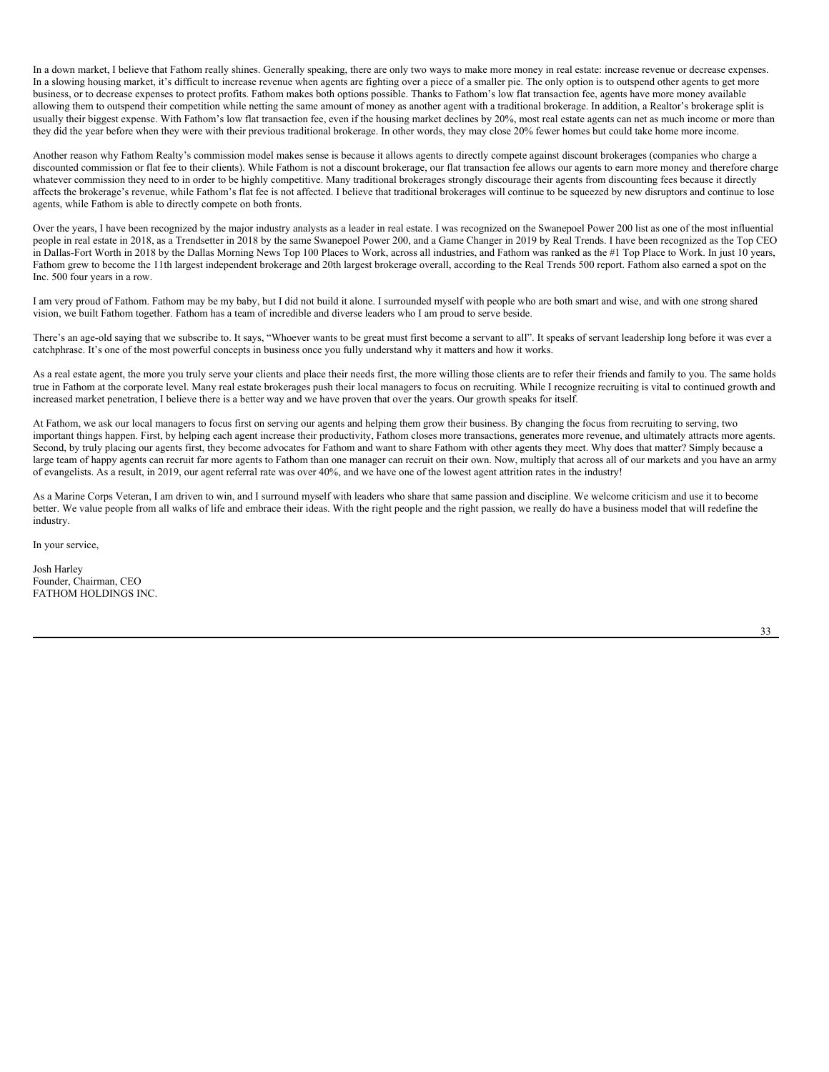In a down market, I believe that Fathom really shines. Generally speaking, there are only two ways to make more money in real estate: increase revenue or decrease expenses. In a slowing housing market, it's difficult to increase revenue when agents are fighting over a piece of a smaller pie. The only option is to outspend other agents to get more business, or to decrease expenses to protect profits. Fathom makes both options possible. Thanks to Fathom's low flat transaction fee, agents have more money available allowing them to outspend their competition while netting the same amount of money as another agent with a traditional brokerage. In addition, a Realtor's brokerage split is usually their biggest expense. With Fathom's low flat transaction fee, even if the housing market declines by 20%, most real estate agents can net as much income or more than they did the year before when they were with their previous traditional brokerage. In other words, they may close 20% fewer homes but could take home more income.

Another reason why Fathom Realty's commission model makes sense is because it allows agents to directly compete against discount brokerages (companies who charge a discounted commission or flat fee to their clients). While Fathom is not a discount brokerage, our flat transaction fee allows our agents to earn more money and therefore charge whatever commission they need to in order to be highly competitive. Many traditional brokerages strongly discourage their agents from discounting fees because it directly affects the brokerage's revenue, while Fathom's flat fee is not affected. I believe that traditional brokerages will continue to be squeezed by new disruptors and continue to lose agents, while Fathom is able to directly compete on both fronts.

Over the years, I have been recognized by the major industry analysts as a leader in real estate. I was recognized on the Swanepoel Power 200 list as one of the most influential people in real estate in 2018, as a Trendsetter in 2018 by the same Swanepoel Power 200, and a Game Changer in 2019 by Real Trends. I have been recognized as the Top CEO in Dallas-Fort Worth in 2018 by the Dallas Morning News Top 100 Places to Work, across all industries, and Fathom was ranked as the #1 Top Place to Work. In just 10 years, Fathom grew to become the 11th largest independent brokerage and 20th largest brokerage overall, according to the Real Trends 500 report. Fathom also earned a spot on the Inc. 500 four years in a row.

I am very proud of Fathom. Fathom may be my baby, but I did not build it alone. I surrounded myself with people who are both smart and wise, and with one strong shared vision, we built Fathom together. Fathom has a team of incredible and diverse leaders who I am proud to serve beside.

There's an age-old saying that we subscribe to. It says, "Whoever wants to be great must first become a servant to all". It speaks of servant leadership long before it was ever a catchphrase. It's one of the most powerful concepts in business once you fully understand why it matters and how it works.

As a real estate agent, the more you truly serve your clients and place their needs first, the more willing those clients are to refer their friends and family to you. The same holds true in Fathom at the corporate level. Many real estate brokerages push their local managers to focus on recruiting. While I recognize recruiting is vital to continued growth and increased market penetration, I believe there is a better way and we have proven that over the years. Our growth speaks for itself.

At Fathom, we ask our local managers to focus first on serving our agents and helping them grow their business. By changing the focus from recruiting to serving, two important things happen. First, by helping each agent increase their productivity, Fathom closes more transactions, generates more revenue, and ultimately attracts more agents. Second, by truly placing our agents first, they become advocates for Fathom and want to share Fathom with other agents they meet. Why does that matter? Simply because a large team of happy agents can recruit far more agents to Fathom than one manager can recruit on their own. Now, multiply that across all of our markets and you have an army of evangelists. As a result, in 2019, our agent referral rate was over 40%, and we have one of the lowest agent attrition rates in the industry!

As a Marine Corps Veteran, I am driven to win, and I surround myself with leaders who share that same passion and discipline. We welcome criticism and use it to become better. We value people from all walks of life and embrace their ideas. With the right people and the right passion, we really do have a business model that will redefine the industry.

In your service,

Josh Harley
Founder, Chairman, CEO
FATHOM HOLDINGS INC.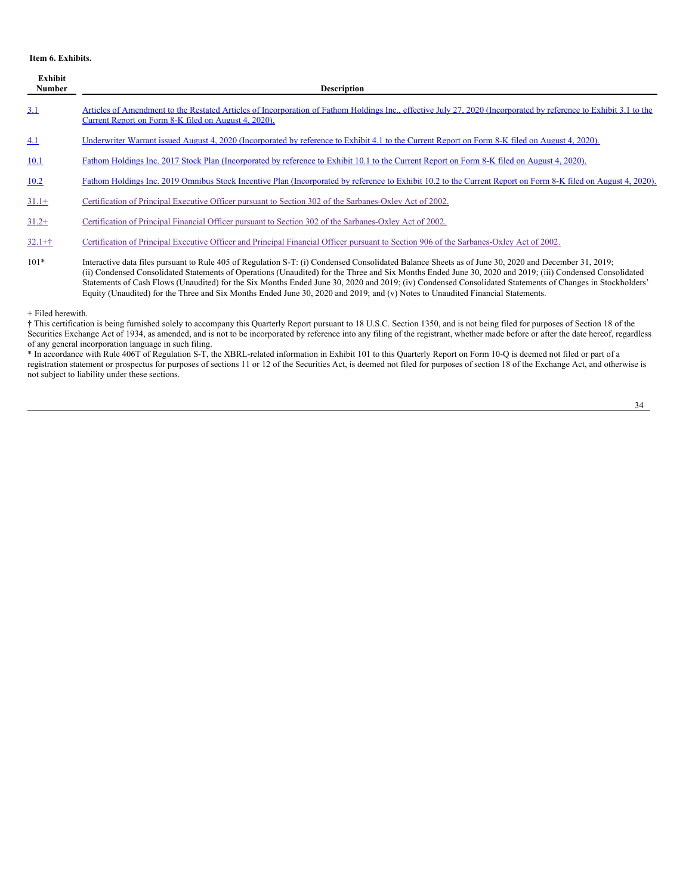**Item 6. Exhibits.**

| Exhibit Number | Description |
|---|---|
| 3.1 | Articles of Amendment to the Restated Articles of Incorporation of Fathom Holdings Inc., effective July 27, 2020 (Incorporated by reference to Exhibit 3.1 to the Current Report on Form 8-K filed on August 4, 2020). |
| 4.1 | Underwriter Warrant issued August 4, 2020 (Incorporated by reference to Exhibit 4.1 to the Current Report on Form 8-K filed on August 4, 2020). |
| 10.1 | Fathom Holdings Inc. 2017 Stock Plan (Incorporated by reference to Exhibit 10.1 to the Current Report on Form 8-K filed on August 4, 2020). |
| 10.2 | Fathom Holdings Inc. 2019 Omnibus Stock Incentive Plan (Incorporated by reference to Exhibit 10.2 to the Current Report on Form 8-K filed on August 4, 2020). |
| 31.1+ | Certification of Principal Executive Officer pursuant to Section 302 of the Sarbanes-Oxley Act of 2002. |
| 31.2+ | Certification of Principal Financial Officer pursuant to Section 302 of the Sarbanes-Oxley Act of 2002. |
| 32.1+† | Certification of Principal Executive Officer and Principal Financial Officer pursuant to Section 906 of the Sarbanes-Oxley Act of 2002. |
| 101* | Interactive data files pursuant to Rule 405 of Regulation S-T: (i) Condensed Consolidated Balance Sheets as of June 30, 2020 and December 31, 2019; (ii) Condensed Consolidated Statements of Operations (Unaudited) for the Three and Six Months Ended June 30, 2020 and 2019; (iii) Condensed Consolidated Statements of Cash Flows (Unaudited) for the Six Months Ended June 30, 2020 and 2019; (iv) Condensed Consolidated Statements of Changes in Stockholders' Equity (Unaudited) for the Three and Six Months Ended June 30, 2020 and 2019; and (v) Notes to Unaudited Financial Statements. |

+ Filed herewith.

† This certification is being furnished solely to accompany this Quarterly Report pursuant to 18 U.S.C. Section 1350, and is not being filed for purposes of Section 18 of the Securities Exchange Act of 1934, as amended, and is not to be incorporated by reference into any filing of the registrant, whether made before or after the date hereof, regardless of any general incorporation language in such filing.

* In accordance with Rule 406T of Regulation S-T, the XBRL-related information in Exhibit 101 to this Quarterly Report on Form 10-Q is deemed not filed or part of a registration statement or prospectus for purposes of sections 11 or 12 of the Securities Act, is deemed not filed for purposes of section 18 of the Exchange Act, and otherwise is not subject to liability under these sections.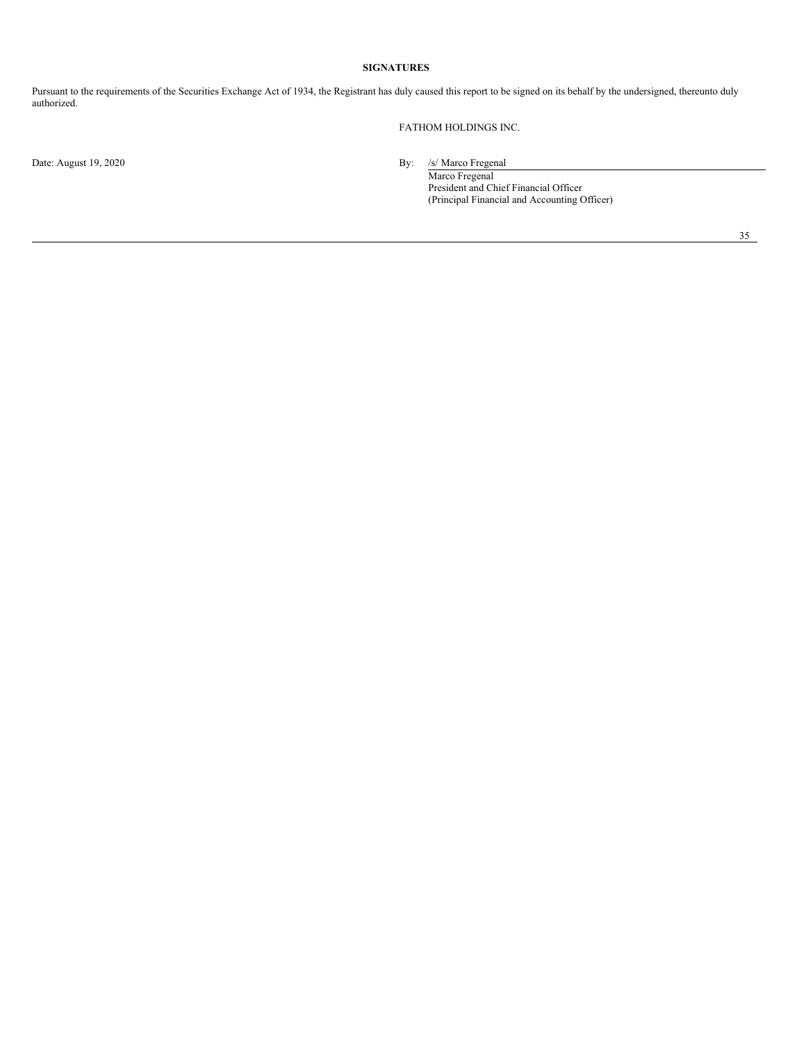## SIGNATURES

Pursuant to the requirements of the Securities Exchange Act of 1934, the Registrant has duly caused this report to be signed on its behalf by the undersigned, thereunto duly authorized.

FATHOM HOLDINGS INC.

Date: August 19, 2020

By: /s/ Marco Fregenal
Marco Fregenal
President and Chief Financial Officer
(Principal Financial and Accounting Officer)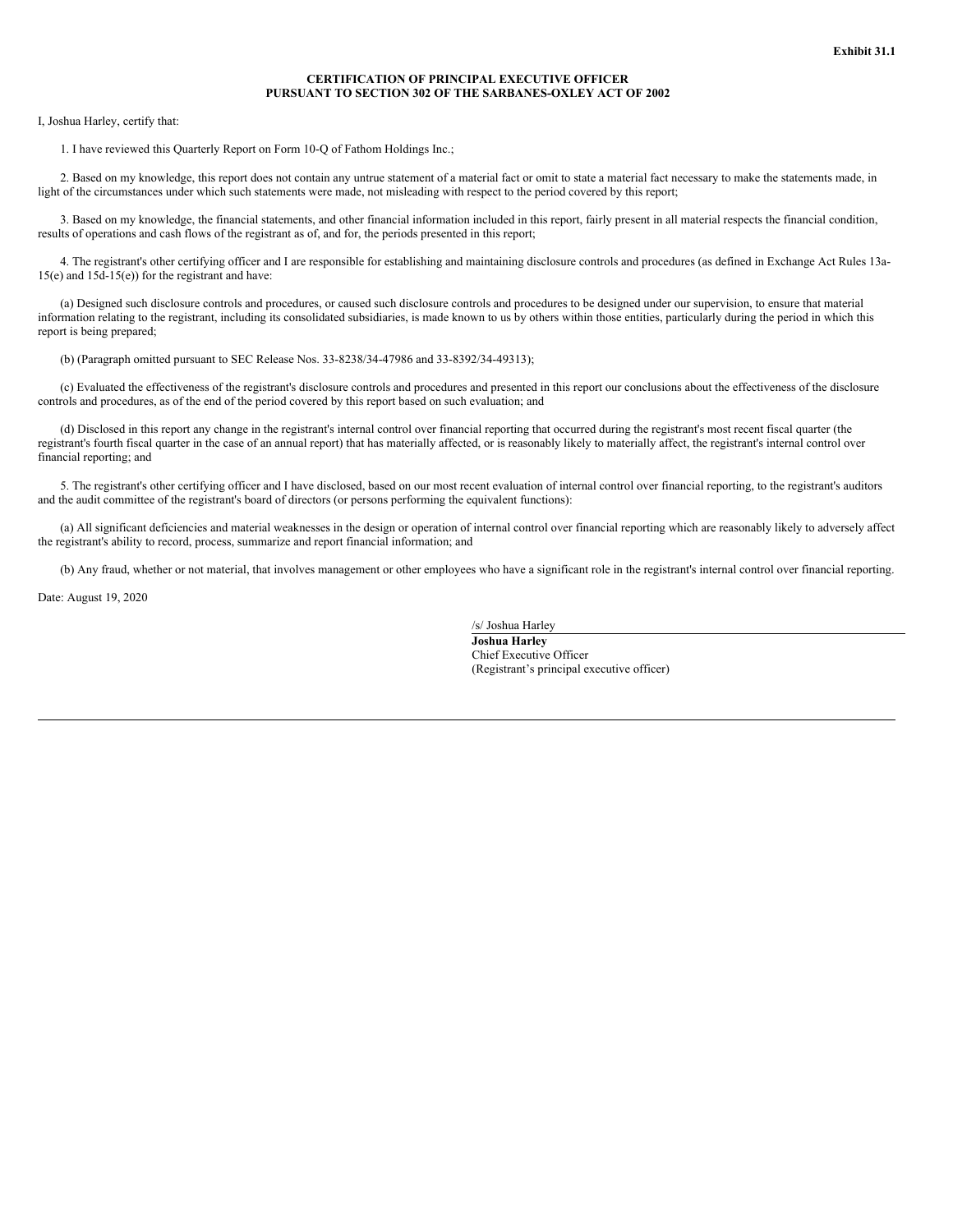**Exhibit 31.1**

**CERTIFICATION OF PRINCIPAL EXECUTIVE OFFICER PURSUANT TO SECTION 302 OF THE SARBANES-OXLEY ACT OF 2002**

I, Joshua Harley, certify that:

1. I have reviewed this Quarterly Report on Form 10-Q of Fathom Holdings Inc.;

2. Based on my knowledge, this report does not contain any untrue statement of a material fact or omit to state a material fact necessary to make the statements made, in light of the circumstances under which such statements were made, not misleading with respect to the period covered by this report;

3. Based on my knowledge, the financial statements, and other financial information included in this report, fairly present in all material respects the financial condition, results of operations and cash flows of the registrant as of, and for, the periods presented in this report;

4. The registrant's other certifying officer and I are responsible for establishing and maintaining disclosure controls and procedures (as defined in Exchange Act Rules 13a-15(e) and 15d-15(e)) for the registrant and have:

(a) Designed such disclosure controls and procedures, or caused such disclosure controls and procedures to be designed under our supervision, to ensure that material information relating to the registrant, including its consolidated subsidiaries, is made known to us by others within those entities, particularly during the period in which this report is being prepared;

(b) (Paragraph omitted pursuant to SEC Release Nos. 33-8238/34-47986 and 33-8392/34-49313);

(c) Evaluated the effectiveness of the registrant's disclosure controls and procedures and presented in this report our conclusions about the effectiveness of the disclosure controls and procedures, as of the end of the period covered by this report based on such evaluation; and

(d) Disclosed in this report any change in the registrant's internal control over financial reporting that occurred during the registrant's most recent fiscal quarter (the registrant's fourth fiscal quarter in the case of an annual report) that has materially affected, or is reasonably likely to materially affect, the registrant's internal control over financial reporting; and

5. The registrant's other certifying officer and I have disclosed, based on our most recent evaluation of internal control over financial reporting, to the registrant's auditors and the audit committee of the registrant's board of directors (or persons performing the equivalent functions):

(a) All significant deficiencies and material weaknesses in the design or operation of internal control over financial reporting which are reasonably likely to adversely affect the registrant's ability to record, process, summarize and report financial information; and

(b) Any fraud, whether or not material, that involves management or other employees who have a significant role in the registrant's internal control over financial reporting.

Date: August 19, 2020

/s/ Joshua Harley

**Joshua Harley**
Chief Executive Officer
(Registrant's principal executive officer)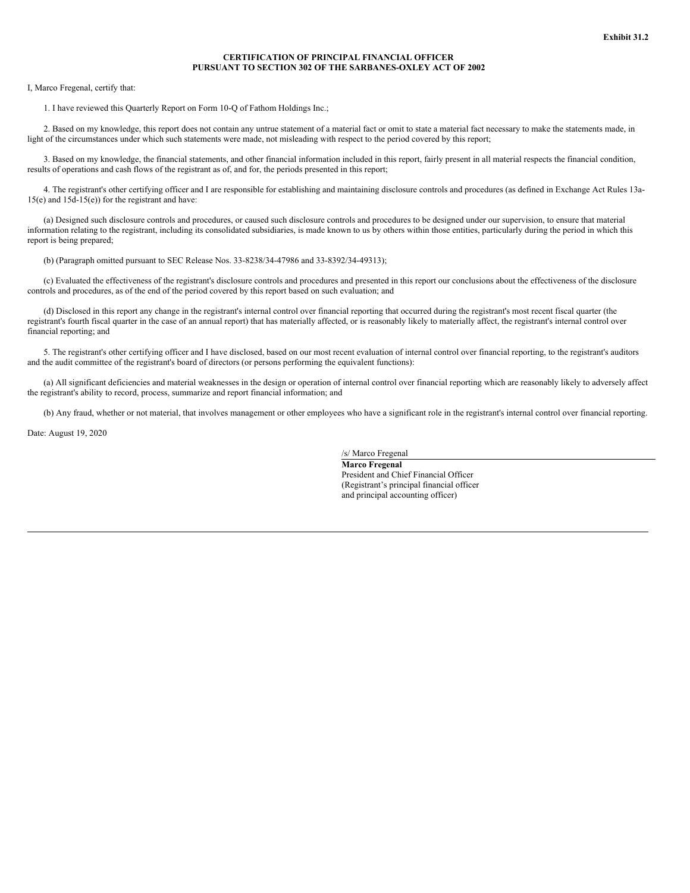**Exhibit 31.2**

**CERTIFICATION OF PRINCIPAL FINANCIAL OFFICER**
**PURSUANT TO SECTION 302 OF THE SARBANES-OXLEY ACT OF 2002**

I, Marco Fregenal, certify that:

1. I have reviewed this Quarterly Report on Form 10-Q of Fathom Holdings Inc.;

2. Based on my knowledge, this report does not contain any untrue statement of a material fact or omit to state a material fact necessary to make the statements made, in light of the circumstances under which such statements were made, not misleading with respect to the period covered by this report;

3. Based on my knowledge, the financial statements, and other financial information included in this report, fairly present in all material respects the financial condition, results of operations and cash flows of the registrant as of, and for, the periods presented in this report;

4. The registrant's other certifying officer and I are responsible for establishing and maintaining disclosure controls and procedures (as defined in Exchange Act Rules 13a-15(e) and 15d-15(e)) for the registrant and have:

(a) Designed such disclosure controls and procedures, or caused such disclosure controls and procedures to be designed under our supervision, to ensure that material information relating to the registrant, including its consolidated subsidiaries, is made known to us by others within those entities, particularly during the period in which this report is being prepared;

(b) (Paragraph omitted pursuant to SEC Release Nos. 33-8238/34-47986 and 33-8392/34-49313);

(c) Evaluated the effectiveness of the registrant's disclosure controls and procedures and presented in this report our conclusions about the effectiveness of the disclosure controls and procedures, as of the end of the period covered by this report based on such evaluation; and

(d) Disclosed in this report any change in the registrant's internal control over financial reporting that occurred during the registrant's most recent fiscal quarter (the registrant's fourth fiscal quarter in the case of an annual report) that has materially affected, or is reasonably likely to materially affect, the registrant's internal control over financial reporting; and

5. The registrant's other certifying officer and I have disclosed, based on our most recent evaluation of internal control over financial reporting, to the registrant's auditors and the audit committee of the registrant's board of directors (or persons performing the equivalent functions):

(a) All significant deficiencies and material weaknesses in the design or operation of internal control over financial reporting which are reasonably likely to adversely affect the registrant's ability to record, process, summarize and report financial information; and

(b) Any fraud, whether or not material, that involves management or other employees who have a significant role in the registrant's internal control over financial reporting.

Date: August 19, 2020

/s/ Marco Fregenal
**Marco Fregenal**
President and Chief Financial Officer
(Registrant's principal financial officer
and principal accounting officer)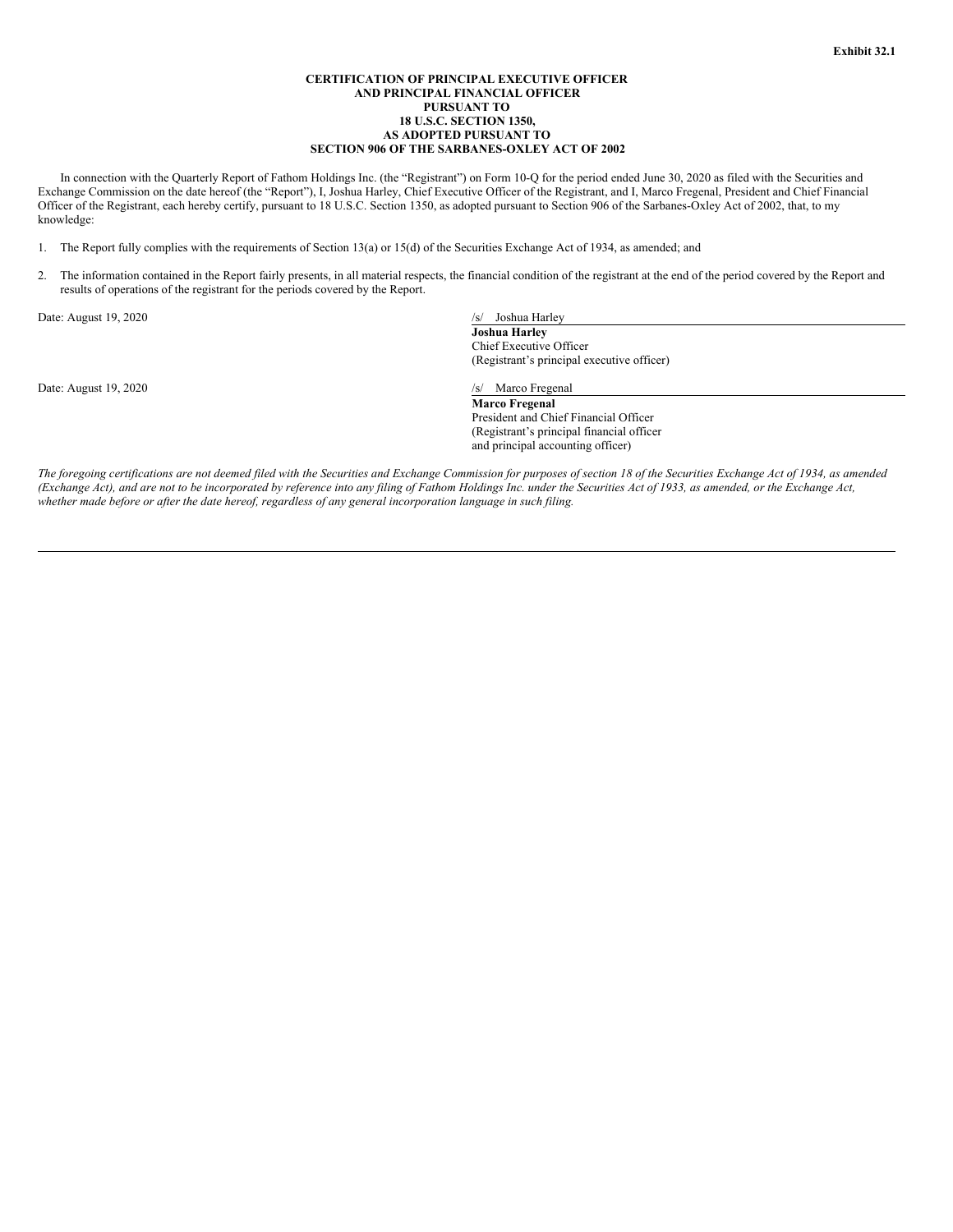**Exhibit 32.1**

**CERTIFICATION OF PRINCIPAL EXECUTIVE OFFICER AND PRINCIPAL FINANCIAL OFFICER PURSUANT TO 18 U.S.C. SECTION 1350, AS ADOPTED PURSUANT TO SECTION 906 OF THE SARBANES-OXLEY ACT OF 2002**

In connection with the Quarterly Report of Fathom Holdings Inc. (the “Registrant”) on Form 10-Q for the period ended June 30, 2020 as filed with the Securities and Exchange Commission on the date hereof (the “Report”), I, Joshua Harley, Chief Executive Officer of the Registrant, and I, Marco Fregenal, President and Chief Financial Officer of the Registrant, each hereby certify, pursuant to 18 U.S.C. Section 1350, as adopted pursuant to Section 906 of the Sarbanes-Oxley Act of 2002, that, to my knowledge:

1. The Report fully complies with the requirements of Section 13(a) or 15(d) of the Securities Exchange Act of 1934, as amended; and
2. The information contained in the Report fairly presents, in all material respects, the financial condition of the registrant at the end of the period covered by the Report and results of operations of the registrant for the periods covered by the Report.

Date: August 19, 2020

/s/ Joshua Harley
**Joshua Harley**
Chief Executive Officer
(Registrant’s principal executive officer)

Date: August 19, 2020

/s/ Marco Fregenal
**Marco Fregenal**
President and Chief Financial Officer
(Registrant’s principal financial officer and principal accounting officer)

*The foregoing certifications are not deemed filed with the Securities and Exchange Commission for purposes of section 18 of the Securities Exchange Act of 1934, as amended (Exchange Act), and are not to be incorporated by reference into any filing of Fathom Holdings Inc. under the Securities Act of 1933, as amended, or the Exchange Act, whether made before or after the date hereof, regardless of any general incorporation language in such filing.*